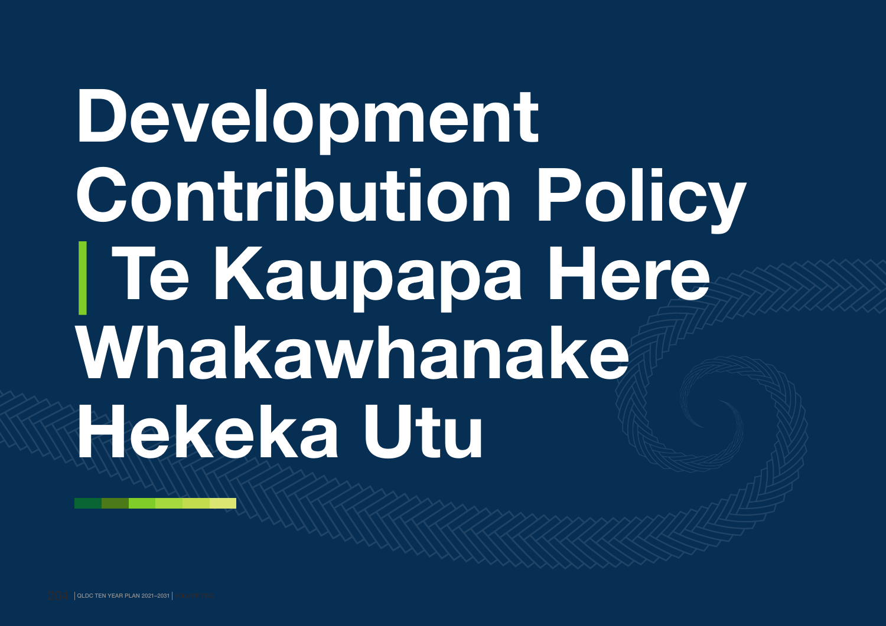# Development Contribution Policy | Te Kaupapa Here Whakawhanake Hekeka Utu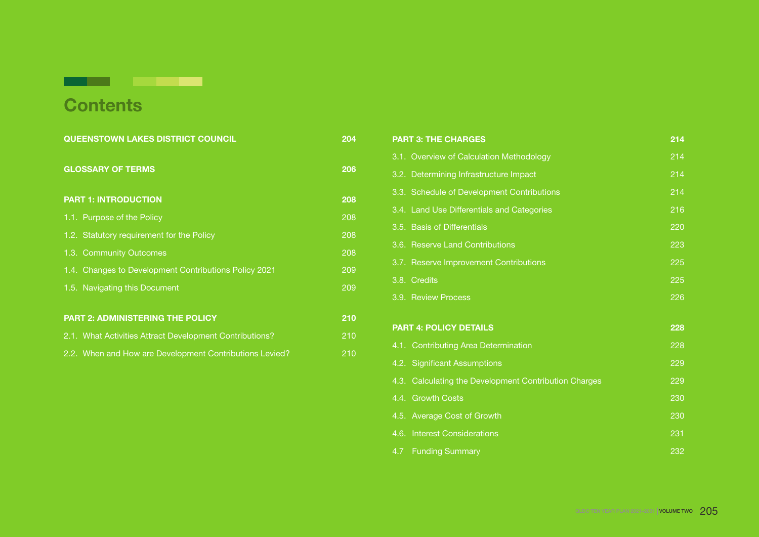# Contents

| | |
|---|---|
| **QUEENSTOWN LAKES DISTRICT COUNCIL** | **204** |
| **GLOSSARY OF TERMS** | **206** |
| **PART 1: INTRODUCTION** | **208** |
| 1.1. Purpose of the Policy | 208 |
| 1.2. Statutory requirement for the Policy | 208 |
| 1.3. Community Outcomes | 208 |
| 1.4. Changes to Development Contributions Policy 2021 | 209 |
| 1.5. Navigating this Document | 209 |
| **PART 2: ADMINISTERING THE POLICY** | **210** |
| 2.1. What Activities Attract Development Contributions? | 210 |
| 2.2. When and How are Development Contributions Levied? | 210 |
| **PART 3: THE CHARGES** | **214** |
| 3.1. Overview of Calculation Methodology | 214 |
| 3.2. Determining Infrastructure Impact | 214 |
| 3.3. Schedule of Development Contributions | 214 |
| 3.4. Land Use Differentials and Categories | 216 |
| 3.5. Basis of Differentials | 220 |
| 3.6. Reserve Land Contributions | 223 |
| 3.7. Reserve Improvement Contributions | 225 |
| 3.8. Credits | 225 |
| 3.9. Review Process | 226 |
| **PART 4: POLICY DETAILS** | **228** |
| 4.1. Contributing Area Determination | 228 |
| 4.2. Significant Assumptions | 229 |
| 4.3. Calculating the Development Contribution Charges | 229 |
| 4.4. Growth Costs | 230 |
| 4.5. Average Cost of Growth | 230 |
| 4.6. Interest Considerations | 231 |
| 4.7 Funding Summary | 232 |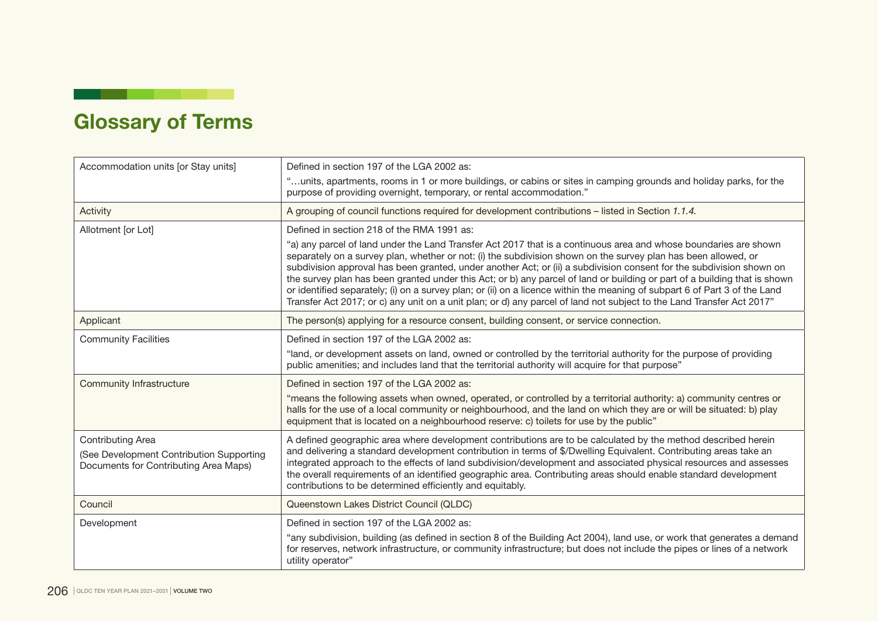# Glossary of Terms

| Term | Definition |
|---|---|
| Accommodation units [or Stay units] | Defined in section 197 of the LGA 2002 as:<br>"…units, apartments, rooms in 1 or more buildings, or cabins or sites in camping grounds and holiday parks, for the purpose of providing overnight, temporary, or rental accommodation." |
| Activity | A grouping of council functions required for development contributions – listed in Section *1.1.4.* |
| Allotment [or Lot] | Defined in section 218 of the RMA 1991 as:<br>"a) any parcel of land under the Land Transfer Act 2017 that is a continuous area and whose boundaries are shown separately on a survey plan, whether or not: (i) the subdivision shown on the survey plan has been allowed, or subdivision approval has been granted, under another Act; or (ii) a subdivision consent for the subdivision shown on the survey plan has been granted under this Act; or b) any parcel of land or building or part of a building that is shown or identified separately; (i) on a survey plan; or (ii) on a licence within the meaning of subpart 6 of Part 3 of the Land Transfer Act 2017; or c) any unit on a unit plan; or d) any parcel of land not subject to the Land Transfer Act 2017" |
| Applicant | The person(s) applying for a resource consent, building consent, or service connection. |
| Community Facilities | Defined in section 197 of the LGA 2002 as:<br>"land, or development assets on land, owned or controlled by the territorial authority for the purpose of providing public amenities; and includes land that the territorial authority will acquire for that purpose" |
| Community Infrastructure | Defined in section 197 of the LGA 2002 as:<br>"means the following assets when owned, operated, or controlled by a territorial authority: a) community centres or halls for the use of a local community or neighbourhood, and the land on which they are or will be situated: b) play equipment that is located on a neighbourhood reserve: c) toilets for use by the public" |
| Contributing Area<br>(See Development Contribution Supporting Documents for Contributing Area Maps) | A defined geographic area where development contributions are to be calculated by the method described herein and delivering a standard development contribution in terms of $/Dwelling Equivalent. Contributing areas take an integrated approach to the effects of land subdivision/development and associated physical resources and assesses the overall requirements of an identified geographic area. Contributing areas should enable standard development contributions to be determined efficiently and equitably. |
| Council | Queenstown Lakes District Council (QLDC) |
| Development | Defined in section 197 of the LGA 2002 as:<br>"any subdivision, building (as defined in section 8 of the Building Act 2004), land use, or work that generates a demand for reserves, network infrastructure, or community infrastructure; but does not include the pipes or lines of a network utility operator" |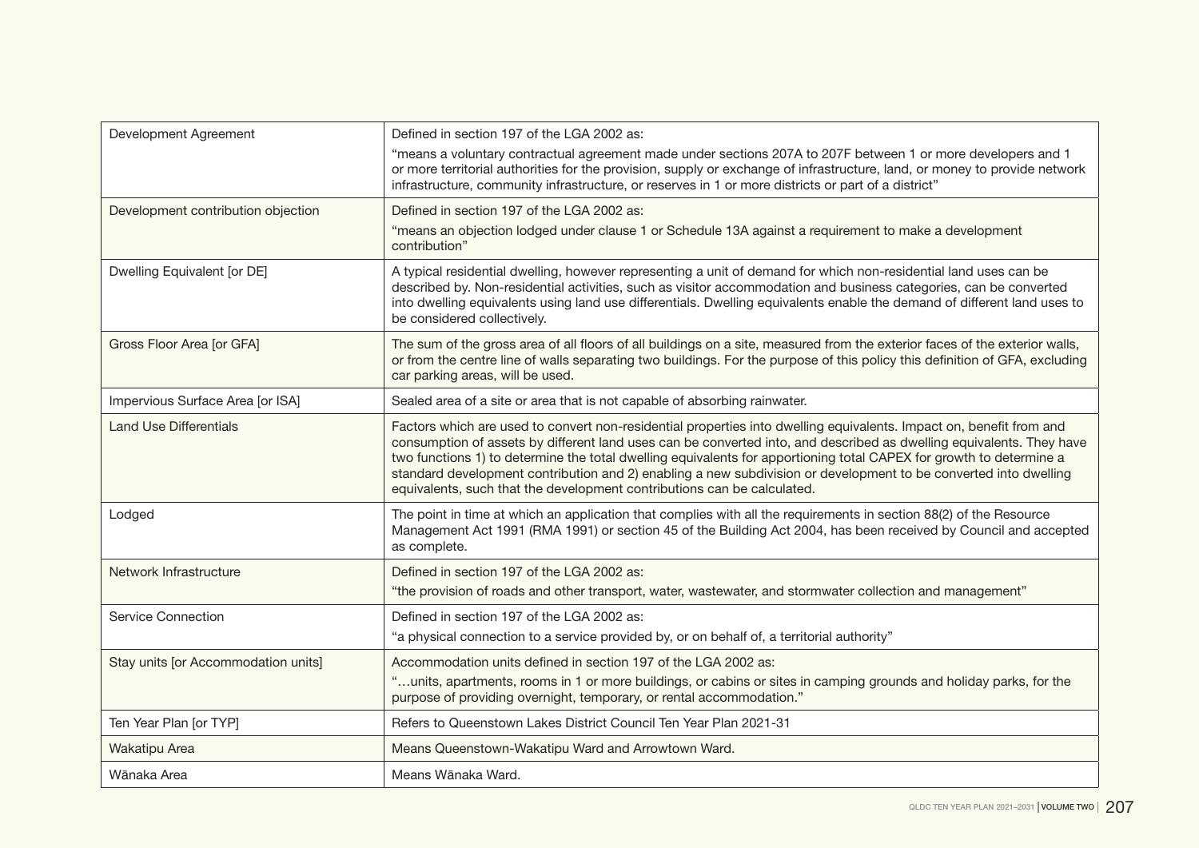| Term | Definition |
|---|---|
| Development Agreement | Defined in section 197 of the LGA 2002 as: "means a voluntary contractual agreement made under sections 207A to 207F between 1 or more developers and 1 or more territorial authorities for the provision, supply or exchange of infrastructure, land, or money to provide network infrastructure, community infrastructure, or reserves in 1 or more districts or part of a district" |
| Development contribution objection | Defined in section 197 of the LGA 2002 as: "means an objection lodged under clause 1 or Schedule 13A against a requirement to make a development contribution" |
| Dwelling Equivalent [or DE] | A typical residential dwelling, however representing a unit of demand for which non-residential land uses can be described by. Non-residential activities, such as visitor accommodation and business categories, can be converted into dwelling equivalents using land use differentials. Dwelling equivalents enable the demand of different land uses to be considered collectively. |
| Gross Floor Area [or GFA] | The sum of the gross area of all floors of all buildings on a site, measured from the exterior faces of the exterior walls, or from the centre line of walls separating two buildings. For the purpose of this policy this definition of GFA, excluding car parking areas, will be used. |
| Impervious Surface Area [or ISA] | Sealed area of a site or area that is not capable of absorbing rainwater. |
| Land Use Differentials | Factors which are used to convert non-residential properties into dwelling equivalents. Impact on, benefit from and consumption of assets by different land uses can be converted into, and described as dwelling equivalents. They have two functions 1) to determine the total dwelling equivalents for apportioning total CAPEX for growth to determine a standard development contribution and 2) enabling a new subdivision or development to be converted into dwelling equivalents, such that the development contributions can be calculated. |
| Lodged | The point in time at which an application that complies with all the requirements in section 88(2) of the Resource Management Act 1991 (RMA 1991) or section 45 of the Building Act 2004, has been received by Council and accepted as complete. |
| Network Infrastructure | Defined in section 197 of the LGA 2002 as: "the provision of roads and other transport, water, wastewater, and stormwater collection and management" |
| Service Connection | Defined in section 197 of the LGA 2002 as: "a physical connection to a service provided by, or on behalf of, a territorial authority" |
| Stay units [or Accommodation units] | Accommodation units defined in section 197 of the LGA 2002 as: "…units, apartments, rooms in 1 or more buildings, or cabins or sites in camping grounds and holiday parks, for the purpose of providing overnight, temporary, or rental accommodation." |
| Ten Year Plan [or TYP] | Refers to Queenstown Lakes District Council Ten Year Plan 2021-31 |
| Wakatipu Area | Means Queenstown-Wakatipu Ward and Arrowtown Ward. |
| Wānaka Area | Means Wānaka Ward. |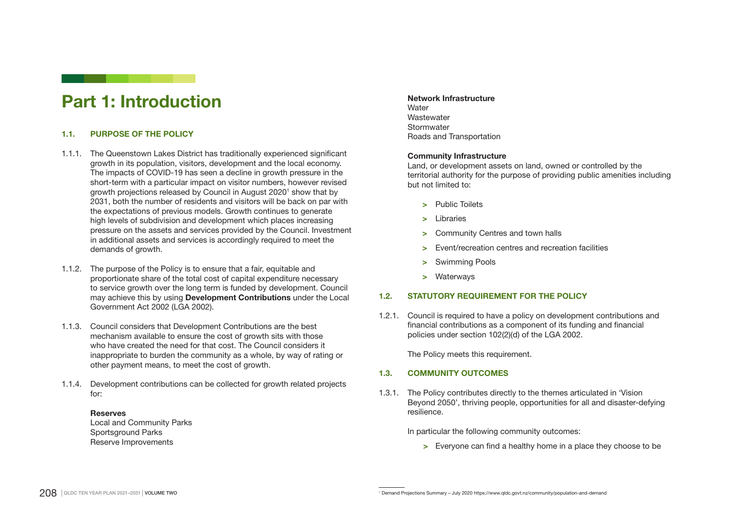# Part 1: Introduction

## 1.1. PURPOSE OF THE POLICY

1.1.1. The Queenstown Lakes District has traditionally experienced significant growth in its population, visitors, development and the local economy. The impacts of COVID-19 has seen a decline in growth pressure in the short-term with a particular impact on visitor numbers, however revised growth projections released by Council in August 2020[1] show that by 2031, both the number of residents and visitors will be back on par with the expectations of previous models. Growth continues to generate high levels of subdivision and development which places increasing pressure on the assets and services provided by the Council. Investment in additional assets and services is accordingly required to meet the demands of growth.

1.1.2. The purpose of the Policy is to ensure that a fair, equitable and proportionate share of the total cost of capital expenditure necessary to service growth over the long term is funded by development. Council may achieve this by using **Development Contributions** under the Local Government Act 2002 (LGA 2002).

1.1.3. Council considers that Development Contributions are the best mechanism available to ensure the cost of growth sits with those who have created the need for that cost. The Council considers it inappropriate to burden the community as a whole, by way of rating or other payment means, to meet the cost of growth.

1.1.4. Development contributions can be collected for growth related projects for:

**Reserves**
Local and Community Parks
Sportsground Parks
Reserve Improvements

**Network Infrastructure**
Water
Wastewater
Stormwater
Roads and Transportation

**Community Infrastructure**
Land, or development assets on land, owned or controlled by the territorial authority for the purpose of providing public amenities including but not limited to:

- Public Toilets
- Libraries
- Community Centres and town halls
- Event/recreation centres and recreation facilities
- Swimming Pools
- Waterways

## 1.2. STATUTORY REQUIREMENT FOR THE POLICY

1.2.1. Council is required to have a policy on development contributions and financial contributions as a component of its funding and financial policies under section 102(2)(d) of the LGA 2002.

The Policy meets this requirement.

## 1.3. COMMUNITY OUTCOMES

1.3.1. The Policy contributes directly to the themes articulated in 'Vision Beyond 2050', thriving people, opportunities for all and disaster-defying resilience.

In particular the following community outcomes:

- Everyone can find a healthy home in a place they choose to be

[1] Demand Projections Summary – July 2020 https://www.qldc.govt.nz/community/population-and-demand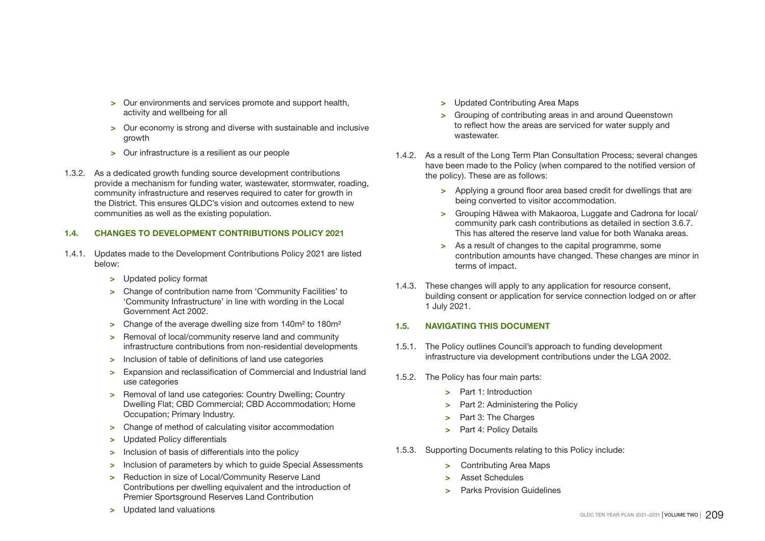- Our environments and services promote and support health, activity and wellbeing for all
- Our economy is strong and diverse with sustainable and inclusive growth
- Our infrastructure is a resilient as our people

1.3.2. As a dedicated growth funding source development contributions provide a mechanism for funding water, wastewater, stormwater, roading, community infrastructure and reserves required to cater for growth in the District. This ensures QLDC's vision and outcomes extend to new communities as well as the existing population.

## 1.4. CHANGES TO DEVELOPMENT CONTRIBUTIONS POLICY 2021

1.4.1. Updates made to the Development Contributions Policy 2021 are listed below:

- Updated policy format
- Change of contribution name from 'Community Facilities' to 'Community Infrastructure' in line with wording in the Local Government Act 2002.
- Change of the average dwelling size from 140m² to 180m²
- Removal of local/community reserve land and community infrastructure contributions from non-residential developments
- Inclusion of table of definitions of land use categories
- Expansion and reclassification of Commercial and Industrial land use categories
- Removal of land use categories: Country Dwelling; Country Dwelling Flat; CBD Commercial; CBD Accommodation; Home Occupation; Primary Industry.
- Change of method of calculating visitor accommodation
- Updated Policy differentials
- Inclusion of basis of differentials into the policy
- Inclusion of parameters by which to guide Special Assessments
- Reduction in size of Local/Community Reserve Land Contributions per dwelling equivalent and the introduction of Premier Sportsground Reserves Land Contribution
- Updated land valuations
- Updated Contributing Area Maps
- Grouping of contributing areas in and around Queenstown to reflect how the areas are serviced for water supply and wastewater.

1.4.2. As a result of the Long Term Plan Consultation Process; several changes have been made to the Policy (when compared to the notified version of the policy). These are as follows:

- Applying a ground floor area based credit for dwellings that are being converted to visitor accommodation.
- Grouping Hāwea with Makaoroa, Luggate and Cadrona for local/community park cash contributions as detailed in section 3.6.7. This has altered the reserve land value for both Wanaka areas.
- As a result of changes to the capital programme, some contribution amounts have changed. These changes are minor in terms of impact.

1.4.3. These changes will apply to any application for resource consent, building consent or application for service connection lodged on or after 1 July 2021.

## 1.5. NAVIGATING THIS DOCUMENT

1.5.1. The Policy outlines Council's approach to funding development infrastructure via development contributions under the LGA 2002.

1.5.2. The Policy has four main parts:

- Part 1: Introduction
- Part 2: Administering the Policy
- Part 3: The Charges
- Part 4: Policy Details

1.5.3. Supporting Documents relating to this Policy include:

- Contributing Area Maps
- Asset Schedules
- Parks Provision Guidelines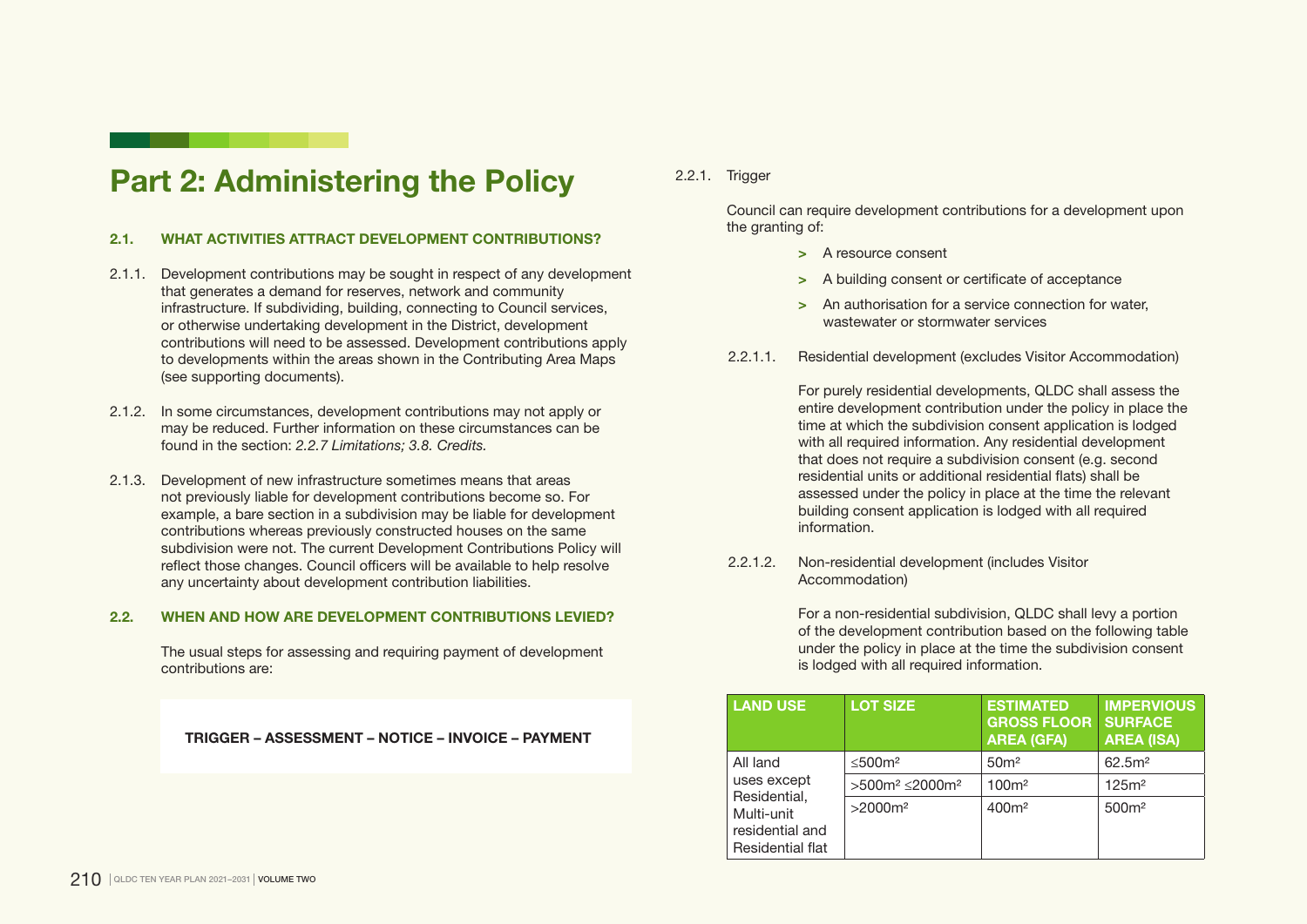# Part 2: Administering the Policy

## 2.1. WHAT ACTIVITIES ATTRACT DEVELOPMENT CONTRIBUTIONS?

2.1.1. Development contributions may be sought in respect of any development that generates a demand for reserves, network and community infrastructure. If subdividing, building, connecting to Council services, or otherwise undertaking development in the District, development contributions will need to be assessed. Development contributions apply to developments within the areas shown in the Contributing Area Maps (see supporting documents).

2.1.2. In some circumstances, development contributions may not apply or may be reduced. Further information on these circumstances can be found in the section: *2.2.7 Limitations; 3.8. Credits.*

2.1.3. Development of new infrastructure sometimes means that areas not previously liable for development contributions become so. For example, a bare section in a subdivision may be liable for development contributions whereas previously constructed houses on the same subdivision were not. The current Development Contributions Policy will reflect those changes. Council officers will be available to help resolve any uncertainty about development contribution liabilities.

## 2.2. WHEN AND HOW ARE DEVELOPMENT CONTRIBUTIONS LEVIED?

The usual steps for assessing and requiring payment of development contributions are:

**TRIGGER – ASSESSMENT – NOTICE – INVOICE – PAYMENT**

2.2.1. Trigger

Council can require development contributions for a development upon the granting of:

- A resource consent
- A building consent or certificate of acceptance
- An authorisation for a service connection for water, wastewater or stormwater services

2.2.1.1. Residential development (excludes Visitor Accommodation)

For purely residential developments, QLDC shall assess the entire development contribution under the policy in place the time at which the subdivision consent application is lodged with all required information. Any residential development that does not require a subdivision consent (e.g. second residential units or additional residential flats) shall be assessed under the policy in place at the time the relevant building consent application is lodged with all required information.

2.2.1.2. Non-residential development (includes Visitor Accommodation)

For a non-residential subdivision, QLDC shall levy a portion of the development contribution based on the following table under the policy in place at the time the subdivision consent is lodged with all required information.

| LAND USE | LOT SIZE | ESTIMATED GROSS FLOOR AREA (GFA) | IMPERVIOUS SURFACE AREA (ISA) |
|---|---|---|---|
| All land uses except Residential, Multi-unit residential and Residential flat | $\leq$500m² | 50m² | 62.5m² |
| | >500m² $\leq$2000m² | 100m² | 125m² |
| | >2000m² | 400m² | 500m² |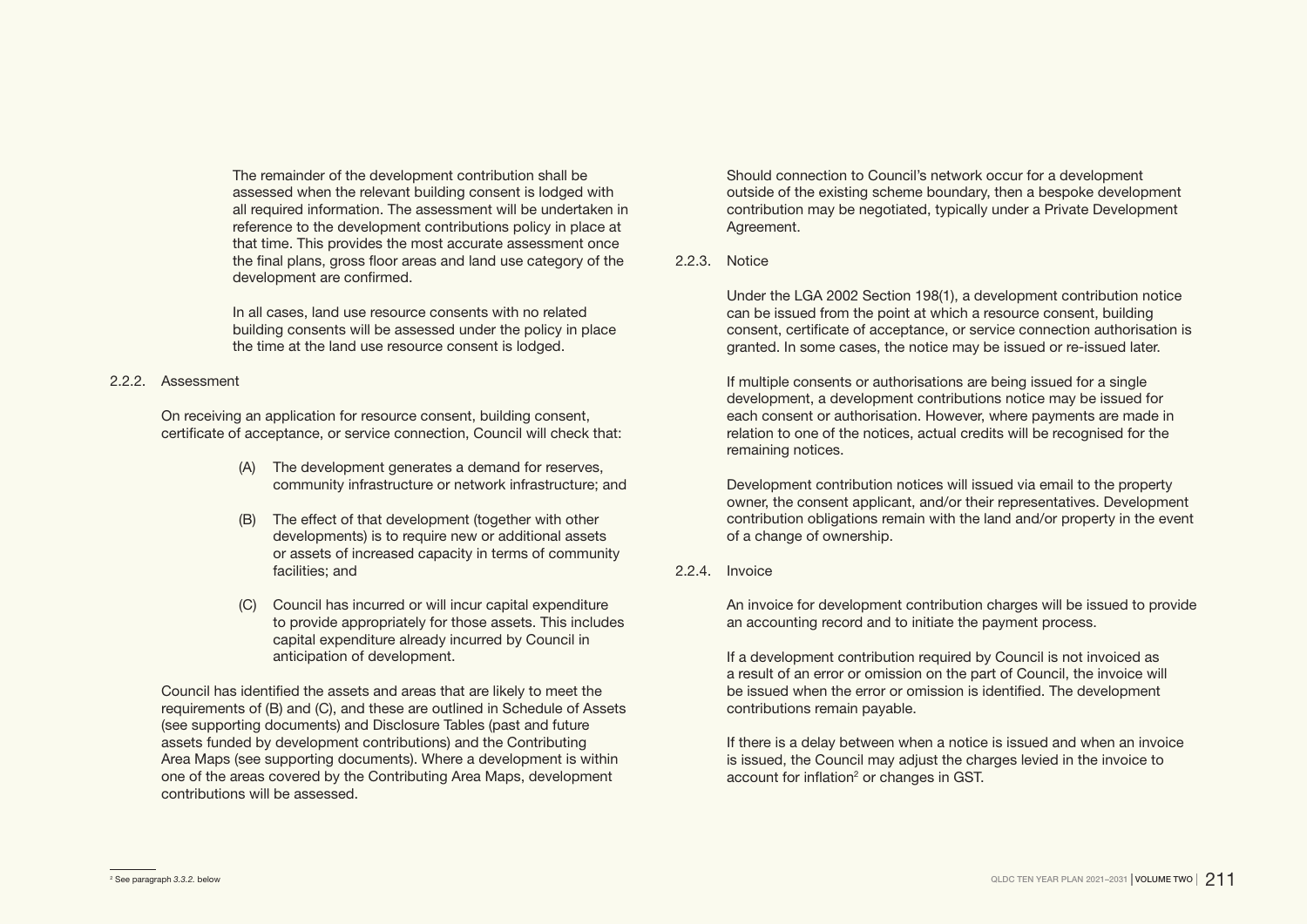The remainder of the development contribution shall be assessed when the relevant building consent is lodged with all required information. The assessment will be undertaken in reference to the development contributions policy in place at that time. This provides the most accurate assessment once the final plans, gross floor areas and land use category of the development are confirmed.

In all cases, land use resource consents with no related building consents will be assessed under the policy in place the time at the land use resource consent is lodged.

2.2.2. Assessment

On receiving an application for resource consent, building consent, certificate of acceptance, or service connection, Council will check that:

(A) The development generates a demand for reserves, community infrastructure or network infrastructure; and

(B) The effect of that development (together with other developments) is to require new or additional assets or assets of increased capacity in terms of community facilities; and

(C) Council has incurred or will incur capital expenditure to provide appropriately for those assets. This includes capital expenditure already incurred by Council in anticipation of development.

Council has identified the assets and areas that are likely to meet the requirements of (B) and (C), and these are outlined in Schedule of Assets (see supporting documents) and Disclosure Tables (past and future assets funded by development contributions) and the Contributing Area Maps (see supporting documents). Where a development is within one of the areas covered by the Contributing Area Maps, development contributions will be assessed.

Should connection to Council's network occur for a development outside of the existing scheme boundary, then a bespoke development contribution may be negotiated, typically under a Private Development Agreement.

2.2.3. Notice

Under the LGA 2002 Section 198(1), a development contribution notice can be issued from the point at which a resource consent, building consent, certificate of acceptance, or service connection authorisation is granted. In some cases, the notice may be issued or re-issued later.

If multiple consents or authorisations are being issued for a single development, a development contributions notice may be issued for each consent or authorisation. However, where payments are made in relation to one of the notices, actual credits will be recognised for the remaining notices.

Development contribution notices will issued via email to the property owner, the consent applicant, and/or their representatives. Development contribution obligations remain with the land and/or property in the event of a change of ownership.

2.2.4. Invoice

An invoice for development contribution charges will be issued to provide an accounting record and to initiate the payment process.

If a development contribution required by Council is not invoiced as a result of an error or omission on the part of Council, the invoice will be issued when the error or omission is identified. The development contributions remain payable.

If there is a delay between when a notice is issued and when an invoice is issued, the Council may adjust the charges levied in the invoice to account for inflation[2] or changes in GST.

[2] See paragraph 3.3.2. below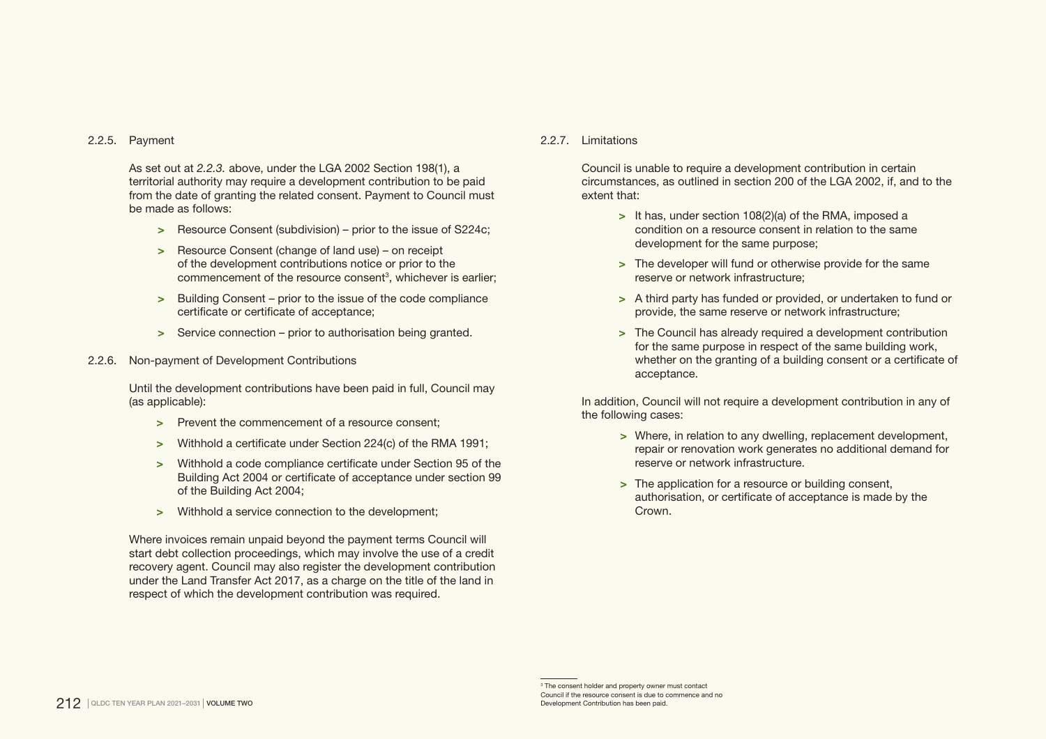### 2.2.5. Payment

As set out at *2.2.3.* above, under the LGA 2002 Section 198(1), a territorial authority may require a development contribution to be paid from the date of granting the related consent. Payment to Council must be made as follows:

- Resource Consent (subdivision) – prior to the issue of S224c;
- Resource Consent (change of land use) – on receipt of the development contributions notice or prior to the commencement of the resource consent[3], whichever is earlier;
- Building Consent – prior to the issue of the code compliance certificate or certificate of acceptance;
- Service connection – prior to authorisation being granted.

### 2.2.6. Non-payment of Development Contributions

Until the development contributions have been paid in full, Council may (as applicable):

- Prevent the commencement of a resource consent;
- Withhold a certificate under Section 224(c) of the RMA 1991;
- Withhold a code compliance certificate under Section 95 of the Building Act 2004 or certificate of acceptance under section 99 of the Building Act 2004;
- Withhold a service connection to the development;

Where invoices remain unpaid beyond the payment terms Council will start debt collection proceedings, which may involve the use of a credit recovery agent. Council may also register the development contribution under the Land Transfer Act 2017, as a charge on the title of the land in respect of which the development contribution was required.

### 2.2.7. Limitations

Council is unable to require a development contribution in certain circumstances, as outlined in section 200 of the LGA 2002, if, and to the extent that:

- It has, under section 108(2)(a) of the RMA, imposed a condition on a resource consent in relation to the same development for the same purpose;
- The developer will fund or otherwise provide for the same reserve or network infrastructure;
- A third party has funded or provided, or undertaken to fund or provide, the same reserve or network infrastructure;
- The Council has already required a development contribution for the same purpose in respect of the same building work, whether on the granting of a building consent or a certificate of acceptance.

In addition, Council will not require a development contribution in any of the following cases:

- Where, in relation to any dwelling, replacement development, repair or renovation work generates no additional demand for reserve or network infrastructure.
- The application for a resource or building consent, authorisation, or certificate of acceptance is made by the Crown.

[3] The consent holder and property owner must contact Council if the resource consent is due to commence and no Development Contribution has been paid.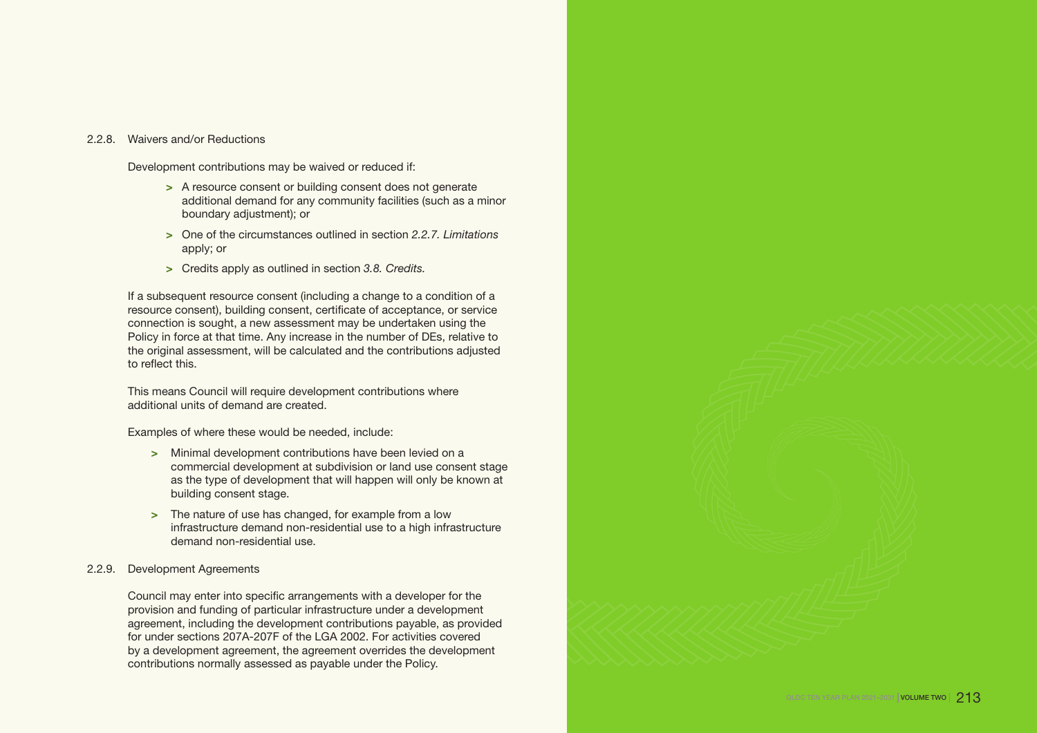### 2.2.8. Waivers and/or Reductions

Development contributions may be waived or reduced if:

- A resource consent or building consent does not generate additional demand for any community facilities (such as a minor boundary adjustment); or
- One of the circumstances outlined in section *2.2.7. Limitations* apply; or
- Credits apply as outlined in section *3.8. Credits.*

If a subsequent resource consent (including a change to a condition of a resource consent), building consent, certificate of acceptance, or service connection is sought, a new assessment may be undertaken using the Policy in force at that time. Any increase in the number of DEs, relative to the original assessment, will be calculated and the contributions adjusted to reflect this.

This means Council will require development contributions where additional units of demand are created.

Examples of where these would be needed, include:

- Minimal development contributions have been levied on a commercial development at subdivision or land use consent stage as the type of development that will happen will only be known at building consent stage.
- The nature of use has changed, for example from a low infrastructure demand non-residential use to a high infrastructure demand non-residential use.

### 2.2.9. Development Agreements

Council may enter into specific arrangements with a developer for the provision and funding of particular infrastructure under a development agreement, including the development contributions payable, as provided for under sections 207A-207F of the LGA 2002. For activities covered by a development agreement, the agreement overrides the development contributions normally assessed as payable under the Policy.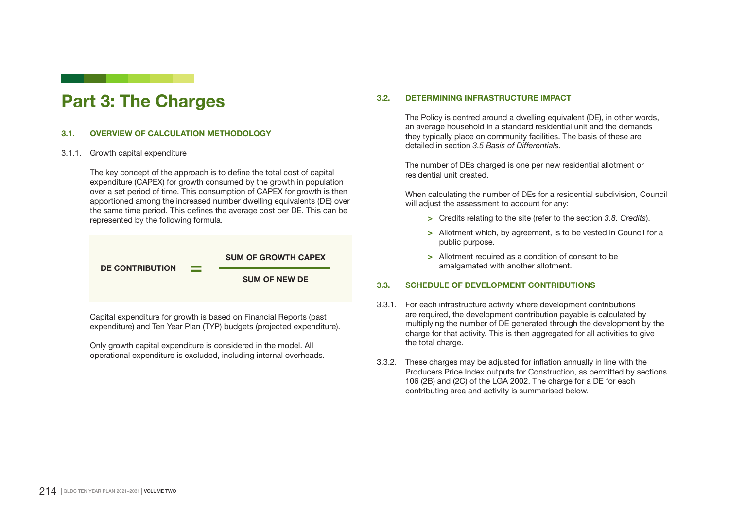# Part 3: The Charges

## 3.1. OVERVIEW OF CALCULATION METHODOLOGY

3.1.1. Growth capital expenditure

The key concept of the approach is to define the total cost of capital expenditure (CAPEX) for growth consumed by the growth in population over a set period of time. This consumption of CAPEX for growth is then apportioned among the increased number dwelling equivalents (DE) over the same time period. This defines the average cost per DE. This can be represented by the following formula.

$$\text{DE CONTRIBUTION} = \frac{\text{SUM OF GROWTH CAPEX}}{\text{SUM OF NEW DE}}$$

Capital expenditure for growth is based on Financial Reports (past expenditure) and Ten Year Plan (TYP) budgets (projected expenditure).

Only growth capital expenditure is considered in the model. All operational expenditure is excluded, including internal overheads.

## 3.2. DETERMINING INFRASTRUCTURE IMPACT

The Policy is centred around a dwelling equivalent (DE), in other words, an average household in a standard residential unit and the demands they typically place on community facilities. The basis of these are detailed in section *3.5 Basis of Differentials*.

The number of DEs charged is one per new residential allotment or residential unit created.

When calculating the number of DEs for a residential subdivision, Council will adjust the assessment to account for any:

- Credits relating to the site (refer to the section *3.8. Credits*).
- Allotment which, by agreement, is to be vested in Council for a public purpose.
- Allotment required as a condition of consent to be amalgamated with another allotment.

## 3.3. SCHEDULE OF DEVELOPMENT CONTRIBUTIONS

3.3.1. For each infrastructure activity where development contributions are required, the development contribution payable is calculated by multiplying the number of DE generated through the development by the charge for that activity. This is then aggregated for all activities to give the total charge.

3.3.2. These charges may be adjusted for inflation annually in line with the Producers Price Index outputs for Construction, as permitted by sections 106 (2B) and (2C) of the LGA 2002. The charge for a DE for each contributing area and activity is summarised below.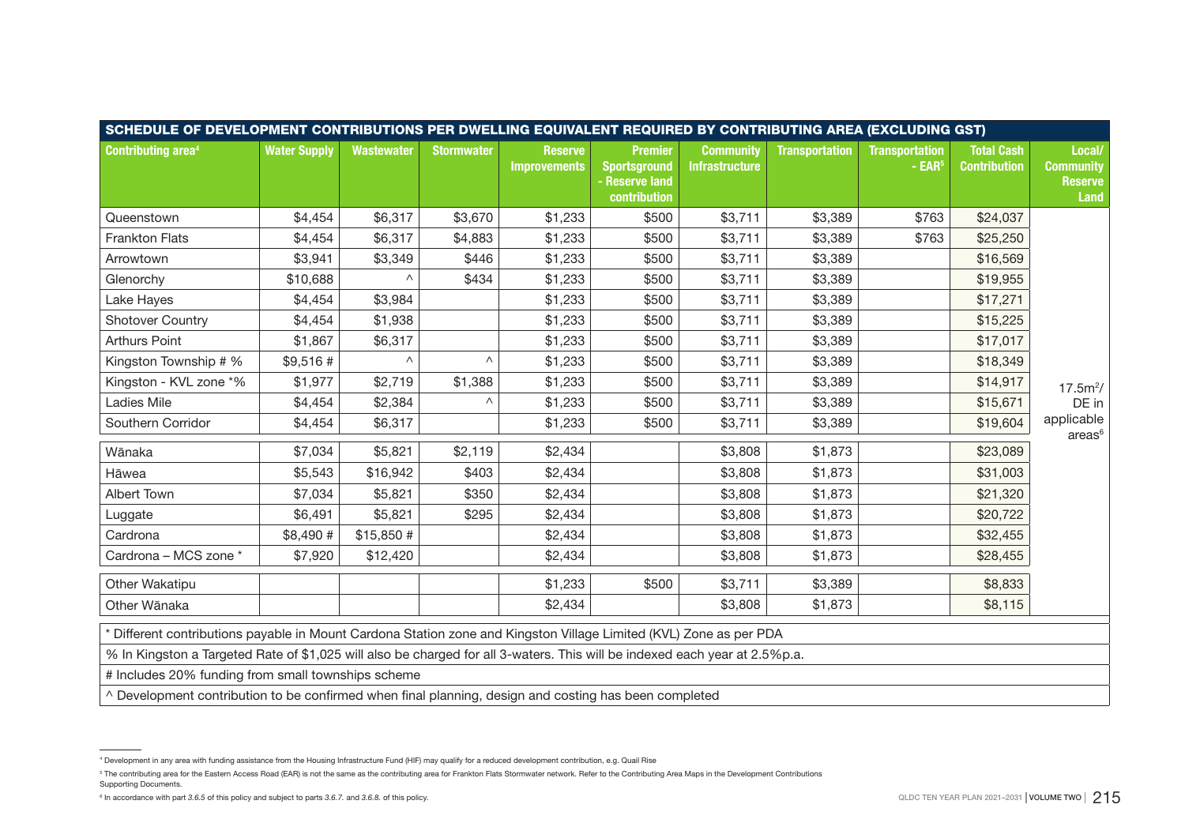**SCHEDULE OF DEVELOPMENT CONTRIBUTIONS PER DWELLING EQUIVALENT REQUIRED BY CONTRIBUTING AREA (EXCLUDING GST)**

| Contributing area[4] | Water Supply | Wastewater | Stormwater | Reserve Improvements | Premier Sportsground - Reserve land contribution | Community Infrastructure | Transportation | Transportation - EAR[5] | Total Cash Contribution | Local/ Community Reserve Land |
|---|---|---|---|---|---|---|---|---|---|---|
| Queenstown | $4,454 | $6,317 | $3,670 | $1,233 | $500 | $3,711 | $3,389 | $763 | $24,037 | $17.5m^2$/ DE in applicable areas[6] |
| Frankton Flats | $4,454 | $6,317 | $4,883 | $1,233 | $500 | $3,711 | $3,389 | $763 | $25,250 | |
| Arrowtown | $3,941 | $3,349 | $446 | $1,233 | $500 | $3,711 | $3,389 | | $16,569 | |
| Glenorchy | $10,688 | ^ | $434 | $1,233 | $500 | $3,711 | $3,389 | | $19,955 | |
| Lake Hayes | $4,454 | $3,984 | | $1,233 | $500 | $3,711 | $3,389 | | $17,271 | |
| Shotover Country | $4,454 | $1,938 | | $1,233 | $500 | $3,711 | $3,389 | | $15,225 | |
| Arthurs Point | $1,867 | $6,317 | | $1,233 | $500 | $3,711 | $3,389 | | $17,017 | |
| Kingston Township # % | $9,516 # | ^ | ^ | $1,233 | $500 | $3,711 | $3,389 | | $18,349 | |
| Kingston - KVL zone *% | $1,977 | $2,719 | $1,388 | $1,233 | $500 | $3,711 | $3,389 | | $14,917 | |
| Ladies Mile | $4,454 | $2,384 | ^ | $1,233 | $500 | $3,711 | $3,389 | | $15,671 | |
| Southern Corridor | $4,454 | $6,317 | | $1,233 | $500 | $3,711 | $3,389 | | $19,604 | |
| Wānaka | $7,034 | $5,821 | $2,119 | $2,434 | | $3,808 | $1,873 | | $23,089 | |
| Hāwea | $5,543 | $16,942 | $403 | $2,434 | | $3,808 | $1,873 | | $31,003 | |
| Albert Town | $7,034 | $5,821 | $350 | $2,434 | | $3,808 | $1,873 | | $21,320 | |
| Luggate | $6,491 | $5,821 | $295 | $2,434 | | $3,808 | $1,873 | | $20,722 | |
| Cardrona | $8,490 # | $15,850 # | | $2,434 | | $3,808 | $1,873 | | $32,455 | |
| Cardrona – MCS zone * | $7,920 | $12,420 | | $2,434 | | $3,808 | $1,873 | | $28,455 | |
| Other Wakatipu | | | | $1,233 | $500 | $3,711 | $3,389 | | $8,833 | |
| Other Wānaka | | | | $2,434 | | $3,808 | $1,873 | | $8,115 | |

\* Different contributions payable in Mount Cardona Station zone and Kingston Village Limited (KVL) Zone as per PDA

% In Kingston a Targeted Rate of $1,025 will also be charged for all 3-waters. This will be indexed each year at 2.5%p.a.

\# Includes 20% funding from small townships scheme

^ Development contribution to be confirmed when final planning, design and costing has been completed

[4] Development in any area with funding assistance from the Housing Infrastructure Fund (HIF) may qualify for a reduced development contribution, e.g. Quail Rise

[5] The contributing area for the Eastern Access Road (EAR) is not the same as the contributing area for Frankton Flats Stormwater network. Refer to the Contributing Area Maps in the Development Contributions Supporting Documents.

[6] In accordance with part *3.6.5* of this policy and subject to parts *3.6.7.* and *3.6.8.* of this policy.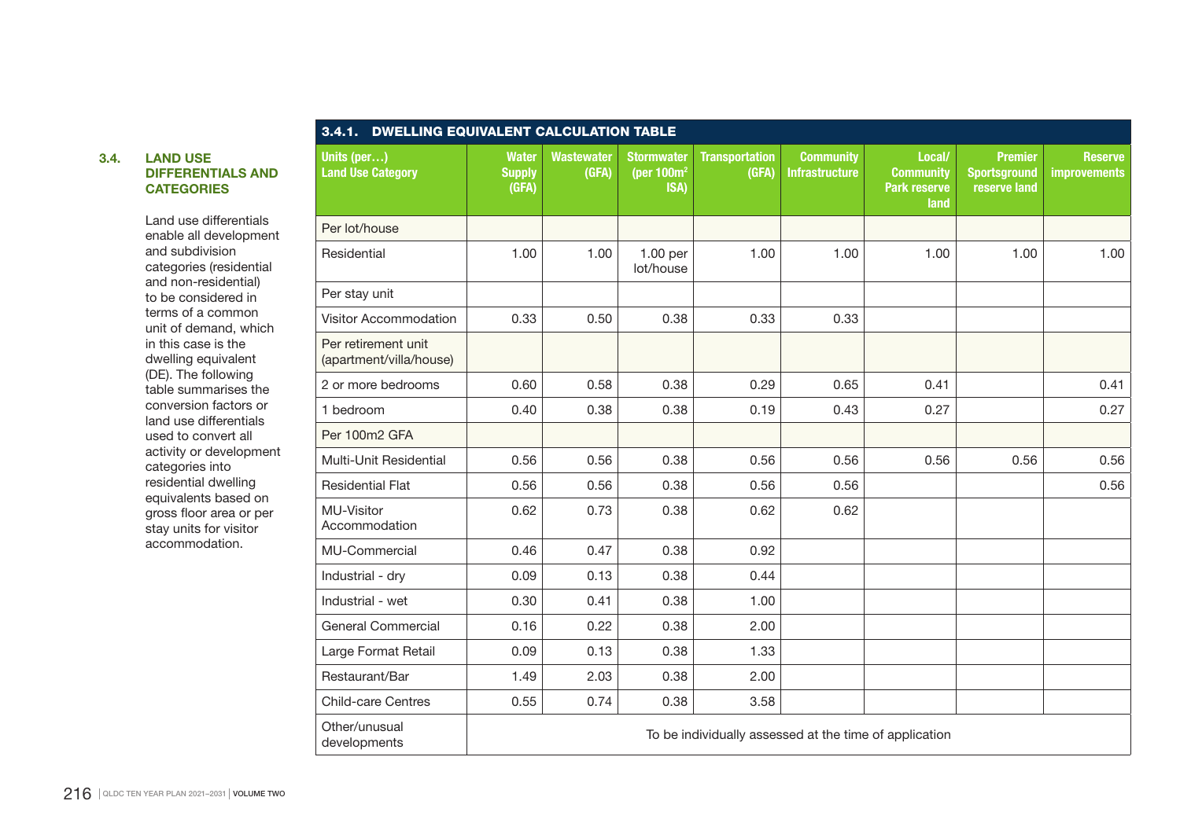## 3.4. LAND USE DIFFERENTIALS AND CATEGORIES

Land use differentials enable all development and subdivision categories (residential and non-residential) to be considered in terms of a common unit of demand, which in this case is the dwelling equivalent (DE). The following table summarises the conversion factors or land use differentials used to convert all activity or development categories into residential dwelling equivalents based on gross floor area or per stay units for visitor accommodation.

### 3.4.1. DWELLING EQUIVALENT CALCULATION TABLE

| Units (per…) Land Use Category | Water Supply (GFA) | Wastewater (GFA) | Stormwater (per 100m² ISA) | Transportation (GFA) | Community Infrastructure | Local/ Community Park reserve land | Premier Sportsground reserve land | Reserve improvements |
|---|---|---|---|---|---|---|---|---|
| Per lot/house | | | | | | | | |
| Residential | 1.00 | 1.00 | 1.00 per lot/house | 1.00 | 1.00 | 1.00 | 1.00 | 1.00 |
| Per stay unit | | | | | | | | |
| Visitor Accommodation | 0.33 | 0.50 | 0.38 | 0.33 | 0.33 | | | |
| Per retirement unit (apartment/villa/house) | | | | | | | | |
| 2 or more bedrooms | 0.60 | 0.58 | 0.38 | 0.29 | 0.65 | 0.41 | | 0.41 |
| 1 bedroom | 0.40 | 0.38 | 0.38 | 0.19 | 0.43 | 0.27 | | 0.27 |
| Per 100m2 GFA | | | | | | | | |
| Multi-Unit Residential | 0.56 | 0.56 | 0.38 | 0.56 | 0.56 | 0.56 | 0.56 | 0.56 |
| Residential Flat | 0.56 | 0.56 | 0.38 | 0.56 | 0.56 | | | 0.56 |
| MU-Visitor Accommodation | 0.62 | 0.73 | 0.38 | 0.62 | 0.62 | | | |
| MU-Commercial | 0.46 | 0.47 | 0.38 | 0.92 | | | | |
| Industrial - dry | 0.09 | 0.13 | 0.38 | 0.44 | | | | |
| Industrial - wet | 0.30 | 0.41 | 0.38 | 1.00 | | | | |
| General Commercial | 0.16 | 0.22 | 0.38 | 2.00 | | | | |
| Large Format Retail | 0.09 | 0.13 | 0.38 | 1.33 | | | | |
| Restaurant/Bar | 1.49 | 2.03 | 0.38 | 2.00 | | | | |
| Child-care Centres | 0.55 | 0.74 | 0.38 | 3.58 | | | | |
| Other/unusual developments | To be individually assessed at the time of application | | | | | | | |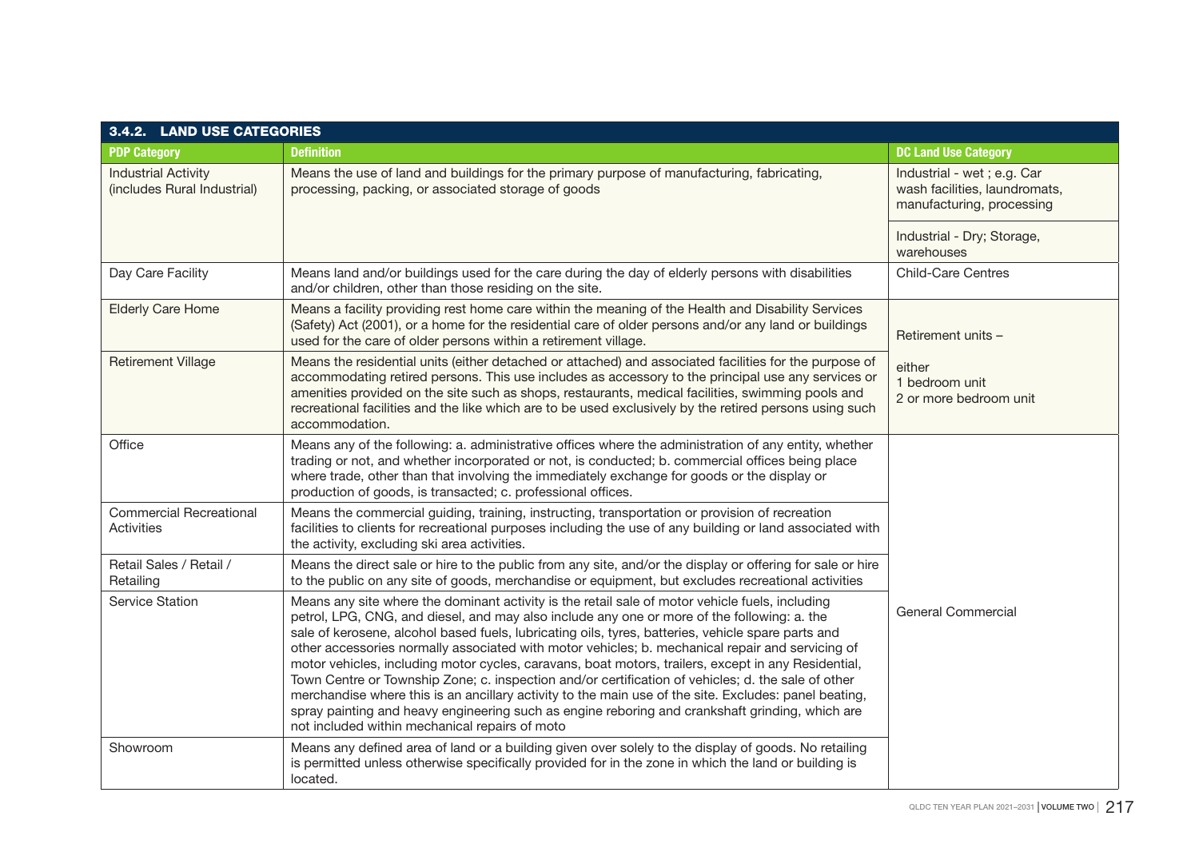### 3.4.2. LAND USE CATEGORIES

| PDP Category | Definition | DC Land Use Category |
|---|---|---|
| Industrial Activity (includes Rural Industrial) | Means the use of land and buildings for the primary purpose of manufacturing, fabricating, processing, packing, or associated storage of goods | Industrial - wet ; e.g. Car wash facilities, laundromats, manufacturing, processing |
| | | Industrial - Dry; Storage, warehouses |
| Day Care Facility | Means land and/or buildings used for the care during the day of elderly persons with disabilities and/or children, other than those residing on the site. | Child-Care Centres |
| Elderly Care Home | Means a facility providing rest home care within the meaning of the Health and Disability Services (Safety) Act (2001), or a home for the residential care of older persons and/or any land or buildings used for the care of older persons within a retirement village. | Retirement units – either 1 bedroom unit 2 or more bedroom unit |
| Retirement Village | Means the residential units (either detached or attached) and associated facilities for the purpose of accommodating retired persons. This use includes as accessory to the principal use any services or amenities provided on the site such as shops, restaurants, medical facilities, swimming pools and recreational facilities and the like which are to be used exclusively by the retired persons using such accommodation. | |
| Office | Means any of the following: a. administrative offices where the administration of any entity, whether trading or not, and whether incorporated or not, is conducted; b. commercial offices being place where trade, other than that involving the immediately exchange for goods or the display or production of goods, is transacted; c. professional offices. | General Commercial |
| Commercial Recreational Activities | Means the commercial guiding, training, instructing, transportation or provision of recreation facilities to clients for recreational purposes including the use of any building or land associated with the activity, excluding ski area activities. | |
| Retail Sales / Retail / Retailing | Means the direct sale or hire to the public from any site, and/or the display or offering for sale or hire to the public on any site of goods, merchandise or equipment, but excludes recreational activities | |
| Service Station | Means any site where the dominant activity is the retail sale of motor vehicle fuels, including petrol, LPG, CNG, and diesel, and may also include any one or more of the following: a. the sale of kerosene, alcohol based fuels, lubricating oils, tyres, batteries, vehicle spare parts and other accessories normally associated with motor vehicles; b. mechanical repair and servicing of motor vehicles, including motor cycles, caravans, boat motors, trailers, except in any Residential, Town Centre or Township Zone; c. inspection and/or certification of vehicles; d. the sale of other merchandise where this is an ancillary activity to the main use of the site. Excludes: panel beating, spray painting and heavy engineering such as engine reboring and crankshaft grinding, which are not included within mechanical repairs of moto | |
| Showroom | Means any defined area of land or a building given over solely to the display of goods. No retailing is permitted unless otherwise specifically provided for in the zone in which the land or building is located. | |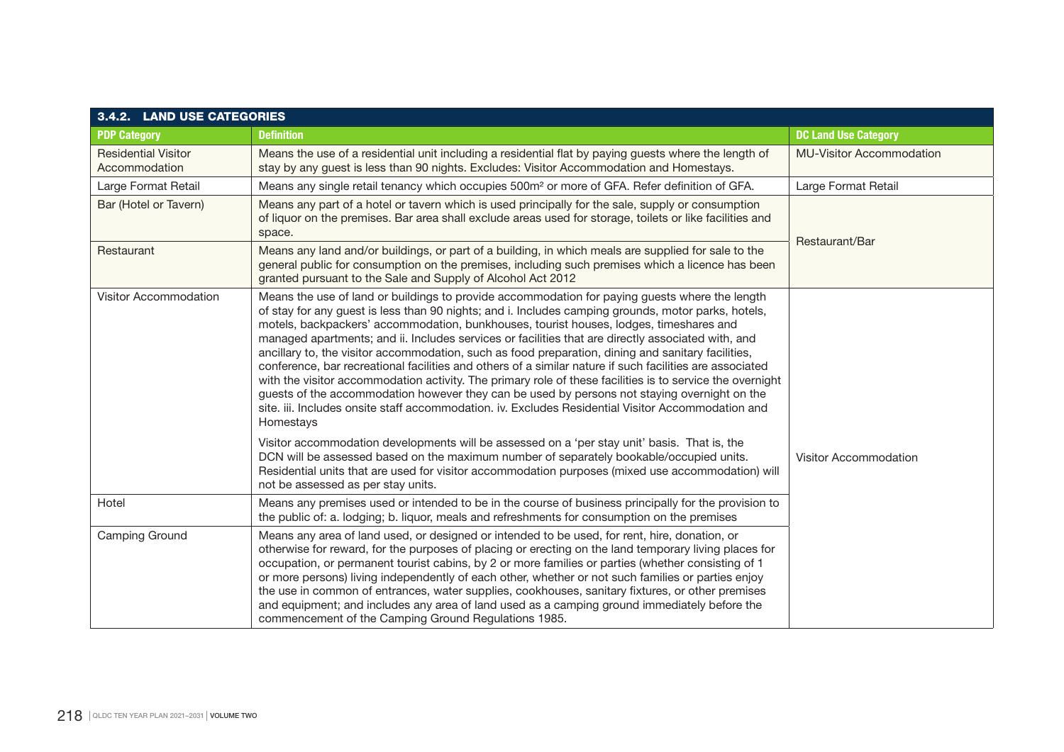## 3.4.2. LAND USE CATEGORIES

| PDP Category | Definition | DC Land Use Category |
|---|---|---|
| Residential Visitor Accommodation | Means the use of a residential unit including a residential flat by paying guests where the length of stay by any guest is less than 90 nights. Excludes: Visitor Accommodation and Homestays. | MU-Visitor Accommodation |
| Large Format Retail | Means any single retail tenancy which occupies 500m² or more of GFA. Refer definition of GFA. | Large Format Retail |
| Bar (Hotel or Tavern) | Means any part of a hotel or tavern which is used principally for the sale, supply or consumption of liquor on the premises. Bar area shall exclude areas used for storage, toilets or like facilities and space. | Restaurant/Bar |
| Restaurant | Means any land and/or buildings, or part of a building, in which meals are supplied for sale to the general public for consumption on the premises, including such premises which a licence has been granted pursuant to the Sale and Supply of Alcohol Act 2012 | |
| Visitor Accommodation | Means the use of land or buildings to provide accommodation for paying guests where the length of stay for any guest is less than 90 nights; and i. Includes camping grounds, motor parks, hotels, motels, backpackers' accommodation, bunkhouses, tourist houses, lodges, timeshares and managed apartments; and ii. Includes services or facilities that are directly associated with, and ancillary to, the visitor accommodation, such as food preparation, dining and sanitary facilities, conference, bar recreational facilities and others of a similar nature if such facilities are associated with the visitor accommodation activity. The primary role of these facilities is to service the overnight guests of the accommodation however they can be used by persons not staying overnight on the site. iii. Includes onsite staff accommodation. iv. Excludes Residential Visitor Accommodation and Homestays<br><br>Visitor accommodation developments will be assessed on a 'per stay unit' basis. That is, the DCN will be assessed based on the maximum number of separately bookable/occupied units. Residential units that are used for visitor accommodation purposes (mixed use accommodation) will not be assessed as per stay units. | Visitor Accommodation |
| Hotel | Means any premises used or intended to be in the course of business principally for the provision to the public of: a. lodging; b. liquor, meals and refreshments for consumption on the premises | |
| Camping Ground | Means any area of land used, or designed or intended to be used, for rent, hire, donation, or otherwise for reward, for the purposes of placing or erecting on the land temporary living places for occupation, or permanent tourist cabins, by 2 or more families or parties (whether consisting of 1 or more persons) living independently of each other, whether or not such families or parties enjoy the use in common of entrances, water supplies, cookhouses, sanitary fixtures, or other premises and equipment; and includes any area of land used as a camping ground immediately before the commencement of the Camping Ground Regulations 1985. | |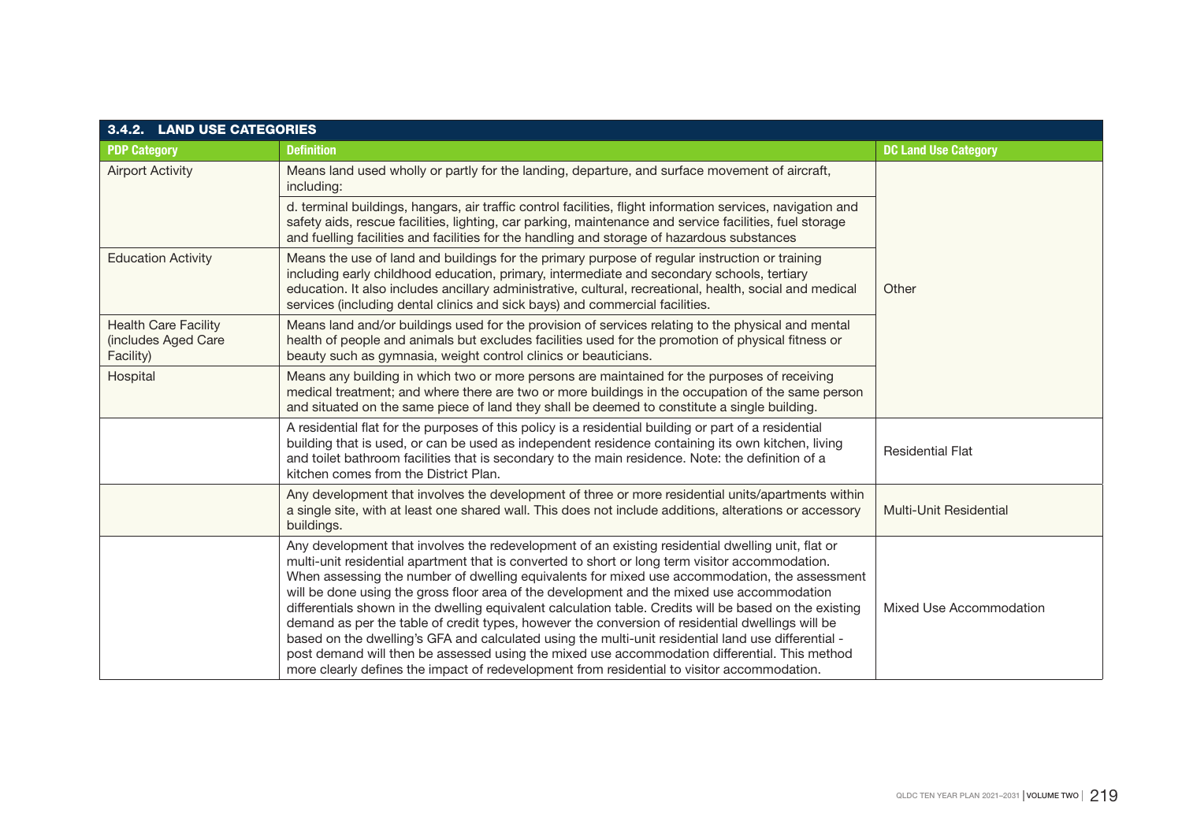### 3.4.2. LAND USE CATEGORIES

| PDP Category | Definition | DC Land Use Category |
|---|---|---|
| Airport Activity | Means land used wholly or partly for the landing, departure, and surface movement of aircraft, including: | Other |
| | d. terminal buildings, hangars, air traffic control facilities, flight information services, navigation and safety aids, rescue facilities, lighting, car parking, maintenance and service facilities, fuel storage and fuelling facilities and facilities for the handling and storage of hazardous substances | Other |
| Education Activity | Means the use of land and buildings for the primary purpose of regular instruction or training including early childhood education, primary, intermediate and secondary schools, tertiary education. It also includes ancillary administrative, cultural, recreational, health, social and medical services (including dental clinics and sick bays) and commercial facilities. | Other |
| Health Care Facility (includes Aged Care Facility) | Means land and/or buildings used for the provision of services relating to the physical and mental health of people and animals but excludes facilities used for the promotion of physical fitness or beauty such as gymnasia, weight control clinics or beauticians. | Other |
| Hospital | Means any building in which two or more persons are maintained for the purposes of receiving medical treatment; and where there are two or more buildings in the occupation of the same person and situated on the same piece of land they shall be deemed to constitute a single building. | Other |
| | A residential flat for the purposes of this policy is a residential building or part of a residential building that is used, or can be used as independent residence containing its own kitchen, living and toilet bathroom facilities that is secondary to the main residence. Note: the definition of a kitchen comes from the District Plan. | Residential Flat |
| | Any development that involves the development of three or more residential units/apartments within a single site, with at least one shared wall. This does not include additions, alterations or accessory buildings. | Multi-Unit Residential |
| | Any development that involves the redevelopment of an existing residential dwelling unit, flat or multi-unit residential apartment that is converted to short or long term visitor accommodation. When assessing the number of dwelling equivalents for mixed use accommodation, the assessment will be done using the gross floor area of the development and the mixed use accommodation differentials shown in the dwelling equivalent calculation table. Credits will be based on the existing demand as per the table of credit types, however the conversion of residential dwellings will be based on the dwelling's GFA and calculated using the multi-unit residential land use differential - post demand will then be assessed using the mixed use accommodation differential. This method more clearly defines the impact of redevelopment from residential to visitor accommodation. | Mixed Use Accommodation |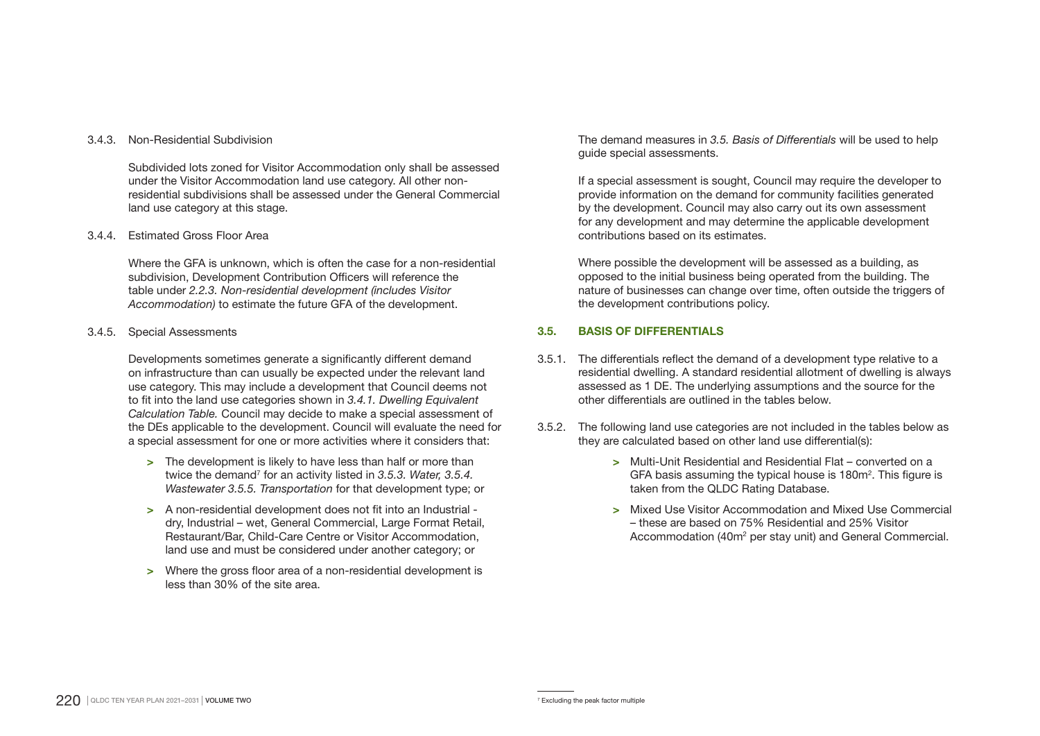3.4.3. Non-Residential Subdivision

Subdivided lots zoned for Visitor Accommodation only shall be assessed under the Visitor Accommodation land use category. All other non-residential subdivisions shall be assessed under the General Commercial land use category at this stage.

3.4.4. Estimated Gross Floor Area

Where the GFA is unknown, which is often the case for a non-residential subdivision, Development Contribution Officers will reference the table under *2.2.3. Non-residential development (includes Visitor Accommodation)* to estimate the future GFA of the development.

3.4.5. Special Assessments

Developments sometimes generate a significantly different demand on infrastructure than can usually be expected under the relevant land use category. This may include a development that Council deems not to fit into the land use categories shown in *3.4.1. Dwelling Equivalent Calculation Table.* Council may decide to make a special assessment of the DEs applicable to the development. Council will evaluate the need for a special assessment for one or more activities where it considers that:

- The development is likely to have less than half or more than twice the demand[7] for an activity listed in *3.5.3. Water, 3.5.4. Wastewater 3.5.5. Transportation* for that development type; or
- A non-residential development does not fit into an Industrial - dry, Industrial – wet, General Commercial, Large Format Retail, Restaurant/Bar, Child-Care Centre or Visitor Accommodation, land use and must be considered under another category; or
- Where the gross floor area of a non-residential development is less than 30% of the site area.

The demand measures in *3.5. Basis of Differentials* will be used to help guide special assessments.

If a special assessment is sought, Council may require the developer to provide information on the demand for community facilities generated by the development. Council may also carry out its own assessment for any development and may determine the applicable development contributions based on its estimates.

Where possible the development will be assessed as a building, as opposed to the initial business being operated from the building. The nature of businesses can change over time, often outside the triggers of the development contributions policy.

## 3.5. BASIS OF DIFFERENTIALS

3.5.1. The differentials reflect the demand of a development type relative to a residential dwelling. A standard residential allotment of dwelling is always assessed as 1 DE. The underlying assumptions and the source for the other differentials are outlined in the tables below.

3.5.2. The following land use categories are not included in the tables below as they are calculated based on other land use differential(s):

- Multi-Unit Residential and Residential Flat – converted on a GFA basis assuming the typical house is 180m$^2$. This figure is taken from the QLDC Rating Database.
- Mixed Use Visitor Accommodation and Mixed Use Commercial – these are based on 75% Residential and 25% Visitor Accommodation (40m$^2$ per stay unit) and General Commercial.

[7] Excluding the peak factor multiple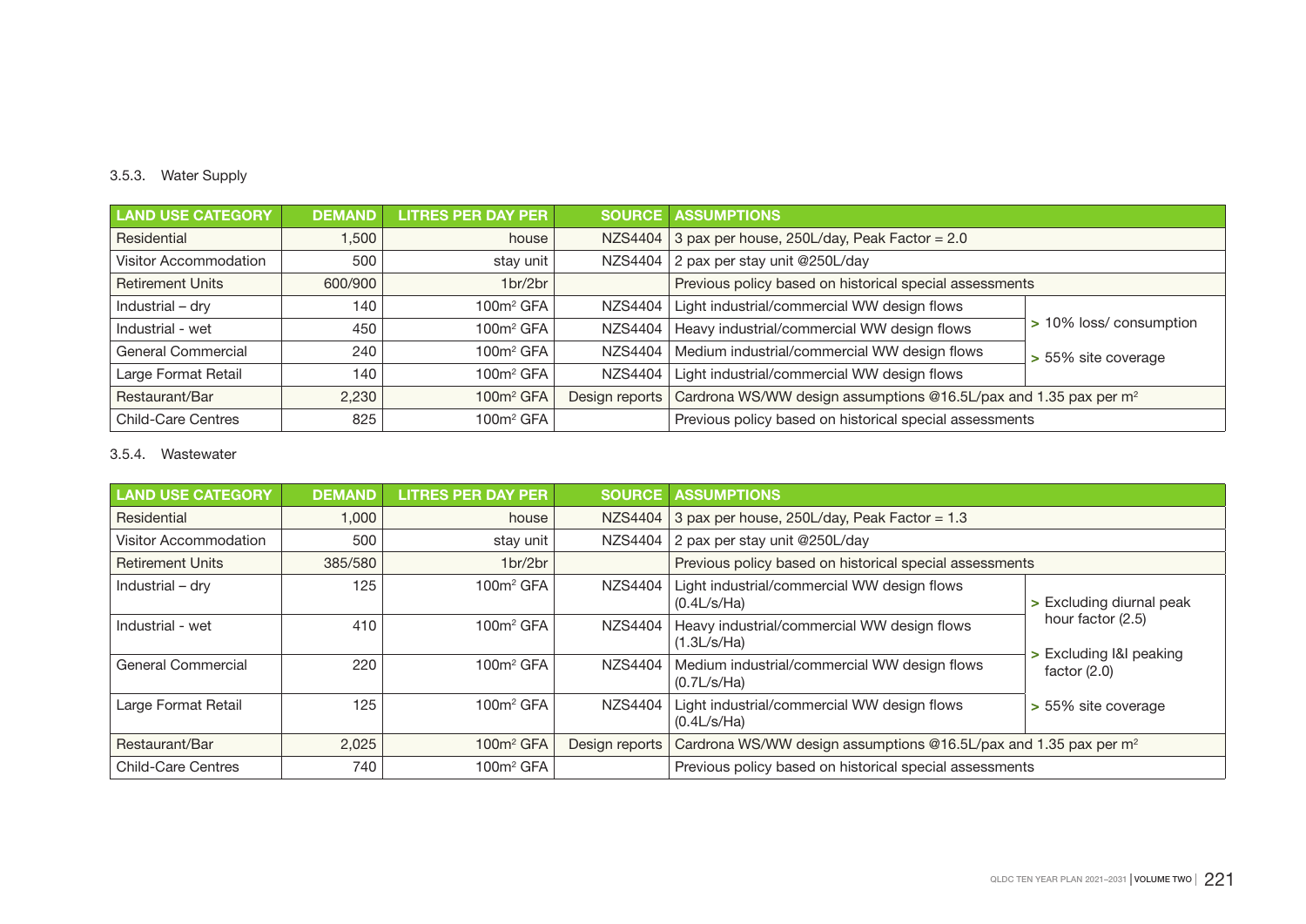### 3.5.3. Water Supply

| LAND USE CATEGORY | DEMAND | LITRES PER DAY PER | SOURCE | ASSUMPTIONS | |
|---|---|---|---|---|---|
| Residential | 1,500 | house | NZS4404 | 3 pax per house, 250L/day, Peak Factor = 2.0 | |
| Visitor Accommodation | 500 | stay unit | NZS4404 | 2 pax per stay unit @250L/day | |
| Retirement Units | 600/900 | 1br/2br | | Previous policy based on historical special assessments | |
| Industrial – dry | 140 | 100m² GFA | NZS4404 | Light industrial/commercial WW design flows | > 10% loss/ consumption<br>> 55% site coverage |
| Industrial - wet | 450 | 100m² GFA | NZS4404 | Heavy industrial/commercial WW design flows | |
| General Commercial | 240 | 100m² GFA | NZS4404 | Medium industrial/commercial WW design flows | |
| Large Format Retail | 140 | 100m² GFA | NZS4404 | Light industrial/commercial WW design flows | |
| Restaurant/Bar | 2,230 | 100m² GFA | Design reports | Cardrona WS/WW design assumptions @16.5L/pax and 1.35 pax per m² | |
| Child-Care Centres | 825 | 100m² GFA | | Previous policy based on historical special assessments | |

### 3.5.4. Wastewater

| LAND USE CATEGORY | DEMAND | LITRES PER DAY PER | SOURCE | ASSUMPTIONS | |
|---|---|---|---|---|---|
| Residential | 1,000 | house | NZS4404 | 3 pax per house, 250L/day, Peak Factor = 1.3 | |
| Visitor Accommodation | 500 | stay unit | NZS4404 | 2 pax per stay unit @250L/day | |
| Retirement Units | 385/580 | 1br/2br | | Previous policy based on historical special assessments | |
| Industrial – dry | 125 | 100m² GFA | NZS4404 | Light industrial/commercial WW design flows (0.4L/s/Ha) | > Excluding diurnal peak hour factor (2.5)<br>> Excluding I&I peaking factor (2.0)<br>> 55% site coverage |
| Industrial - wet | 410 | 100m² GFA | NZS4404 | Heavy industrial/commercial WW design flows (1.3L/s/Ha) | |
| General Commercial | 220 | 100m² GFA | NZS4404 | Medium industrial/commercial WW design flows (0.7L/s/Ha) | |
| Large Format Retail | 125 | 100m² GFA | NZS4404 | Light industrial/commercial WW design flows (0.4L/s/Ha) | |
| Restaurant/Bar | 2,025 | 100m² GFA | Design reports | Cardrona WS/WW design assumptions @16.5L/pax and 1.35 pax per m² | |
| Child-Care Centres | 740 | 100m² GFA | | Previous policy based on historical special assessments | |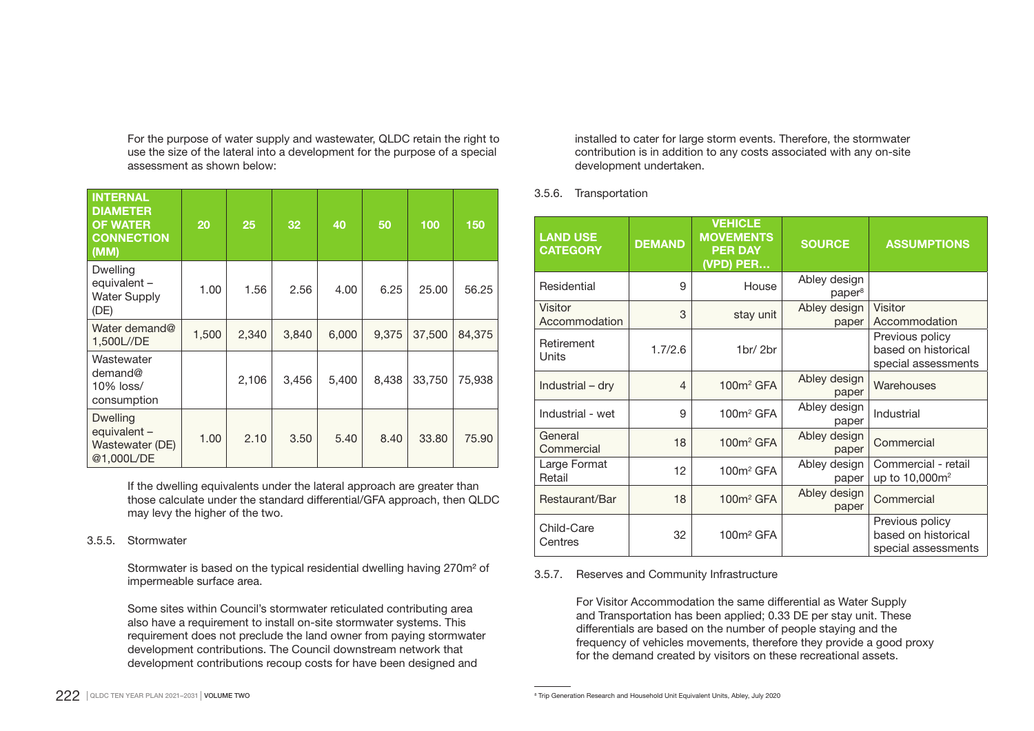For the purpose of water supply and wastewater, QLDC retain the right to use the size of the lateral into a development for the purpose of a special assessment as shown below:

| INTERNAL DIAMETER OF WATER CONNECTION (MM) | 20 | 25 | 32 | 40 | 50 | 100 | 150 |
|---|---|---|---|---|---|---|---|
| Dwelling equivalent – Water Supply (DE) | 1.00 | 1.56 | 2.56 | 4.00 | 6.25 | 25.00 | 56.25 |
| Water demand@ 1,500L//DE | 1,500 | 2,340 | 3,840 | 6,000 | 9,375 | 37,500 | 84,375 |
| Wastewater demand@ 10% loss/ consumption | | 2,106 | 3,456 | 5,400 | 8,438 | 33,750 | 75,938 |
| Dwelling equivalent – Wastewater (DE) @1,000L/DE | 1.00 | 2.10 | 3.50 | 5.40 | 8.40 | 33.80 | 75.90 |

If the dwelling equivalents under the lateral approach are greater than those calculate under the standard differential/GFA approach, then QLDC may levy the higher of the two.

3.5.5. Stormwater

Stormwater is based on the typical residential dwelling having 270m² of impermeable surface area.

Some sites within Council's stormwater reticulated contributing area also have a requirement to install on-site stormwater systems. This requirement does not preclude the land owner from paying stormwater development contributions. The Council downstream network that development contributions recoup costs for have been designed and installed to cater for large storm events. Therefore, the stormwater contribution is in addition to any costs associated with any on-site development undertaken.

3.5.6. Transportation

| LAND USE CATEGORY | DEMAND | VEHICLE MOVEMENTS PER DAY (VPD) PER... | SOURCE | ASSUMPTIONS |
|---|---|---|---|---|
| Residential | 9 | House | Abley design paper[8] | |
| Visitor Accommodation | 3 | stay unit | Abley design paper | Visitor Accommodation |
| Retirement Units | 1.7/2.6 | 1br/ 2br | | Previous policy based on historical special assessments |
| Industrial – dry | 4 | 100m² GFA | Abley design paper | Warehouses |
| Industrial - wet | 9 | 100m² GFA | Abley design paper | Industrial |
| General Commercial | 18 | 100m² GFA | Abley design paper | Commercial |
| Large Format Retail | 12 | 100m² GFA | Abley design paper | Commercial - retail up to 10,000m² |
| Restaurant/Bar | 18 | 100m² GFA | Abley design paper | Commercial |
| Child-Care Centres | 32 | 100m² GFA | | Previous policy based on historical special assessments |

3.5.7. Reserves and Community Infrastructure

For Visitor Accommodation the same differential as Water Supply and Transportation has been applied; 0.33 DE per stay unit. These differentials are based on the number of people staying and the frequency of vehicles movements, therefore they provide a good proxy for the demand created by visitors on these recreational assets.

[8] Trip Generation Research and Household Unit Equivalent Units, Abley, July 2020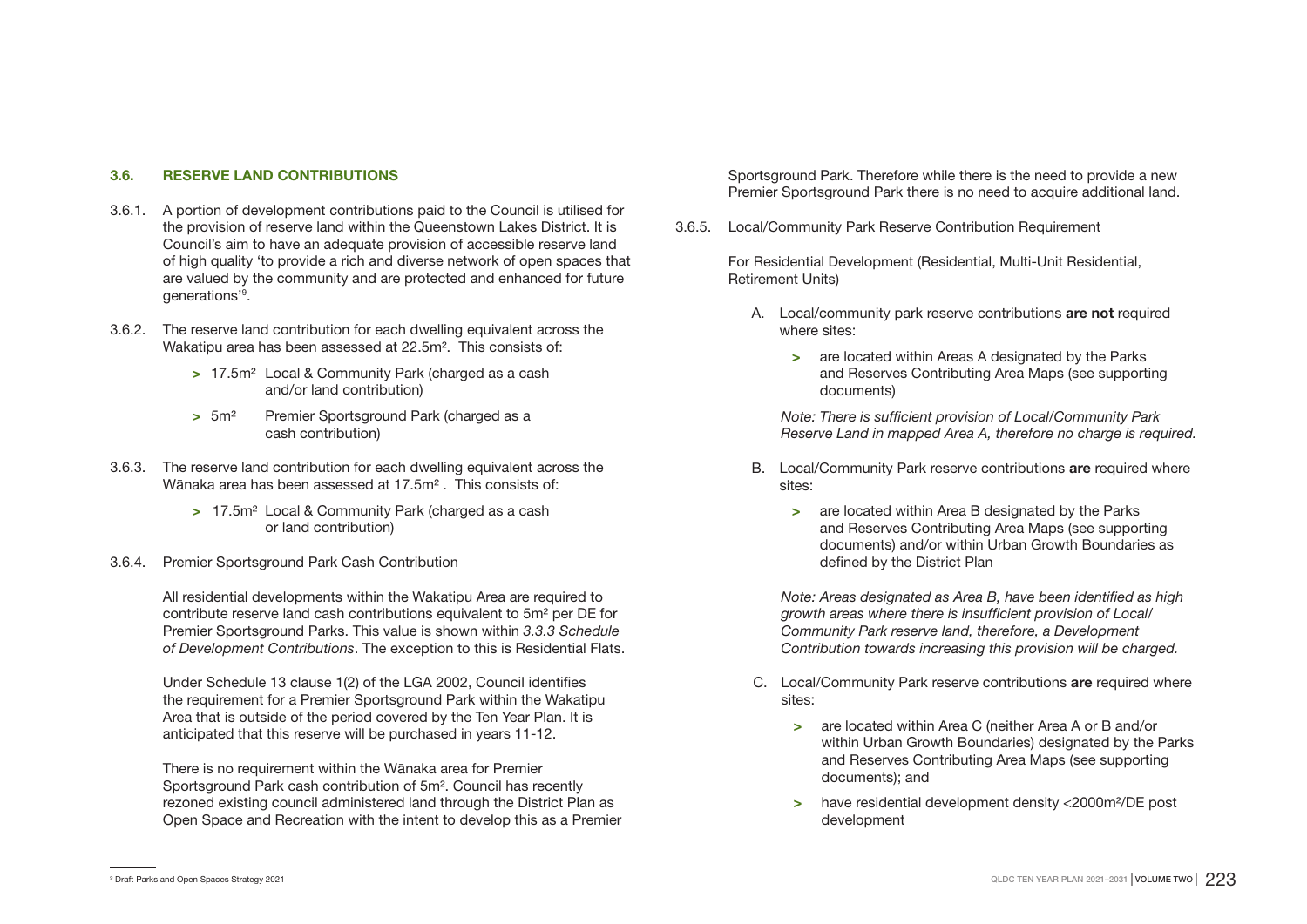### 3.6. RESERVE LAND CONTRIBUTIONS

3.6.1. A portion of development contributions paid to the Council is utilised for the provision of reserve land within the Queenstown Lakes District. It is Council's aim to have an adequate provision of accessible reserve land of high quality 'to provide a rich and diverse network of open spaces that are valued by the community and are protected and enhanced for future generations'[9].

3.6.2. The reserve land contribution for each dwelling equivalent across the Wakatipu area has been assessed at 22.5m². This consists of:

- 17.5m² Local & Community Park (charged as a cash and/or land contribution)
- 5m² Premier Sportsground Park (charged as a cash contribution)

3.6.3. The reserve land contribution for each dwelling equivalent across the Wānaka area has been assessed at 17.5m². This consists of:

- 17.5m² Local & Community Park (charged as a cash or land contribution)

3.6.4. Premier Sportsground Park Cash Contribution

All residential developments within the Wakatipu Area are required to contribute reserve land cash contributions equivalent to 5m² per DE for Premier Sportsground Parks. This value is shown within *3.3.3 Schedule of Development Contributions*. The exception to this is Residential Flats.

Under Schedule 13 clause 1(2) of the LGA 2002, Council identifies the requirement for a Premier Sportsground Park within the Wakatipu Area that is outside of the period covered by the Ten Year Plan. It is anticipated that this reserve will be purchased in years 11-12.

There is no requirement within the Wānaka area for Premier Sportsground Park cash contribution of 5m². Council has recently rezoned existing council administered land through the District Plan as Open Space and Recreation with the intent to develop this as a Premier Sportsground Park. Therefore while there is the need to provide a new Premier Sportsground Park there is no need to acquire additional land.

3.6.5. Local/Community Park Reserve Contribution Requirement

For Residential Development (Residential, Multi-Unit Residential, Retirement Units)

A. Local/community park reserve contributions **are not** required where sites:

- are located within Areas A designated by the Parks and Reserves Contributing Area Maps (see supporting documents)

*Note: There is sufficient provision of Local/Community Park Reserve Land in mapped Area A, therefore no charge is required.*

B. Local/Community Park reserve contributions **are** required where sites:

- are located within Area B designated by the Parks and Reserves Contributing Area Maps (see supporting documents) and/or within Urban Growth Boundaries as defined by the District Plan

*Note: Areas designated as Area B, have been identified as high growth areas where there is insufficient provision of Local/ Community Park reserve land, therefore, a Development Contribution towards increasing this provision will be charged.*

C. Local/Community Park reserve contributions **are** required where sites:

- are located within Area C (neither Area A or B and/or within Urban Growth Boundaries) designated by the Parks and Reserves Contributing Area Maps (see supporting documents); and
- have residential development density <2000m²/DE post development

[9] Draft Parks and Open Spaces Strategy 2021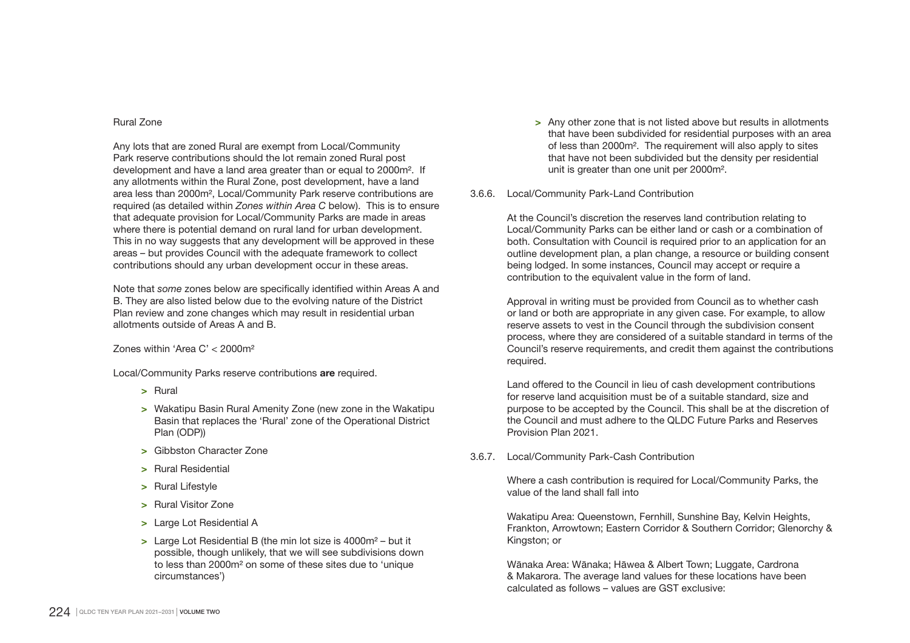Rural Zone

Any lots that are zoned Rural are exempt from Local/Community Park reserve contributions should the lot remain zoned Rural post development and have a land area greater than or equal to 2000m². If any allotments within the Rural Zone, post development, have a land area less than 2000m², Local/Community Park reserve contributions are required (as detailed within *Zones within Area C* below). This is to ensure that adequate provision for Local/Community Parks are made in areas where there is potential demand on rural land for urban development. This in no way suggests that any development will be approved in these areas – but provides Council with the adequate framework to collect contributions should any urban development occur in these areas.

Note that *some* zones below are specifically identified within Areas A and B. They are also listed below due to the evolving nature of the District Plan review and zone changes which may result in residential urban allotments outside of Areas A and B.

Zones within 'Area C' < 2000m²

Local/Community Parks reserve contributions **are** required.

- Rural
- Wakatipu Basin Rural Amenity Zone (new zone in the Wakatipu Basin that replaces the 'Rural' zone of the Operational District Plan (ODP))
- Gibbston Character Zone
- Rural Residential
- Rural Lifestyle
- Rural Visitor Zone
- Large Lot Residential A
- Large Lot Residential B (the min lot size is 4000m² – but it possible, though unlikely, that we will see subdivisions down to less than 2000m² on some of these sites due to 'unique circumstances')
- Any other zone that is not listed above but results in allotments that have been subdivided for residential purposes with an area of less than 2000m². The requirement will also apply to sites that have not been subdivided but the density per residential unit is greater than one unit per 2000m².

3.6.6. Local/Community Park-Land Contribution

At the Council's discretion the reserves land contribution relating to Local/Community Parks can be either land or cash or a combination of both. Consultation with Council is required prior to an application for an outline development plan, a plan change, a resource or building consent being lodged. In some instances, Council may accept or require a contribution to the equivalent value in the form of land.

Approval in writing must be provided from Council as to whether cash or land or both are appropriate in any given case. For example, to allow reserve assets to vest in the Council through the subdivision consent process, where they are considered of a suitable standard in terms of the Council's reserve requirements, and credit them against the contributions required.

Land offered to the Council in lieu of cash development contributions for reserve land acquisition must be of a suitable standard, size and purpose to be accepted by the Council. This shall be at the discretion of the Council and must adhere to the QLDC Future Parks and Reserves Provision Plan 2021.

3.6.7. Local/Community Park-Cash Contribution

Where a cash contribution is required for Local/Community Parks, the value of the land shall fall into

Wakatipu Area: Queenstown, Fernhill, Sunshine Bay, Kelvin Heights, Frankton, Arrowtown; Eastern Corridor & Southern Corridor; Glenorchy & Kingston; or

Wānaka Area: Wānaka; Hāwea & Albert Town; Luggate, Cardrona & Makarora. The average land values for these locations have been calculated as follows – values are GST exclusive: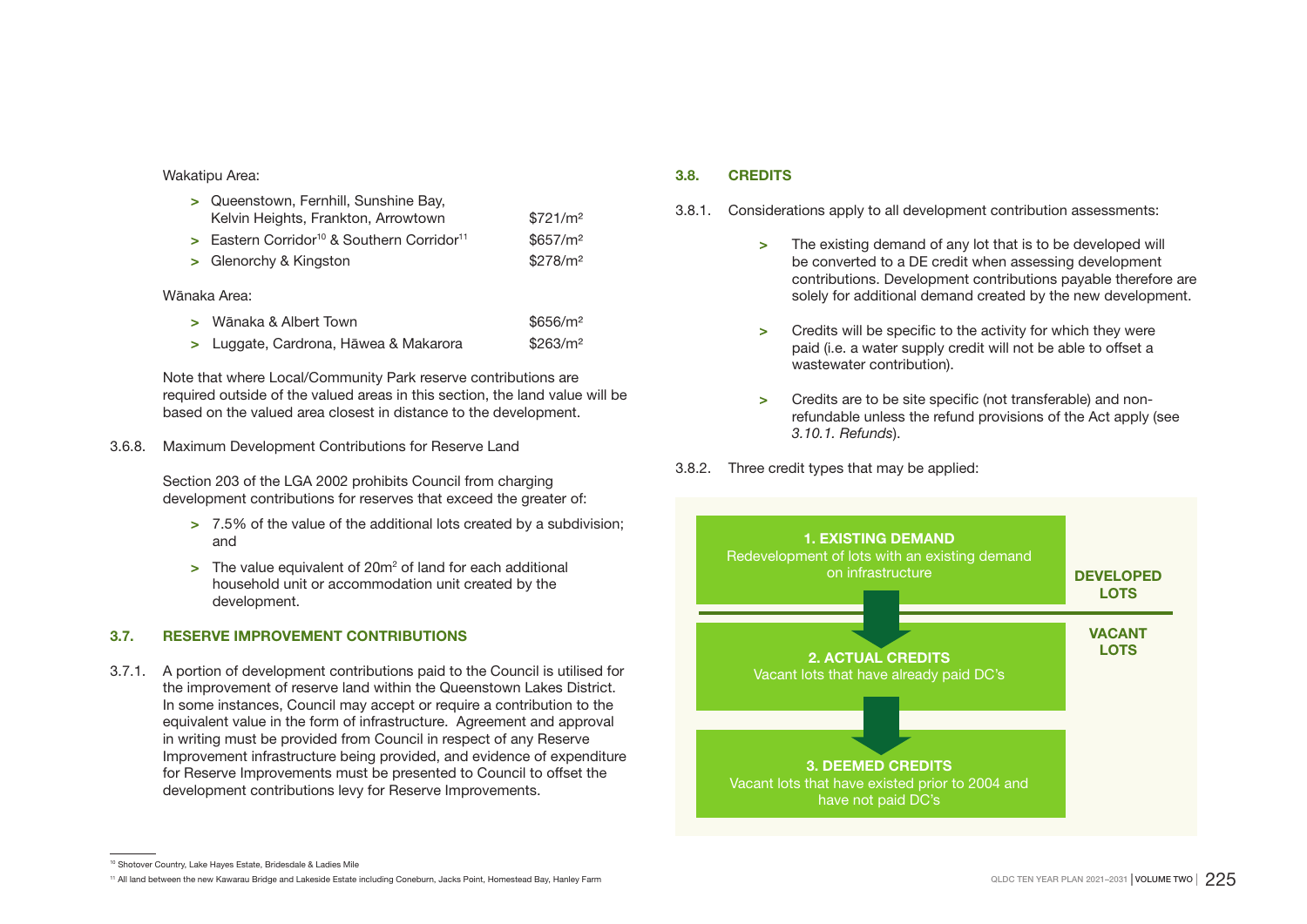Wakatipu Area:

| | |
|---|---|
| > Queenstown, Fernhill, Sunshine Bay, Kelvin Heights, Frankton, Arrowtown | $721/m² |
| > Eastern Corridor[10] & Southern Corridor[11] | $657/m² |
| > Glenorchy & Kingston | $278/m² |

Wānaka Area:

| | |
|---|---|
| > Wānaka & Albert Town | $656/m² |
| > Luggate, Cardrona, Hāwea & Makarora | $263/m² |

Note that where Local/Community Park reserve contributions are required outside of the valued areas in this section, the land value will be based on the valued area closest in distance to the development.

3.6.8. Maximum Development Contributions for Reserve Land

Section 203 of the LGA 2002 prohibits Council from charging development contributions for reserves that exceed the greater of:

- 7.5% of the value of the additional lots created by a subdivision; and
- The value equivalent of 20m² of land for each additional household unit or accommodation unit created by the development.

## 3.7. RESERVE IMPROVEMENT CONTRIBUTIONS

3.7.1. A portion of development contributions paid to the Council is utilised for the improvement of reserve land within the Queenstown Lakes District. In some instances, Council may accept or require a contribution to the equivalent value in the form of infrastructure. Agreement and approval in writing must be provided from Council in respect of any Reserve Improvement infrastructure being provided, and evidence of expenditure for Reserve Improvements must be presented to Council to offset the development contributions levy for Reserve Improvements.

## 3.8. CREDITS

3.8.1. Considerations apply to all development contribution assessments:

- The existing demand of any lot that is to be developed will be converted to a DE credit when assessing development contributions. Development contributions payable therefore are solely for additional demand created by the new development.
- Credits will be specific to the activity for which they were paid (i.e. a water supply credit will not be able to offset a wastewater contribution).
- Credits are to be site specific (not transferable) and non-refundable unless the refund provisions of the Act apply (see *3.10.1. Refunds*).

3.8.2. Three credit types that may be applied:

**DEVELOPED LOTS**

**1. EXISTING DEMAND**
Redevelopment of lots with an existing demand on infrastructure

**VACANT LOTS**

**2. ACTUAL CREDITS**
Vacant lots that have already paid DC's

**3. DEEMED CREDITS**
Vacant lots that have existed prior to 2004 and have not paid DC's

---

[10] Shotover Country, Lake Hayes Estate, Bridesdale & Ladies Mile

[11] All land between the new Kawarau Bridge and Lakeside Estate including Coneburn, Jacks Point, Homestead Bay, Hanley Farm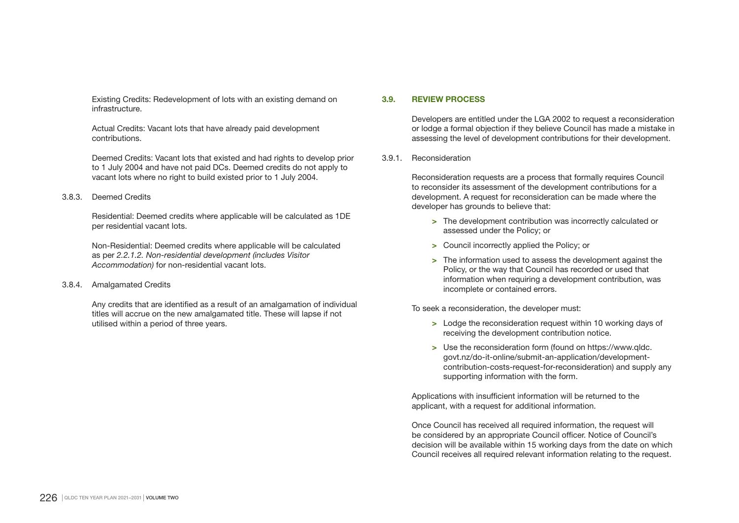Existing Credits: Redevelopment of lots with an existing demand on infrastructure.

Actual Credits: Vacant lots that have already paid development contributions.

Deemed Credits: Vacant lots that existed and had rights to develop prior to 1 July 2004 and have not paid DCs. Deemed credits do not apply to vacant lots where no right to build existed prior to 1 July 2004.

3.8.3. Deemed Credits

Residential: Deemed credits where applicable will be calculated as 1DE per residential vacant lots.

Non-Residential: Deemed credits where applicable will be calculated as per *2.2.1.2. Non-residential development (includes Visitor Accommodation)* for non-residential vacant lots.

3.8.4. Amalgamated Credits

Any credits that are identified as a result of an amalgamation of individual titles will accrue on the new amalgamated title. These will lapse if not utilised within a period of three years.

## 3.9. REVIEW PROCESS

Developers are entitled under the LGA 2002 to request a reconsideration or lodge a formal objection if they believe Council has made a mistake in assessing the level of development contributions for their development.

3.9.1. Reconsideration

Reconsideration requests are a process that formally requires Council to reconsider its assessment of the development contributions for a development. A request for reconsideration can be made where the developer has grounds to believe that:

- The development contribution was incorrectly calculated or assessed under the Policy; or
- Council incorrectly applied the Policy; or
- The information used to assess the development against the Policy, or the way that Council has recorded or used that information when requiring a development contribution, was incomplete or contained errors.

To seek a reconsideration, the developer must:

- Lodge the reconsideration request within 10 working days of receiving the development contribution notice.
- Use the reconsideration form (found on https://www.qldc.govt.nz/do-it-online/submit-an-application/development-contribution-costs-request-for-reconsideration) and supply any supporting information with the form.

Applications with insufficient information will be returned to the applicant, with a request for additional information.

Once Council has received all required information, the request will be considered by an appropriate Council officer. Notice of Council's decision will be available within 15 working days from the date on which Council receives all required relevant information relating to the request.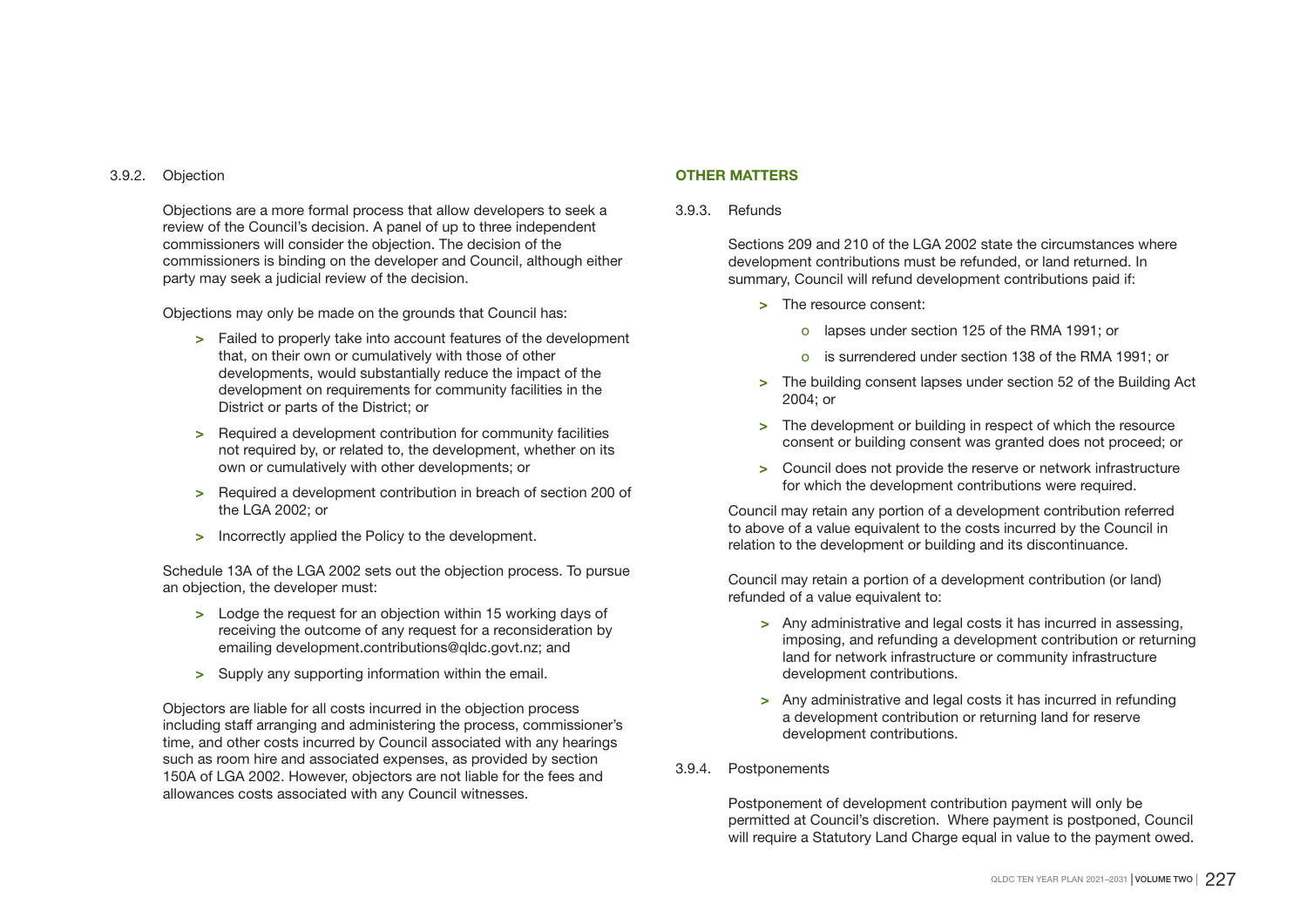### 3.9.2. Objection

Objections are a more formal process that allow developers to seek a review of the Council's decision. A panel of up to three independent commissioners will consider the objection. The decision of the commissioners is binding on the developer and Council, although either party may seek a judicial review of the decision.

Objections may only be made on the grounds that Council has:

- Failed to properly take into account features of the development that, on their own or cumulatively with those of other developments, would substantially reduce the impact of the development on requirements for community facilities in the District or parts of the District; or
- Required a development contribution for community facilities not required by, or related to, the development, whether on its own or cumulatively with other developments; or
- Required a development contribution in breach of section 200 of the LGA 2002; or
- Incorrectly applied the Policy to the development.

Schedule 13A of the LGA 2002 sets out the objection process. To pursue an objection, the developer must:

- Lodge the request for an objection within 15 working days of receiving the outcome of any request for a reconsideration by emailing development.contributions@qldc.govt.nz; and
- Supply any supporting information within the email.

Objectors are liable for all costs incurred in the objection process including staff arranging and administering the process, commissioner's time, and other costs incurred by Council associated with any hearings such as room hire and associated expenses, as provided by section 150A of LGA 2002. However, objectors are not liable for the fees and allowances costs associated with any Council witnesses.

## OTHER MATTERS

### 3.9.3. Refunds

Sections 209 and 210 of the LGA 2002 state the circumstances where development contributions must be refunded, or land returned. In summary, Council will refund development contributions paid if:

- The resource consent:
  - lapses under section 125 of the RMA 1991; or
  - is surrendered under section 138 of the RMA 1991; or
- The building consent lapses under section 52 of the Building Act 2004; or
- The development or building in respect of which the resource consent or building consent was granted does not proceed; or
- Council does not provide the reserve or network infrastructure for which the development contributions were required.

Council may retain any portion of a development contribution referred to above of a value equivalent to the costs incurred by the Council in relation to the development or building and its discontinuance.

Council may retain a portion of a development contribution (or land) refunded of a value equivalent to:

- Any administrative and legal costs it has incurred in assessing, imposing, and refunding a development contribution or returning land for network infrastructure or community infrastructure development contributions.
- Any administrative and legal costs it has incurred in refunding a development contribution or returning land for reserve development contributions.

### 3.9.4. Postponements

Postponement of development contribution payment will only be permitted at Council's discretion. Where payment is postponed, Council will require a Statutory Land Charge equal in value to the payment owed.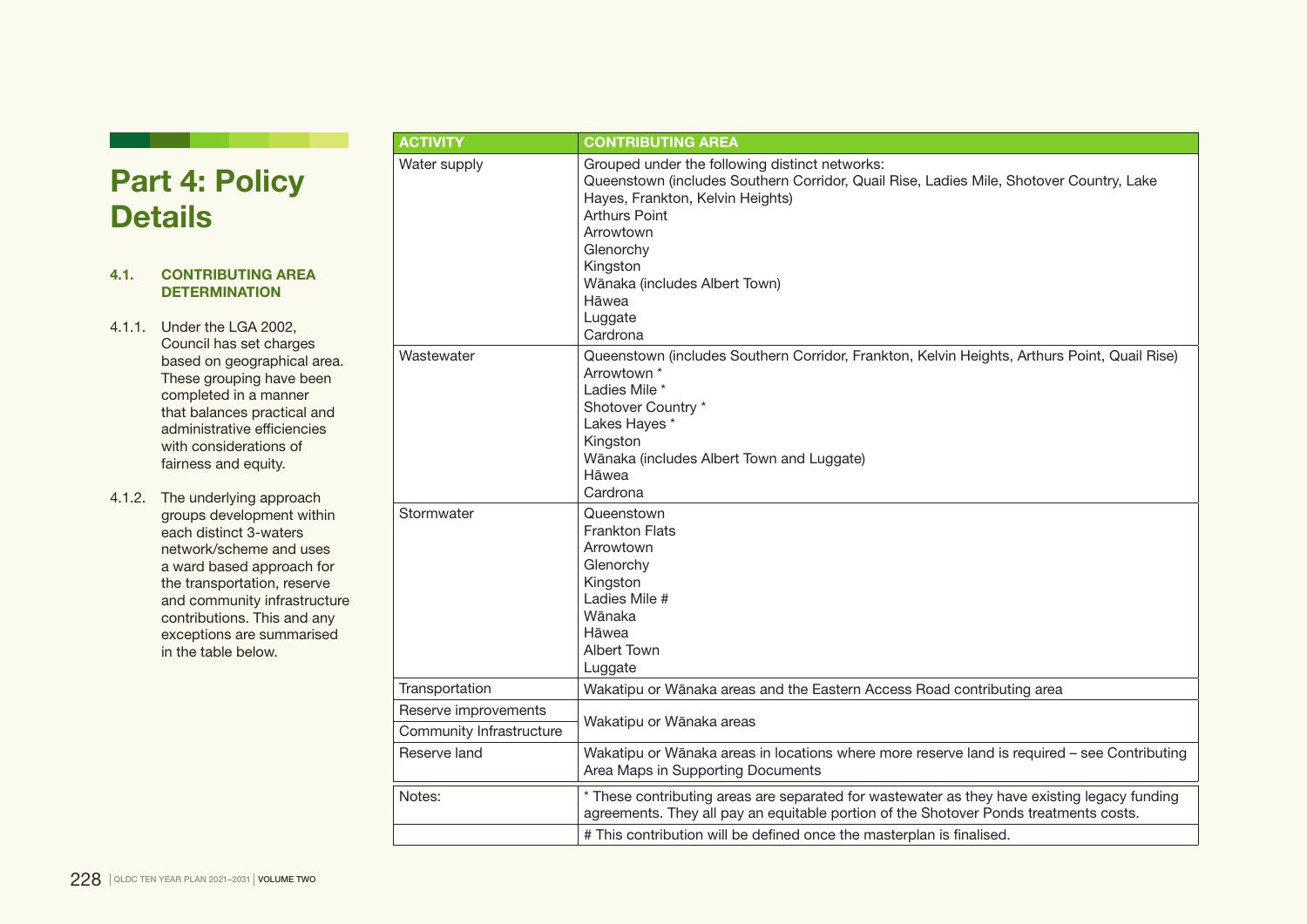# Part 4: Policy Details

### 4.1. CONTRIBUTING AREA DETERMINATION

4.1.1. Under the LGA 2002, Council has set charges based on geographical area. These grouping have been completed in a manner that balances practical and administrative efficiencies with considerations of fairness and equity.

4.1.2. The underlying approach groups development within each distinct 3-waters network/scheme and uses a ward based approach for the transportation, reserve and community infrastructure contributions. This and any exceptions are summarised in the table below.

| ACTIVITY | CONTRIBUTING AREA |
| --- | --- |
| Water supply | Grouped under the following distinct networks:<br>Queenstown (includes Southern Corridor, Quail Rise, Ladies Mile, Shotover Country, Lake Hayes, Frankton, Kelvin Heights)<br>Arthurs Point<br>Arrowtown<br>Glenorchy<br>Kingston<br>Wānaka (includes Albert Town)<br>Hāwea<br>Luggate<br>Cardrona |
| Wastewater | Queenstown (includes Southern Corridor, Frankton, Kelvin Heights, Arthurs Point, Quail Rise)<br>Arrowtown *<br>Ladies Mile *<br>Shotover Country *<br>Lakes Hayes *<br>Kingston<br>Wānaka (includes Albert Town and Luggate)<br>Hāwea<br>Cardrona |
| Stormwater | Queenstown<br>Frankton Flats<br>Arrowtown<br>Glenorchy<br>Kingston<br>Ladies Mile #<br>Wānaka<br>Hāwea<br>Albert Town<br>Luggate |
| Transportation | Wakatipu or Wānaka areas and the Eastern Access Road contributing area |
| Reserve improvements | Wakatipu or Wānaka areas |
| Community Infrastructure | Wakatipu or Wānaka areas |
| Reserve land | Wakatipu or Wānaka areas in locations where more reserve land is required – see Contributing Area Maps in Supporting Documents |
| Notes: | * These contributing areas are separated for wastewater as they have existing legacy funding agreements. They all pay an equitable portion of the Shotover Ponds treatments costs. |
| | # This contribution will be defined once the masterplan is finalised. |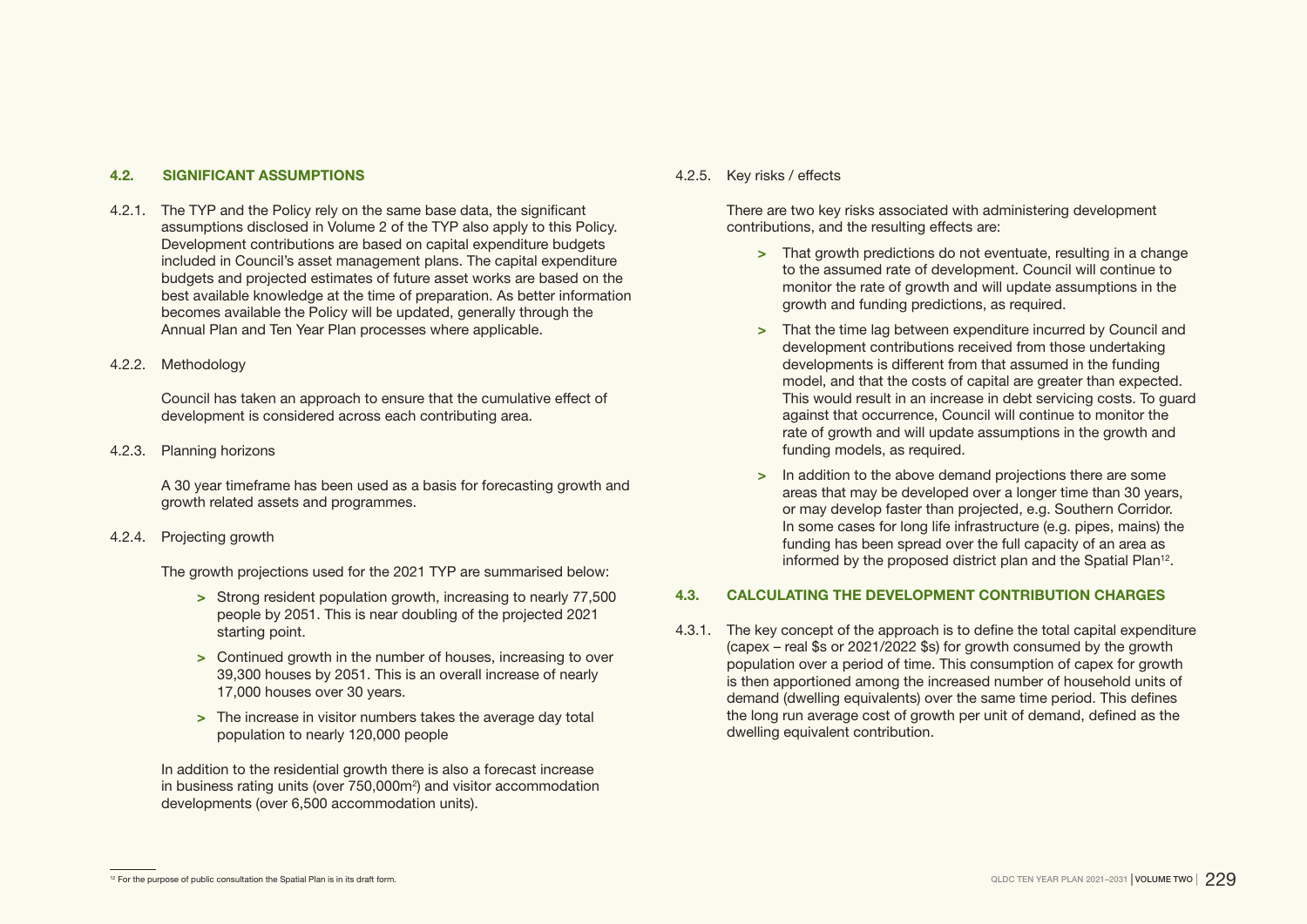### 4.2. SIGNIFICANT ASSUMPTIONS

4.2.1. The TYP and the Policy rely on the same base data, the significant assumptions disclosed in Volume 2 of the TYP also apply to this Policy. Development contributions are based on capital expenditure budgets included in Council's asset management plans. The capital expenditure budgets and projected estimates of future asset works are based on the best available knowledge at the time of preparation. As better information becomes available the Policy will be updated, generally through the Annual Plan and Ten Year Plan processes where applicable.

4.2.2. Methodology

Council has taken an approach to ensure that the cumulative effect of development is considered across each contributing area.

4.2.3. Planning horizons

A 30 year timeframe has been used as a basis for forecasting growth and growth related assets and programmes.

4.2.4. Projecting growth

The growth projections used for the 2021 TYP are summarised below:

- Strong resident population growth, increasing to nearly 77,500 people by 2051. This is near doubling of the projected 2021 starting point.
- Continued growth in the number of houses, increasing to over 39,300 houses by 2051. This is an overall increase of nearly 17,000 houses over 30 years.
- The increase in visitor numbers takes the average day total population to nearly 120,000 people

In addition to the residential growth there is also a forecast increase in business rating units (over 750,000m$^2$) and visitor accommodation developments (over 6,500 accommodation units).

4.2.5. Key risks / effects

There are two key risks associated with administering development contributions, and the resulting effects are:

- That growth predictions do not eventuate, resulting in a change to the assumed rate of development. Council will continue to monitor the rate of growth and will update assumptions in the growth and funding predictions, as required.
- That the time lag between expenditure incurred by Council and development contributions received from those undertaking developments is different from that assumed in the funding model, and that the costs of capital are greater than expected. This would result in an increase in debt servicing costs. To guard against that occurrence, Council will continue to monitor the rate of growth and will update assumptions in the growth and funding models, as required.
- In addition to the above demand projections there are some areas that may be developed over a longer time than 30 years, or may develop faster than projected, e.g. Southern Corridor. In some cases for long life infrastructure (e.g. pipes, mains) the funding has been spread over the full capacity of an area as informed by the proposed district plan and the Spatial Plan[12].

### 4.3. CALCULATING THE DEVELOPMENT CONTRIBUTION CHARGES

4.3.1. The key concept of the approach is to define the total capital expenditure (capex – real $s or 2021/2022 $s) for growth consumed by the growth population over a period of time. This consumption of capex for growth is then apportioned among the increased number of household units of demand (dwelling equivalents) over the same time period. This defines the long run average cost of growth per unit of demand, defined as the dwelling equivalent contribution.

[12] For the purpose of public consultation the Spatial Plan is in its draft form.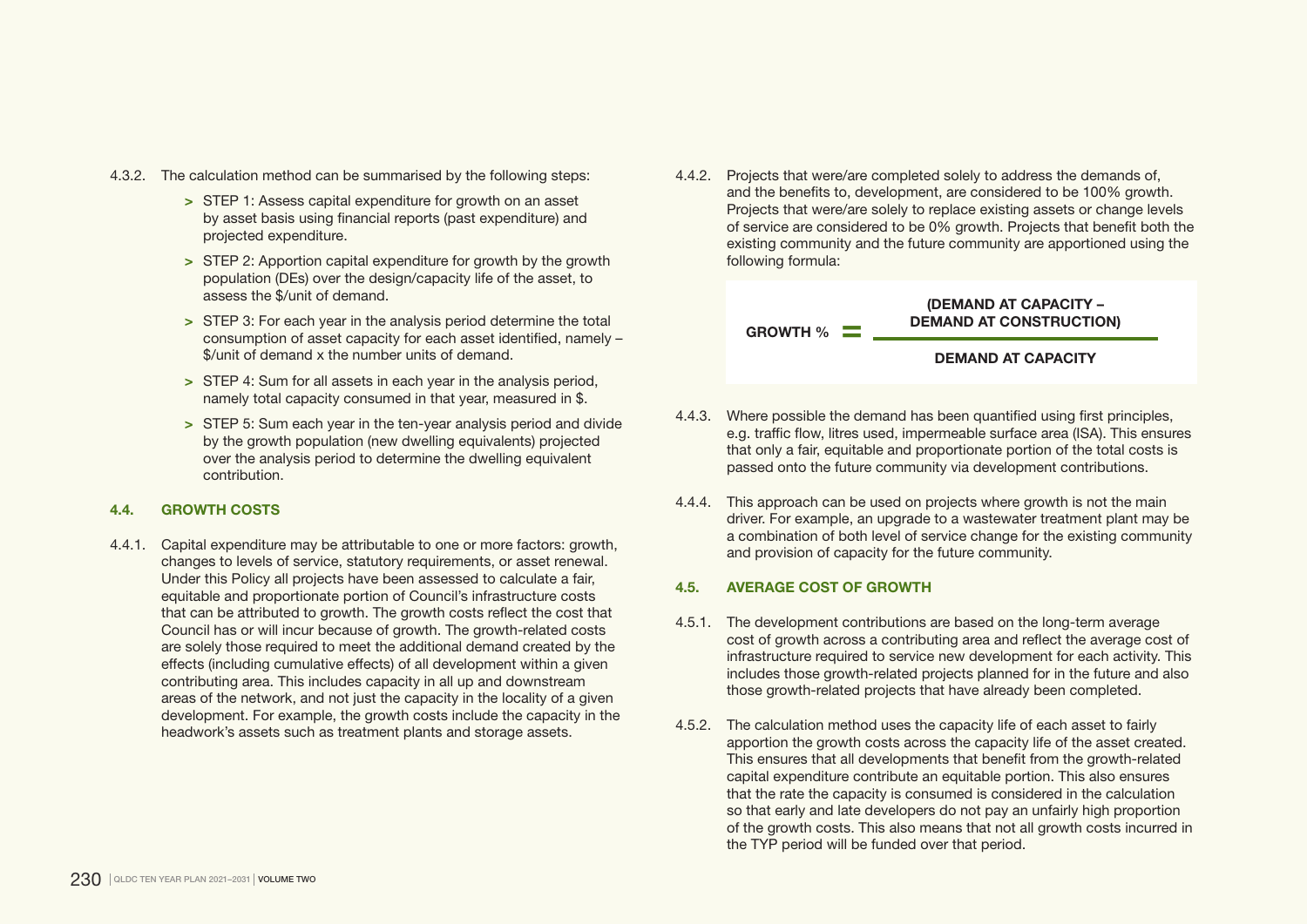4.3.2. The calculation method can be summarised by the following steps:

- STEP 1: Assess capital expenditure for growth on an asset by asset basis using financial reports (past expenditure) and projected expenditure.
- STEP 2: Apportion capital expenditure for growth by the growth population (DEs) over the design/capacity life of the asset, to assess the $/unit of demand.
- STEP 3: For each year in the analysis period determine the total consumption of asset capacity for each asset identified, namely – $/unit of demand x the number units of demand.
- STEP 4: Sum for all assets in each year in the analysis period, namely total capacity consumed in that year, measured in $.
- STEP 5: Sum each year in the ten-year analysis period and divide by the growth population (new dwelling equivalents) projected over the analysis period to determine the dwelling equivalent contribution.

## 4.4. GROWTH COSTS

4.4.1. Capital expenditure may be attributable to one or more factors: growth, changes to levels of service, statutory requirements, or asset renewal. Under this Policy all projects have been assessed to calculate a fair, equitable and proportionate portion of Council's infrastructure costs that can be attributed to growth. The growth costs reflect the cost that Council has or will incur because of growth. The growth-related costs are solely those required to meet the additional demand created by the effects (including cumulative effects) of all development within a given contributing area. This includes capacity in all up and downstream areas of the network, and not just the capacity in the locality of a given development. For example, the growth costs include the capacity in the headwork's assets such as treatment plants and storage assets.

4.4.2. Projects that were/are completed solely to address the demands of, and the benefits to, development, are considered to be 100% growth. Projects that were/are solely to replace existing assets or change levels of service are considered to be 0% growth. Projects that benefit both the existing community and the future community are apportioned using the following formula:

$$\text{GROWTH \%} = \frac{\text{(DEMAND AT CAPACITY – DEMAND AT CONSTRUCTION)}}{\text{DEMAND AT CAPACITY}}$$

4.4.3. Where possible the demand has been quantified using first principles, e.g. traffic flow, litres used, impermeable surface area (ISA). This ensures that only a fair, equitable and proportionate portion of the total costs is passed onto the future community via development contributions.

4.4.4. This approach can be used on projects where growth is not the main driver. For example, an upgrade to a wastewater treatment plant may be a combination of both level of service change for the existing community and provision of capacity for the future community.

## 4.5. AVERAGE COST OF GROWTH

4.5.1. The development contributions are based on the long-term average cost of growth across a contributing area and reflect the average cost of infrastructure required to service new development for each activity. This includes those growth-related projects planned for in the future and also those growth-related projects that have already been completed.

4.5.2. The calculation method uses the capacity life of each asset to fairly apportion the growth costs across the capacity life of the asset created. This ensures that all developments that benefit from the growth-related capital expenditure contribute an equitable portion. This also ensures that the rate the capacity is consumed is considered in the calculation so that early and late developers do not pay an unfairly high proportion of the growth costs. This also means that not all growth costs incurred in the TYP period will be funded over that period.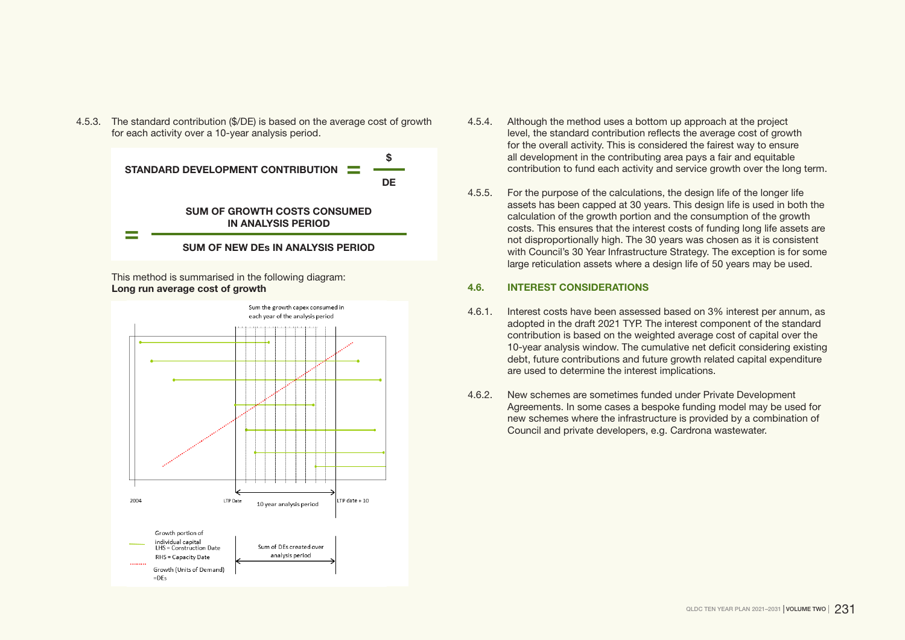4.5.3. The standard contribution ($/DE) is based on the average cost of growth for each activity over a 10-year analysis period.

$$\text{STANDARD DEVELOPMENT CONTRIBUTION} = \frac{\$}{\text{DE}}$$

$$= \frac{\text{SUM OF GROWTH COSTS CONSUMED IN ANALYSIS PERIOD}}{\text{SUM OF NEW DEs IN ANALYSIS PERIOD}}$$

This method is summarised in the following diagram:
**Long run average cost of growth**

Sum the growth capex consumed in each year of the analysis period

2004 — LTP Date — 10 year analysis period — LTP date + 10

Growth portion of individual capital LHS = Construction Date RHS = Capacity Date

Growth (Units of Demand) =DEs

Sum of DEs created over analysis period

4.5.4. Although the method uses a bottom up approach at the project level, the standard contribution reflects the average cost of growth for the overall activity. This is considered the fairest way to ensure all development in the contributing area pays a fair and equitable contribution to fund each activity and service growth over the long term.

4.5.5. For the purpose of the calculations, the design life of the longer life assets has been capped at 30 years. This design life is used in both the calculation of the growth portion and the consumption of the growth costs. This ensures that the interest costs of funding long life assets are not disproportionally high. The 30 years was chosen as it is consistent with Council's 30 Year Infrastructure Strategy. The exception is for some large reticulation assets where a design life of 50 years may be used.

## 4.6. INTEREST CONSIDERATIONS

4.6.1. Interest costs have been assessed based on 3% interest per annum, as adopted in the draft 2021 TYP. The interest component of the standard contribution is based on the weighted average cost of capital over the 10-year analysis window. The cumulative net deficit considering existing debt, future contributions and future growth related capital expenditure are used to determine the interest implications.

4.6.2. New schemes are sometimes funded under Private Development Agreements. In some cases a bespoke funding model may be used for new schemes where the infrastructure is provided by a combination of Council and private developers, e.g. Cardrona wastewater.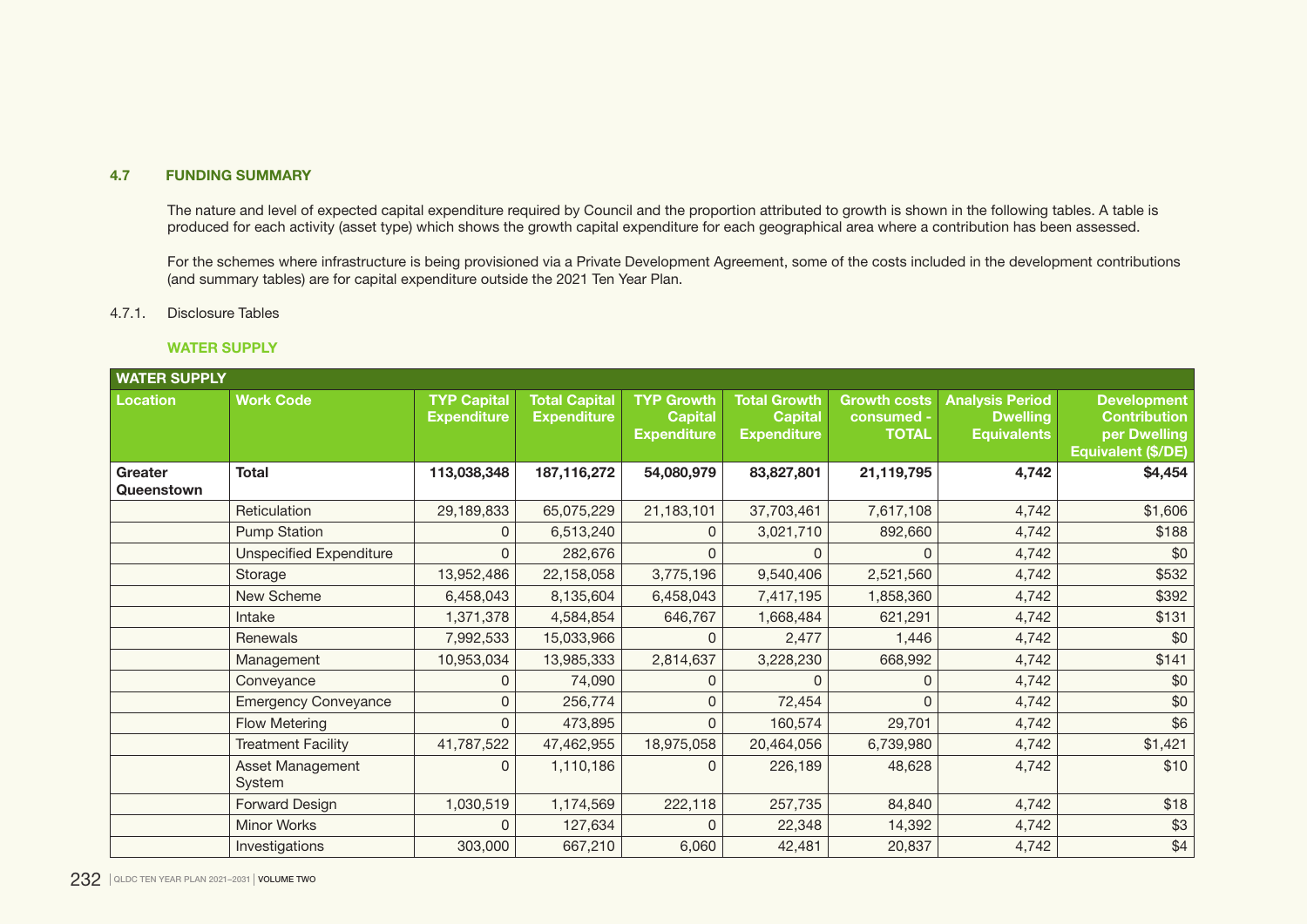### 4.7 FUNDING SUMMARY

The nature and level of expected capital expenditure required by Council and the proportion attributed to growth is shown in the following tables. A table is produced for each activity (asset type) which shows the growth capital expenditure for each geographical area where a contribution has been assessed.

For the schemes where infrastructure is being provisioned via a Private Development Agreement, some of the costs included in the development contributions (and summary tables) are for capital expenditure outside the 2021 Ten Year Plan.

4.7.1. Disclosure Tables

#### WATER SUPPLY

| WATER SUPPLY | | | | | | | | |
|---|---|---|---|---|---|---|---|---|
| **Location** | **Work Code** | **TYP Capital Expenditure** | **Total Capital Expenditure** | **TYP Growth Capital Expenditure** | **Total Growth Capital Expenditure** | **Growth costs consumed - TOTAL** | **Analysis Period Dwelling Equivalents** | **Development Contribution per Dwelling Equivalent ($/DE)** |
| **Greater Queenstown** | **Total** | **113,038,348** | **187,116,272** | **54,080,979** | **83,827,801** | **21,119,795** | **4,742** | **$4,454** |
| | Reticulation | 29,189,833 | 65,075,229 | 21,183,101 | 37,703,461 | 7,617,108 | 4,742 | $1,606 |
| | Pump Station | 0 | 6,513,240 | 0 | 3,021,710 | 892,660 | 4,742 | $188 |
| | Unspecified Expenditure | 0 | 282,676 | 0 | 0 | 0 | 4,742 | $0 |
| | Storage | 13,952,486 | 22,158,058 | 3,775,196 | 9,540,406 | 2,521,560 | 4,742 | $532 |
| | New Scheme | 6,458,043 | 8,135,604 | 6,458,043 | 7,417,195 | 1,858,360 | 4,742 | $392 |
| | Intake | 1,371,378 | 4,584,854 | 646,767 | 1,668,484 | 621,291 | 4,742 | $131 |
| | Renewals | 7,992,533 | 15,033,966 | 0 | 2,477 | 1,446 | 4,742 | $0 |
| | Management | 10,953,034 | 13,985,333 | 2,814,637 | 3,228,230 | 668,992 | 4,742 | $141 |
| | Conveyance | 0 | 74,090 | 0 | 0 | 0 | 4,742 | $0 |
| | Emergency Conveyance | 0 | 256,774 | 0 | 72,454 | 0 | 4,742 | $0 |
| | Flow Metering | 0 | 473,895 | 0 | 160,574 | 29,701 | 4,742 | $6 |
| | Treatment Facility | 41,787,522 | 47,462,955 | 18,975,058 | 20,464,056 | 6,739,980 | 4,742 | $1,421 |
| | Asset Management System | 0 | 1,110,186 | 0 | 226,189 | 48,628 | 4,742 | $10 |
| | Forward Design | 1,030,519 | 1,174,569 | 222,118 | 257,735 | 84,840 | 4,742 | $18 |
| | Minor Works | 0 | 127,634 | 0 | 22,348 | 14,392 | 4,742 | $3 |
| | Investigations | 303,000 | 667,210 | 6,060 | 42,481 | 20,837 | 4,742 | $4 |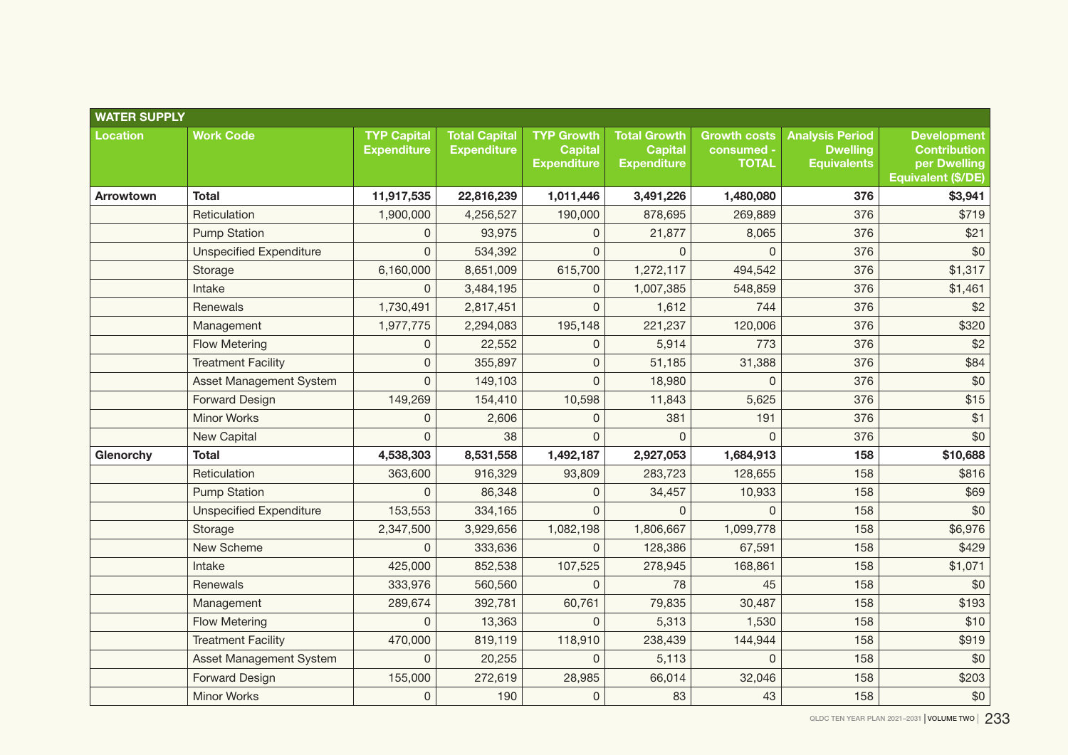| WATER SUPPLY | | | | | | | | |
|---|---|---|---|---|---|---|---|---|
| **Location** | **Work Code** | **TYP Capital Expenditure** | **Total Capital Expenditure** | **TYP Growth Capital Expenditure** | **Total Growth Capital Expenditure** | **Growth costs consumed - TOTAL** | **Analysis Period Dwelling Equivalents** | **Development Contribution per Dwelling Equivalent ($/DE)** |
| **Arrowtown** | **Total** | **11,917,535** | **22,816,239** | **1,011,446** | **3,491,226** | **1,480,080** | **376** | **$3,941** |
| | Reticulation | 1,900,000 | 4,256,527 | 190,000 | 878,695 | 269,889 | 376 | $719 |
| | Pump Station | 0 | 93,975 | 0 | 21,877 | 8,065 | 376 | $21 |
| | Unspecified Expenditure | 0 | 534,392 | 0 | 0 | 0 | 376 | $0 |
| | Storage | 6,160,000 | 8,651,009 | 615,700 | 1,272,117 | 494,542 | 376 | $1,317 |
| | Intake | 0 | 3,484,195 | 0 | 1,007,385 | 548,859 | 376 | $1,461 |
| | Renewals | 1,730,491 | 2,817,451 | 0 | 1,612 | 744 | 376 | $2 |
| | Management | 1,977,775 | 2,294,083 | 195,148 | 221,237 | 120,006 | 376 | $320 |
| | Flow Metering | 0 | 22,552 | 0 | 5,914 | 773 | 376 | $2 |
| | Treatment Facility | 0 | 355,897 | 0 | 51,185 | 31,388 | 376 | $84 |
| | Asset Management System | 0 | 149,103 | 0 | 18,980 | 0 | 376 | $0 |
| | Forward Design | 149,269 | 154,410 | 10,598 | 11,843 | 5,625 | 376 | $15 |
| | Minor Works | 0 | 2,606 | 0 | 381 | 191 | 376 | $1 |
| | New Capital | 0 | 38 | 0 | 0 | 0 | 376 | $0 |
| **Glenorchy** | **Total** | **4,538,303** | **8,531,558** | **1,492,187** | **2,927,053** | **1,684,913** | **158** | **$10,688** |
| | Reticulation | 363,600 | 916,329 | 93,809 | 283,723 | 128,655 | 158 | $816 |
| | Pump Station | 0 | 86,348 | 0 | 34,457 | 10,933 | 158 | $69 |
| | Unspecified Expenditure | 153,553 | 334,165 | 0 | 0 | 0 | 158 | $0 |
| | Storage | 2,347,500 | 3,929,656 | 1,082,198 | 1,806,667 | 1,099,778 | 158 | $6,976 |
| | New Scheme | 0 | 333,636 | 0 | 128,386 | 67,591 | 158 | $429 |
| | Intake | 425,000 | 852,538 | 107,525 | 278,945 | 168,861 | 158 | $1,071 |
| | Renewals | 333,976 | 560,560 | 0 | 78 | 45 | 158 | $0 |
| | Management | 289,674 | 392,781 | 60,761 | 79,835 | 30,487 | 158 | $193 |
| | Flow Metering | 0 | 13,363 | 0 | 5,313 | 1,530 | 158 | $10 |
| | Treatment Facility | 470,000 | 819,119 | 118,910 | 238,439 | 144,944 | 158 | $919 |
| | Asset Management System | 0 | 20,255 | 0 | 5,113 | 0 | 158 | $0 |
| | Forward Design | 155,000 | 272,619 | 28,985 | 66,014 | 32,046 | 158 | $203 |
| | Minor Works | 0 | 190 | 0 | 83 | 43 | 158 | $0 |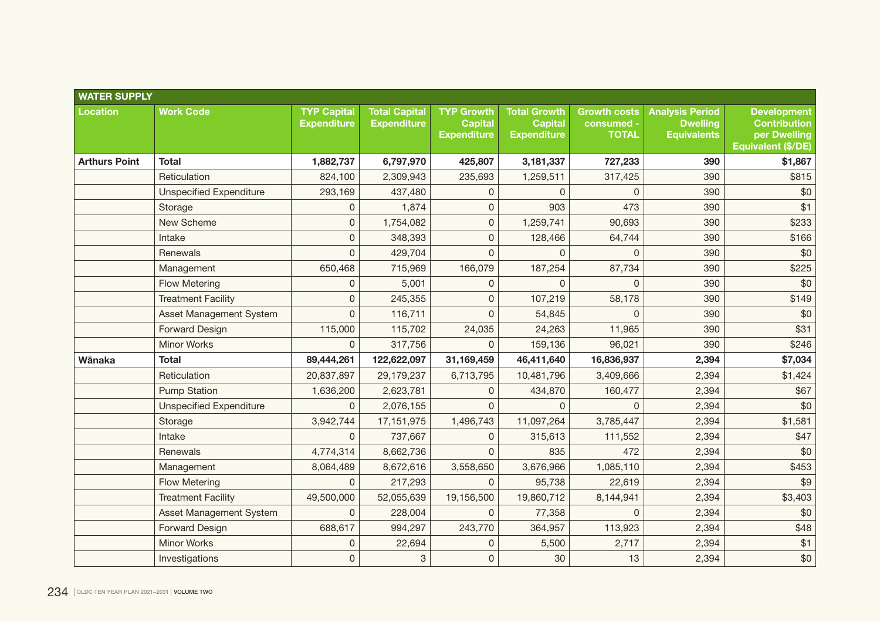| WATER SUPPLY | | | | | | | | |
|---|---|---|---|---|---|---|---|---|
| **Location** | **Work Code** | **TYP Capital Expenditure** | **Total Capital Expenditure** | **TYP Growth Capital Expenditure** | **Total Growth Capital Expenditure** | **Growth costs consumed - TOTAL** | **Analysis Period Dwelling Equivalents** | **Development Contribution per Dwelling Equivalent ($/DE)** |
| **Arthurs Point** | **Total** | **1,882,737** | **6,797,970** | **425,807** | **3,181,337** | **727,233** | **390** | **$1,867** |
| | Reticulation | 824,100 | 2,309,943 | 235,693 | 1,259,511 | 317,425 | 390 | $815 |
| | Unspecified Expenditure | 293,169 | 437,480 | 0 | 0 | 0 | 390 | $0 |
| | Storage | 0 | 1,874 | 0 | 903 | 473 | 390 | $1 |
| | New Scheme | 0 | 1,754,082 | 0 | 1,259,741 | 90,693 | 390 | $233 |
| | Intake | 0 | 348,393 | 0 | 128,466 | 64,744 | 390 | $166 |
| | Renewals | 0 | 429,704 | 0 | 0 | 0 | 390 | $0 |
| | Management | 650,468 | 715,969 | 166,079 | 187,254 | 87,734 | 390 | $225 |
| | Flow Metering | 0 | 5,001 | 0 | 0 | 0 | 390 | $0 |
| | Treatment Facility | 0 | 245,355 | 0 | 107,219 | 58,178 | 390 | $149 |
| | Asset Management System | 0 | 116,711 | 0 | 54,845 | 0 | 390 | $0 |
| | Forward Design | 115,000 | 115,702 | 24,035 | 24,263 | 11,965 | 390 | $31 |
| | Minor Works | 0 | 317,756 | 0 | 159,136 | 96,021 | 390 | $246 |
| **Wānaka** | **Total** | **89,444,261** | **122,622,097** | **31,169,459** | **46,411,640** | **16,836,937** | **2,394** | **$7,034** |
| | Reticulation | 20,837,897 | 29,179,237 | 6,713,795 | 10,481,796 | 3,409,666 | 2,394 | $1,424 |
| | Pump Station | 1,636,200 | 2,623,781 | 0 | 434,870 | 160,477 | 2,394 | $67 |
| | Unspecified Expenditure | 0 | 2,076,155 | 0 | 0 | 0 | 2,394 | $0 |
| | Storage | 3,942,744 | 17,151,975 | 1,496,743 | 11,097,264 | 3,785,447 | 2,394 | $1,581 |
| | Intake | 0 | 737,667 | 0 | 315,613 | 111,552 | 2,394 | $47 |
| | Renewals | 4,774,314 | 8,662,736 | 0 | 835 | 472 | 2,394 | $0 |
| | Management | 8,064,489 | 8,672,616 | 3,558,650 | 3,676,966 | 1,085,110 | 2,394 | $453 |
| | Flow Metering | 0 | 217,293 | 0 | 95,738 | 22,619 | 2,394 | $9 |
| | Treatment Facility | 49,500,000 | 52,055,639 | 19,156,500 | 19,860,712 | 8,144,941 | 2,394 | $3,403 |
| | Asset Management System | 0 | 228,004 | 0 | 77,358 | 0 | 2,394 | $0 |
| | Forward Design | 688,617 | 994,297 | 243,770 | 364,957 | 113,923 | 2,394 | $48 |
| | Minor Works | 0 | 22,694 | 0 | 5,500 | 2,717 | 2,394 | $1 |
| | Investigations | 0 | 3 | 0 | 30 | 13 | 2,394 | $0 |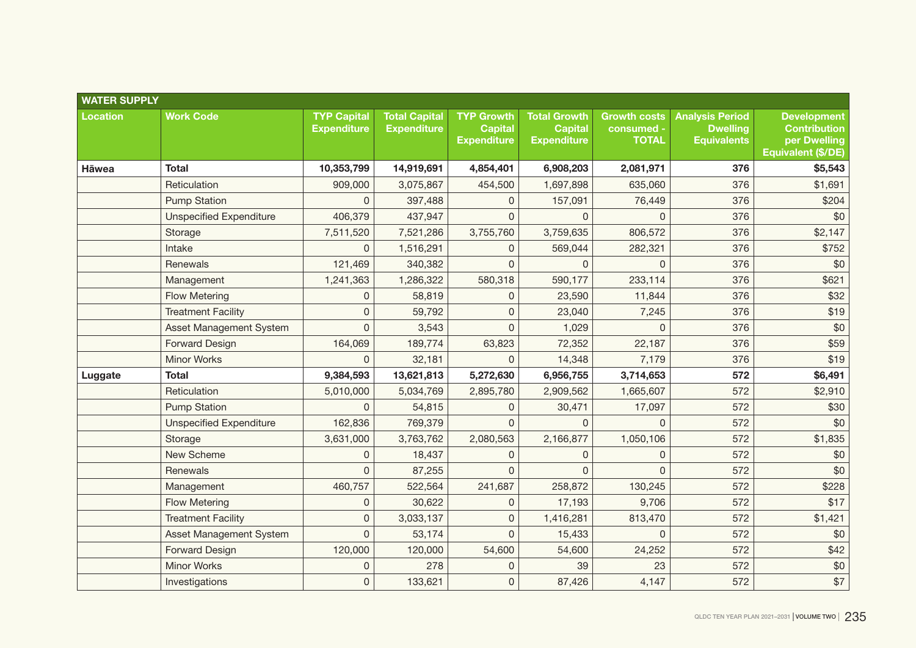| WATER SUPPLY | | | | | | | | |
|---|---|---|---|---|---|---|---|---|
| **Location** | **Work Code** | **TYP Capital Expenditure** | **Total Capital Expenditure** | **TYP Growth Capital Expenditure** | **Total Growth Capital Expenditure** | **Growth costs consumed - TOTAL** | **Analysis Period Dwelling Equivalents** | **Development Contribution per Dwelling Equivalent ($/DE)** |
| **Hāwea** | **Total** | **10,353,799** | **14,919,691** | **4,854,401** | **6,908,203** | **2,081,971** | **376** | **$5,543** |
| | Reticulation | 909,000 | 3,075,867 | 454,500 | 1,697,898 | 635,060 | 376 | $1,691 |
| | Pump Station | 0 | 397,488 | 0 | 157,091 | 76,449 | 376 | $204 |
| | Unspecified Expenditure | 406,379 | 437,947 | 0 | 0 | 0 | 376 | $0 |
| | Storage | 7,511,520 | 7,521,286 | 3,755,760 | 3,759,635 | 806,572 | 376 | $2,147 |
| | Intake | 0 | 1,516,291 | 0 | 569,044 | 282,321 | 376 | $752 |
| | Renewals | 121,469 | 340,382 | 0 | 0 | 0 | 376 | $0 |
| | Management | 1,241,363 | 1,286,322 | 580,318 | 590,177 | 233,114 | 376 | $621 |
| | Flow Metering | 0 | 58,819 | 0 | 23,590 | 11,844 | 376 | $32 |
| | Treatment Facility | 0 | 59,792 | 0 | 23,040 | 7,245 | 376 | $19 |
| | Asset Management System | 0 | 3,543 | 0 | 1,029 | 0 | 376 | $0 |
| | Forward Design | 164,069 | 189,774 | 63,823 | 72,352 | 22,187 | 376 | $59 |
| | Minor Works | 0 | 32,181 | 0 | 14,348 | 7,179 | 376 | $19 |
| **Luggate** | **Total** | **9,384,593** | **13,621,813** | **5,272,630** | **6,956,755** | **3,714,653** | **572** | **$6,491** |
| | Reticulation | 5,010,000 | 5,034,769 | 2,895,780 | 2,909,562 | 1,665,607 | 572 | $2,910 |
| | Pump Station | 0 | 54,815 | 0 | 30,471 | 17,097 | 572 | $30 |
| | Unspecified Expenditure | 162,836 | 769,379 | 0 | 0 | 0 | 572 | $0 |
| | Storage | 3,631,000 | 3,763,762 | 2,080,563 | 2,166,877 | 1,050,106 | 572 | $1,835 |
| | New Scheme | 0 | 18,437 | 0 | 0 | 0 | 572 | $0 |
| | Renewals | 0 | 87,255 | 0 | 0 | 0 | 572 | $0 |
| | Management | 460,757 | 522,564 | 241,687 | 258,872 | 130,245 | 572 | $228 |
| | Flow Metering | 0 | 30,622 | 0 | 17,193 | 9,706 | 572 | $17 |
| | Treatment Facility | 0 | 3,033,137 | 0 | 1,416,281 | 813,470 | 572 | $1,421 |
| | Asset Management System | 0 | 53,174 | 0 | 15,433 | 0 | 572 | $0 |
| | Forward Design | 120,000 | 120,000 | 54,600 | 54,600 | 24,252 | 572 | $42 |
| | Minor Works | 0 | 278 | 0 | 39 | 23 | 572 | $0 |
| | Investigations | 0 | 133,621 | 0 | 87,426 | 4,147 | 572 | $7 |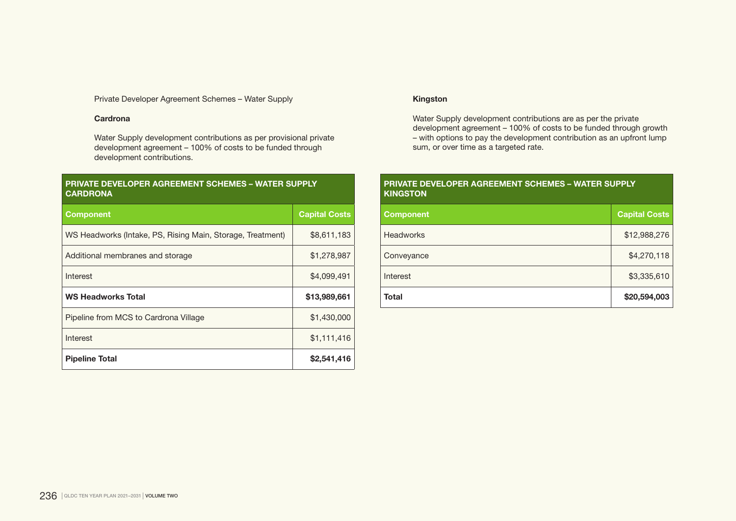Private Developer Agreement Schemes – Water Supply

### Cardrona

Water Supply development contributions as per provisional private development agreement – 100% of costs to be funded through development contributions.

| PRIVATE DEVELOPER AGREEMENT SCHEMES – WATER SUPPLY CARDRONA | |
|---|---|
| **Component** | **Capital Costs** |
| WS Headworks (Intake, PS, Rising Main, Storage, Treatment) | $8,611,183 |
| Additional membranes and storage | $1,278,987 |
| Interest | $4,099,491 |
| **WS Headworks Total** | **$13,989,661** |
| Pipeline from MCS to Cardrona Village | $1,430,000 |
| Interest | $1,111,416 |
| **Pipeline Total** | **$2,541,416** |

### Kingston

Water Supply development contributions are as per the private development agreement – 100% of costs to be funded through growth – with options to pay the development contribution as an upfront lump sum, or over time as a targeted rate.

| PRIVATE DEVELOPER AGREEMENT SCHEMES – WATER SUPPLY KINGSTON | |
|---|---|
| **Component** | **Capital Costs** |
| Headworks | $12,988,276 |
| Conveyance | $4,270,118 |
| Interest | $3,335,610 |
| **Total** | **$20,594,003** |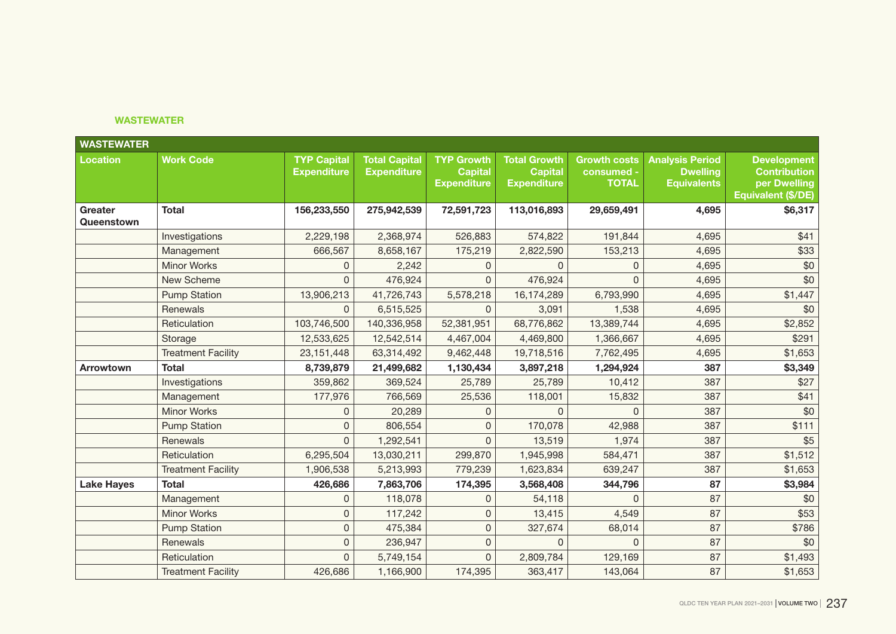## WASTEWATER

| WASTEWATER | | | | | | | | |
|---|---|---|---|---|---|---|---|---|
| **Location** | **Work Code** | **TYP Capital Expenditure** | **Total Capital Expenditure** | **TYP Growth Capital Expenditure** | **Total Growth Capital Expenditure** | **Growth costs consumed - TOTAL** | **Analysis Period Dwelling Equivalents** | **Development Contribution per Dwelling Equivalent ($/DE)** |
| **Greater Queenstown** | **Total** | **156,233,550** | **275,942,539** | **72,591,723** | **113,016,893** | **29,659,491** | **4,695** | **$6,317** |
| | Investigations | 2,229,198 | 2,368,974 | 526,883 | 574,822 | 191,844 | 4,695 | $41 |
| | Management | 666,567 | 8,658,167 | 175,219 | 2,822,590 | 153,213 | 4,695 | $33 |
| | Minor Works | 0 | 2,242 | 0 | 0 | 0 | 4,695 | $0 |
| | New Scheme | 0 | 476,924 | 0 | 476,924 | 0 | 4,695 | $0 |
| | Pump Station | 13,906,213 | 41,726,743 | 5,578,218 | 16,174,289 | 6,793,990 | 4,695 | $1,447 |
| | Renewals | 0 | 6,515,525 | 0 | 3,091 | 1,538 | 4,695 | $0 |
| | Reticulation | 103,746,500 | 140,336,958 | 52,381,951 | 68,776,862 | 13,389,744 | 4,695 | $2,852 |
| | Storage | 12,533,625 | 12,542,514 | 4,467,004 | 4,469,800 | 1,366,667 | 4,695 | $291 |
| | Treatment Facility | 23,151,448 | 63,314,492 | 9,462,448 | 19,718,516 | 7,762,495 | 4,695 | $1,653 |
| **Arrowtown** | **Total** | **8,739,879** | **21,499,682** | **1,130,434** | **3,897,218** | **1,294,924** | **387** | **$3,349** |
| | Investigations | 359,862 | 369,524 | 25,789 | 25,789 | 10,412 | 387 | $27 |
| | Management | 177,976 | 766,569 | 25,536 | 118,001 | 15,832 | 387 | $41 |
| | Minor Works | 0 | 20,289 | 0 | 0 | 0 | 387 | $0 |
| | Pump Station | 0 | 806,554 | 0 | 170,078 | 42,988 | 387 | $111 |
| | Renewals | 0 | 1,292,541 | 0 | 13,519 | 1,974 | 387 | $5 |
| | Reticulation | 6,295,504 | 13,030,211 | 299,870 | 1,945,998 | 584,471 | 387 | $1,512 |
| | Treatment Facility | 1,906,538 | 5,213,993 | 779,239 | 1,623,834 | 639,247 | 387 | $1,653 |
| **Lake Hayes** | **Total** | **426,686** | **7,863,706** | **174,395** | **3,568,408** | **344,796** | **87** | **$3,984** |
| | Management | 0 | 118,078 | 0 | 54,118 | 0 | 87 | $0 |
| | Minor Works | 0 | 117,242 | 0 | 13,415 | 4,549 | 87 | $53 |
| | Pump Station | 0 | 475,384 | 0 | 327,674 | 68,014 | 87 | $786 |
| | Renewals | 0 | 236,947 | 0 | 0 | 0 | 87 | $0 |
| | Reticulation | 0 | 5,749,154 | 0 | 2,809,784 | 129,169 | 87 | $1,493 |
| | Treatment Facility | 426,686 | 1,166,900 | 174,395 | 363,417 | 143,064 | 87 | $1,653 |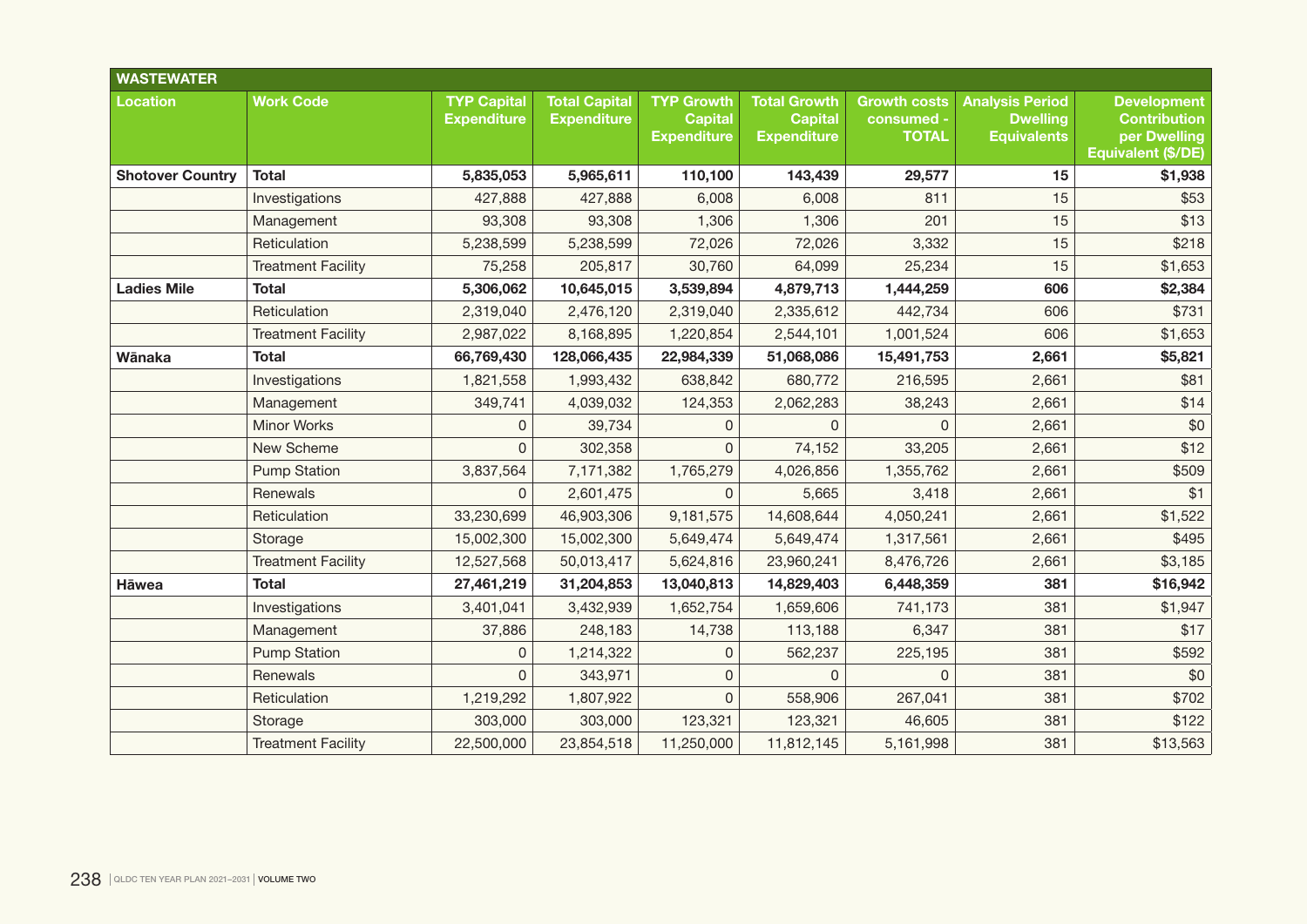| WASTEWATER | | | | | | | | |
|---|---|---|---|---|---|---|---|---|
| **Location** | **Work Code** | **TYP Capital Expenditure** | **Total Capital Expenditure** | **TYP Growth Capital Expenditure** | **Total Growth Capital Expenditure** | **Growth costs consumed - TOTAL** | **Analysis Period Dwelling Equivalents** | **Development Contribution per Dwelling Equivalent ($/DE)** |
| **Shotover Country** | **Total** | **5,835,053** | **5,965,611** | **110,100** | **143,439** | **29,577** | **15** | **$1,938** |
| | Investigations | 427,888 | 427,888 | 6,008 | 6,008 | 811 | 15 | $53 |
| | Management | 93,308 | 93,308 | 1,306 | 1,306 | 201 | 15 | $13 |
| | Reticulation | 5,238,599 | 5,238,599 | 72,026 | 72,026 | 3,332 | 15 | $218 |
| | Treatment Facility | 75,258 | 205,817 | 30,760 | 64,099 | 25,234 | 15 | $1,653 |
| **Ladies Mile** | **Total** | **5,306,062** | **10,645,015** | **3,539,894** | **4,879,713** | **1,444,259** | **606** | **$2,384** |
| | Reticulation | 2,319,040 | 2,476,120 | 2,319,040 | 2,335,612 | 442,734 | 606 | $731 |
| | Treatment Facility | 2,987,022 | 8,168,895 | 1,220,854 | 2,544,101 | 1,001,524 | 606 | $1,653 |
| **Wānaka** | **Total** | **66,769,430** | **128,066,435** | **22,984,339** | **51,068,086** | **15,491,753** | **2,661** | **$5,821** |
| | Investigations | 1,821,558 | 1,993,432 | 638,842 | 680,772 | 216,595 | 2,661 | $81 |
| | Management | 349,741 | 4,039,032 | 124,353 | 2,062,283 | 38,243 | 2,661 | $14 |
| | Minor Works | 0 | 39,734 | 0 | 0 | 0 | 2,661 | $0 |
| | New Scheme | 0 | 302,358 | 0 | 74,152 | 33,205 | 2,661 | $12 |
| | Pump Station | 3,837,564 | 7,171,382 | 1,765,279 | 4,026,856 | 1,355,762 | 2,661 | $509 |
| | Renewals | 0 | 2,601,475 | 0 | 5,665 | 3,418 | 2,661 | $1 |
| | Reticulation | 33,230,699 | 46,903,306 | 9,181,575 | 14,608,644 | 4,050,241 | 2,661 | $1,522 |
| | Storage | 15,002,300 | 15,002,300 | 5,649,474 | 5,649,474 | 1,317,561 | 2,661 | $495 |
| | Treatment Facility | 12,527,568 | 50,013,417 | 5,624,816 | 23,960,241 | 8,476,726 | 2,661 | $3,185 |
| **Hāwea** | **Total** | **27,461,219** | **31,204,853** | **13,040,813** | **14,829,403** | **6,448,359** | **381** | **$16,942** |
| | Investigations | 3,401,041 | 3,432,939 | 1,652,754 | 1,659,606 | 741,173 | 381 | $1,947 |
| | Management | 37,886 | 248,183 | 14,738 | 113,188 | 6,347 | 381 | $17 |
| | Pump Station | 0 | 1,214,322 | 0 | 562,237 | 225,195 | 381 | $592 |
| | Renewals | 0 | 343,971 | 0 | 0 | 0 | 381 | $0 |
| | Reticulation | 1,219,292 | 1,807,922 | 0 | 558,906 | 267,041 | 381 | $702 |
| | Storage | 303,000 | 303,000 | 123,321 | 123,321 | 46,605 | 381 | $122 |
| | Treatment Facility | 22,500,000 | 23,854,518 | 11,250,000 | 11,812,145 | 5,161,998 | 381 | $13,563 |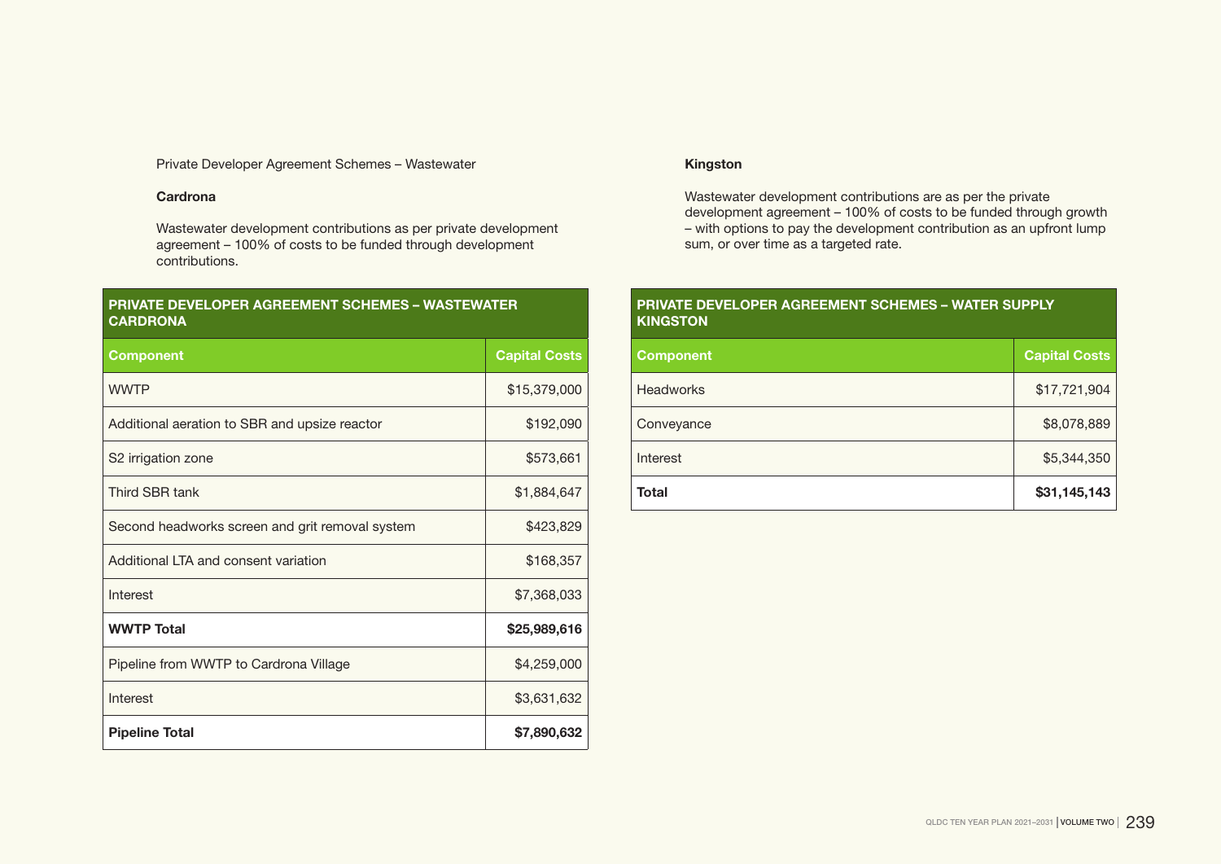Private Developer Agreement Schemes – Wastewater

**Cardrona**

Wastewater development contributions as per private development agreement – 100% of costs to be funded through development contributions.

| PRIVATE DEVELOPER AGREEMENT SCHEMES – WASTEWATER CARDRONA | |
|---|---|
| **Component** | **Capital Costs** |
| WWTP | $15,379,000 |
| Additional aeration to SBR and upsize reactor | $192,090 |
| S2 irrigation zone | $573,661 |
| Third SBR tank | $1,884,647 |
| Second headworks screen and grit removal system | $423,829 |
| Additional LTA and consent variation | $168,357 |
| Interest | $7,368,033 |
| **WWTP Total** | **$25,989,616** |
| Pipeline from WWTP to Cardrona Village | $4,259,000 |
| Interest | $3,631,632 |
| **Pipeline Total** | **$7,890,632** |

**Kingston**

Wastewater development contributions are as per the private development agreement – 100% of costs to be funded through growth – with options to pay the development contribution as an upfront lump sum, or over time as a targeted rate.

| PRIVATE DEVELOPER AGREEMENT SCHEMES – WATER SUPPLY KINGSTON | |
|---|---|
| **Component** | **Capital Costs** |
| Headworks | $17,721,904 |
| Conveyance | $8,078,889 |
| Interest | $5,344,350 |
| **Total** | **$31,145,143** |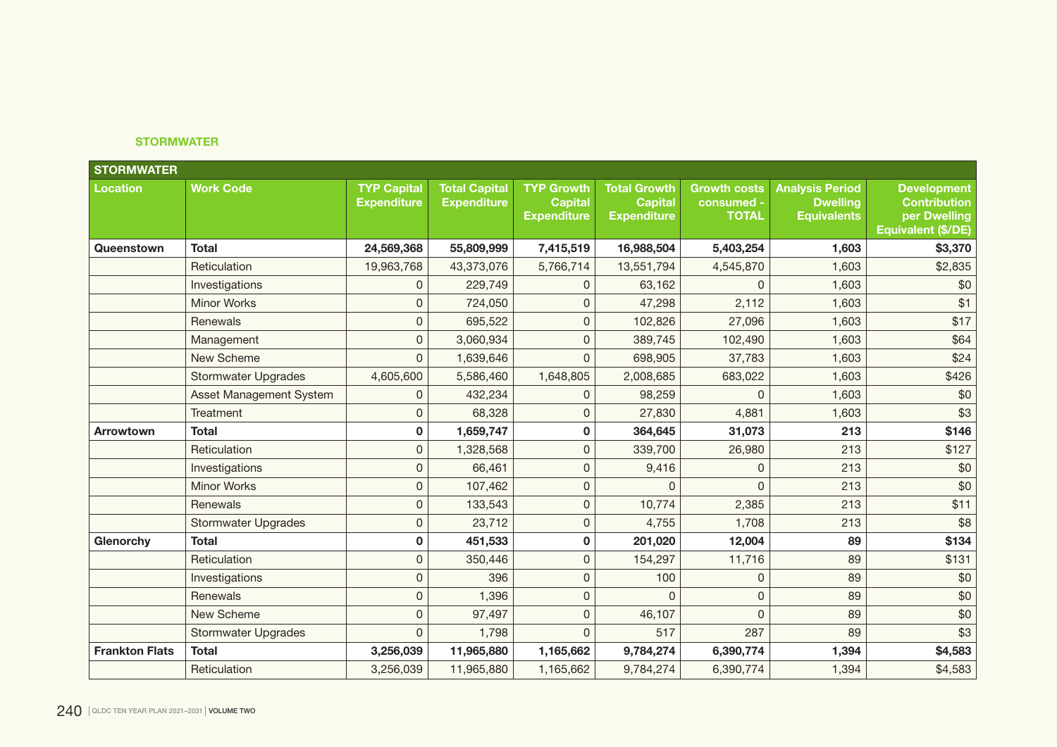## STORMWATER

| STORMWATER | | | | | | | | |
|---|---|---|---|---|---|---|---|---|
| **Location** | **Work Code** | **TYP Capital Expenditure** | **Total Capital Expenditure** | **TYP Growth Capital Expenditure** | **Total Growth Capital Expenditure** | **Growth costs consumed - TOTAL** | **Analysis Period Dwelling Equivalents** | **Development Contribution per Dwelling Equivalent ($/DE)** |
| **Queenstown** | **Total** | **24,569,368** | **55,809,999** | **7,415,519** | **16,988,504** | **5,403,254** | **1,603** | **$3,370** |
| | Reticulation | 19,963,768 | 43,373,076 | 5,766,714 | 13,551,794 | 4,545,870 | 1,603 | $2,835 |
| | Investigations | 0 | 229,749 | 0 | 63,162 | 0 | 1,603 | $0 |
| | Minor Works | 0 | 724,050 | 0 | 47,298 | 2,112 | 1,603 | $1 |
| | Renewals | 0 | 695,522 | 0 | 102,826 | 27,096 | 1,603 | $17 |
| | Management | 0 | 3,060,934 | 0 | 389,745 | 102,490 | 1,603 | $64 |
| | New Scheme | 0 | 1,639,646 | 0 | 698,905 | 37,783 | 1,603 | $24 |
| | Stormwater Upgrades | 4,605,600 | 5,586,460 | 1,648,805 | 2,008,685 | 683,022 | 1,603 | $426 |
| | Asset Management System | 0 | 432,234 | 0 | 98,259 | 0 | 1,603 | $0 |
| | Treatment | 0 | 68,328 | 0 | 27,830 | 4,881 | 1,603 | $3 |
| **Arrowtown** | **Total** | **0** | **1,659,747** | **0** | **364,645** | **31,073** | **213** | **$146** |
| | Reticulation | 0 | 1,328,568 | 0 | 339,700 | 26,980 | 213 | $127 |
| | Investigations | 0 | 66,461 | 0 | 9,416 | 0 | 213 | $0 |
| | Minor Works | 0 | 107,462 | 0 | 0 | 0 | 213 | $0 |
| | Renewals | 0 | 133,543 | 0 | 10,774 | 2,385 | 213 | $11 |
| | Stormwater Upgrades | 0 | 23,712 | 0 | 4,755 | 1,708 | 213 | $8 |
| **Glenorchy** | **Total** | **0** | **451,533** | **0** | **201,020** | **12,004** | **89** | **$134** |
| | Reticulation | 0 | 350,446 | 0 | 154,297 | 11,716 | 89 | $131 |
| | Investigations | 0 | 396 | 0 | 100 | 0 | 89 | $0 |
| | Renewals | 0 | 1,396 | 0 | 0 | 0 | 89 | $0 |
| | New Scheme | 0 | 97,497 | 0 | 46,107 | 0 | 89 | $0 |
| | Stormwater Upgrades | 0 | 1,798 | 0 | 517 | 287 | 89 | $3 |
| **Frankton Flats** | **Total** | **3,256,039** | **11,965,880** | **1,165,662** | **9,784,274** | **6,390,774** | **1,394** | **$4,583** |
| | Reticulation | 3,256,039 | 11,965,880 | 1,165,662 | 9,784,274 | 6,390,774 | 1,394 | $4,583 |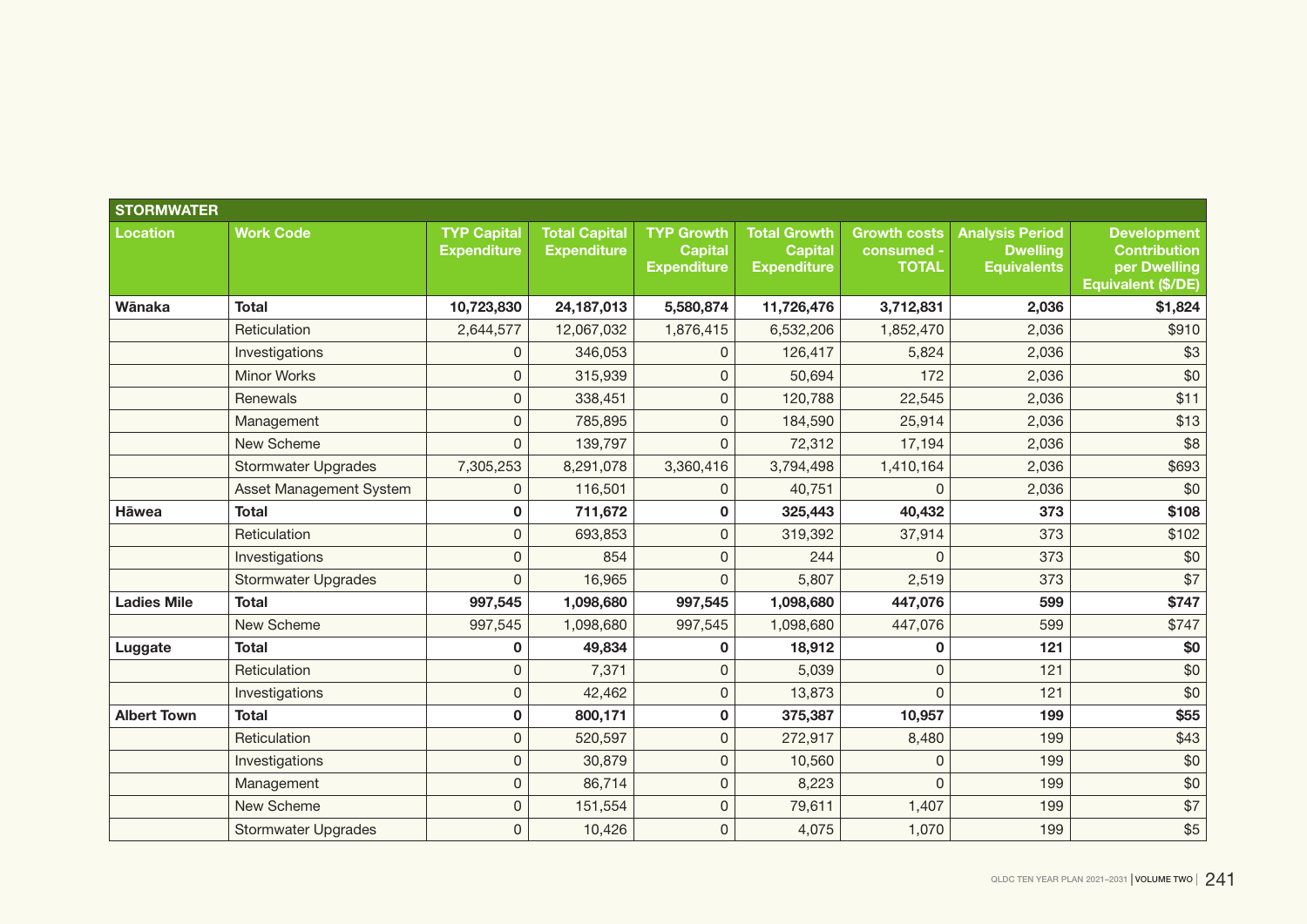| STORMWATER | | | | | | | | |
|---|---|---|---|---|---|---|---|---|
| **Location** | **Work Code** | **TYP Capital Expenditure** | **Total Capital Expenditure** | **TYP Growth Capital Expenditure** | **Total Growth Capital Expenditure** | **Growth costs consumed - TOTAL** | **Analysis Period Dwelling Equivalents** | **Development Contribution per Dwelling Equivalent ($/DE)** |
| **Wānaka** | **Total** | **10,723,830** | **24,187,013** | **5,580,874** | **11,726,476** | **3,712,831** | **2,036** | **$1,824** |
| | Reticulation | 2,644,577 | 12,067,032 | 1,876,415 | 6,532,206 | 1,852,470 | 2,036 | $910 |
| | Investigations | 0 | 346,053 | 0 | 126,417 | 5,824 | 2,036 | $3 |
| | Minor Works | 0 | 315,939 | 0 | 50,694 | 172 | 2,036 | $0 |
| | Renewals | 0 | 338,451 | 0 | 120,788 | 22,545 | 2,036 | $11 |
| | Management | 0 | 785,895 | 0 | 184,590 | 25,914 | 2,036 | $13 |
| | New Scheme | 0 | 139,797 | 0 | 72,312 | 17,194 | 2,036 | $8 |
| | Stormwater Upgrades | 7,305,253 | 8,291,078 | 3,360,416 | 3,794,498 | 1,410,164 | 2,036 | $693 |
| | Asset Management System | 0 | 116,501 | 0 | 40,751 | 0 | 2,036 | $0 |
| **Hāwea** | **Total** | **0** | **711,672** | **0** | **325,443** | **40,432** | **373** | **$108** |
| | Reticulation | 0 | 693,853 | 0 | 319,392 | 37,914 | 373 | $102 |
| | Investigations | 0 | 854 | 0 | 244 | 0 | 373 | $0 |
| | Stormwater Upgrades | 0 | 16,965 | 0 | 5,807 | 2,519 | 373 | $7 |
| **Ladies Mile** | **Total** | **997,545** | **1,098,680** | **997,545** | **1,098,680** | **447,076** | **599** | **$747** |
| | New Scheme | 997,545 | 1,098,680 | 997,545 | 1,098,680 | 447,076 | 599 | $747 |
| **Luggate** | **Total** | **0** | **49,834** | **0** | **18,912** | **0** | **121** | **$0** |
| | Reticulation | 0 | 7,371 | 0 | 5,039 | 0 | 121 | $0 |
| | Investigations | 0 | 42,462 | 0 | 13,873 | 0 | 121 | $0 |
| **Albert Town** | **Total** | **0** | **800,171** | **0** | **375,387** | **10,957** | **199** | **$55** |
| | Reticulation | 0 | 520,597 | 0 | 272,917 | 8,480 | 199 | $43 |
| | Investigations | 0 | 30,879 | 0 | 10,560 | 0 | 199 | $0 |
| | Management | 0 | 86,714 | 0 | 8,223 | 0 | 199 | $0 |
| | New Scheme | 0 | 151,554 | 0 | 79,611 | 1,407 | 199 | $7 |
| | Stormwater Upgrades | 0 | 10,426 | 0 | 4,075 | 1,070 | 199 | $5 |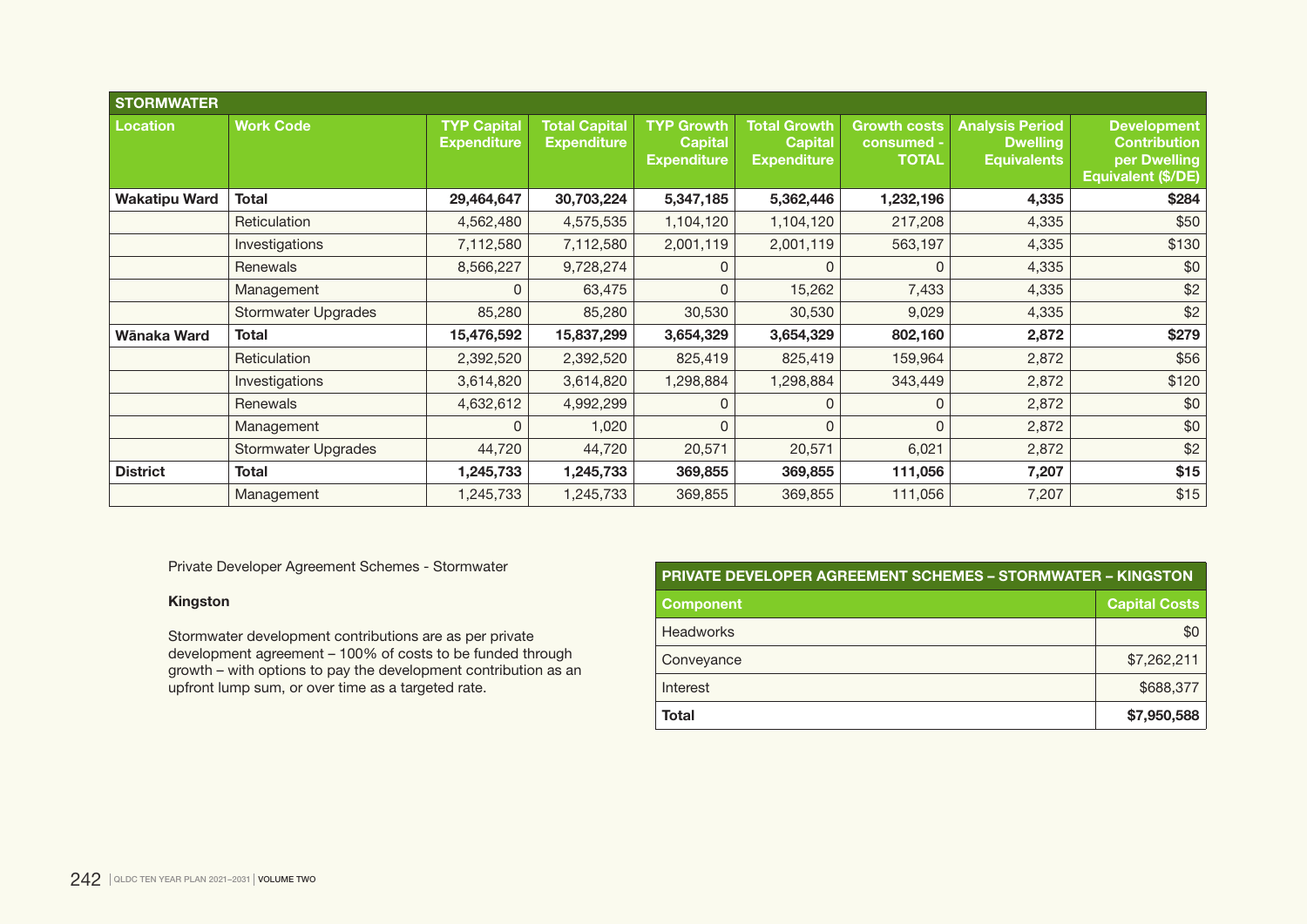| STORMWATER | | | | | | | | |
|---|---|---|---|---|---|---|---|---|
| **Location** | **Work Code** | **TYP Capital Expenditure** | **Total Capital Expenditure** | **TYP Growth Capital Expenditure** | **Total Growth Capital Expenditure** | **Growth costs consumed - TOTAL** | **Analysis Period Dwelling Equivalents** | **Development Contribution per Dwelling Equivalent ($/DE)** |
| **Wakatipu Ward** | **Total** | **29,464,647** | **30,703,224** | **5,347,185** | **5,362,446** | **1,232,196** | **4,335** | **$284** |
| | Reticulation | 4,562,480 | 4,575,535 | 1,104,120 | 1,104,120 | 217,208 | 4,335 | $50 |
| | Investigations | 7,112,580 | 7,112,580 | 2,001,119 | 2,001,119 | 563,197 | 4,335 | $130 |
| | Renewals | 8,566,227 | 9,728,274 | 0 | 0 | 0 | 4,335 | $0 |
| | Management | 0 | 63,475 | 0 | 15,262 | 7,433 | 4,335 | $2 |
| | Stormwater Upgrades | 85,280 | 85,280 | 30,530 | 30,530 | 9,029 | 4,335 | $2 |
| **Wānaka Ward** | **Total** | **15,476,592** | **15,837,299** | **3,654,329** | **3,654,329** | **802,160** | **2,872** | **$279** |
| | Reticulation | 2,392,520 | 2,392,520 | 825,419 | 825,419 | 159,964 | 2,872 | $56 |
| | Investigations | 3,614,820 | 3,614,820 | 1,298,884 | 1,298,884 | 343,449 | 2,872 | $120 |
| | Renewals | 4,632,612 | 4,992,299 | 0 | 0 | 0 | 2,872 | $0 |
| | Management | 0 | 1,020 | 0 | 0 | 0 | 2,872 | $0 |
| | Stormwater Upgrades | 44,720 | 44,720 | 20,571 | 20,571 | 6,021 | 2,872 | $2 |
| **District** | **Total** | **1,245,733** | **1,245,733** | **369,855** | **369,855** | **111,056** | **7,207** | **$15** |
| | Management | 1,245,733 | 1,245,733 | 369,855 | 369,855 | 111,056 | 7,207 | $15 |

Private Developer Agreement Schemes - Stormwater

**Kingston**

Stormwater development contributions are as per private development agreement – 100% of costs to be funded through growth – with options to pay the development contribution as an upfront lump sum, or over time as a targeted rate.

| PRIVATE DEVELOPER AGREEMENT SCHEMES – STORMWATER – KINGSTON | |
|---|---|
| **Component** | **Capital Costs** |
| Headworks | $0 |
| Conveyance | $7,262,211 |
| Interest | $688,377 |
| **Total** | **$7,950,588** |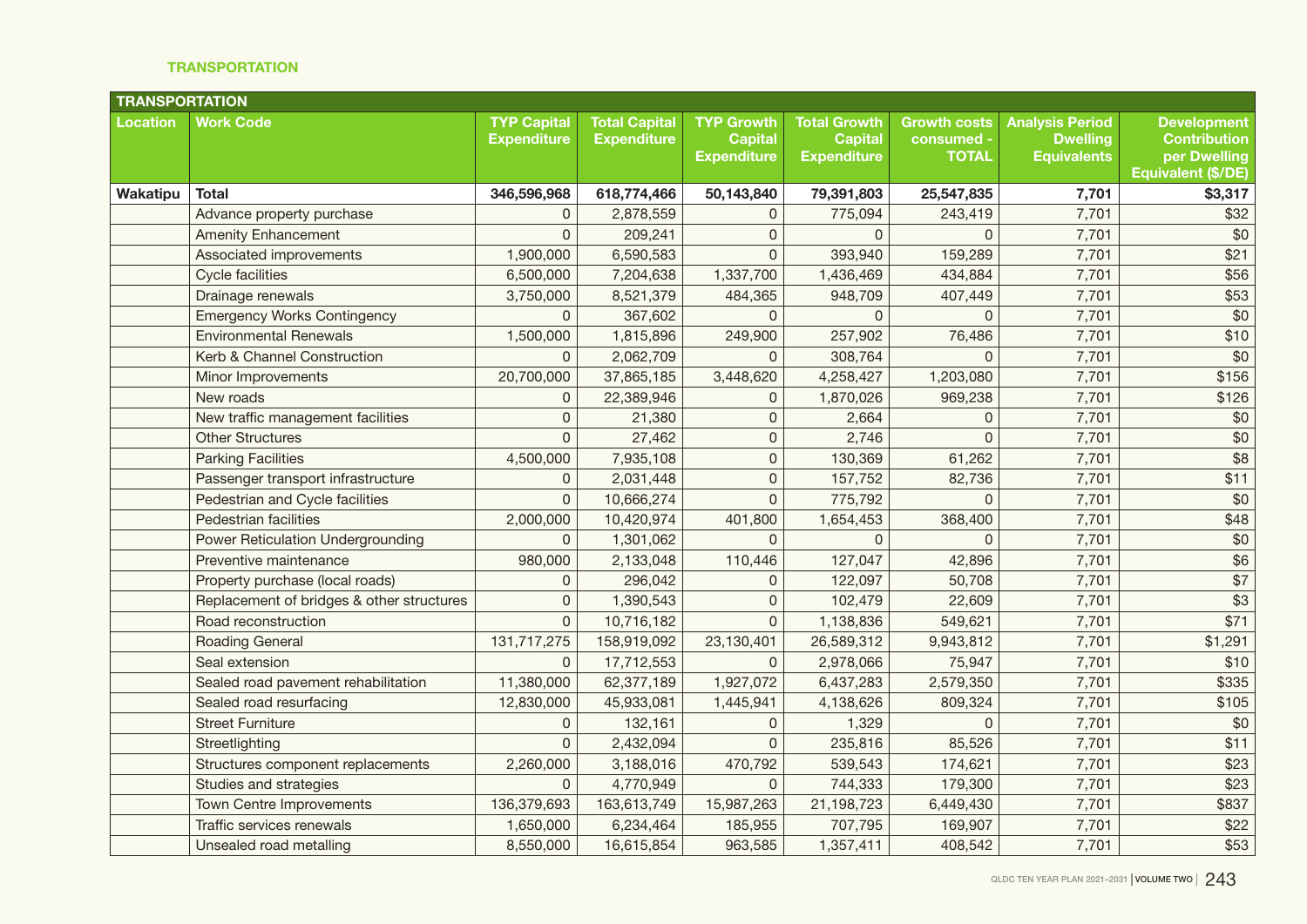## TRANSPORTATION

| TRANSPORTATION | | | | | | | | |
|---|---|---|---|---|---|---|---|---|
| **Location** | **Work Code** | **TYP Capital Expenditure** | **Total Capital Expenditure** | **TYP Growth Capital Expenditure** | **Total Growth Capital Expenditure** | **Growth costs consumed - TOTAL** | **Analysis Period Dwelling Equivalents** | **Development Contribution per Dwelling Equivalent ($/DE)** |
| **Wakatipu** | **Total** | **346,596,968** | **618,774,466** | **50,143,840** | **79,391,803** | **25,547,835** | **7,701** | **$3,317** |
| | Advance property purchase | 0 | 2,878,559 | 0 | 775,094 | 243,419 | 7,701 | $32 |
| | Amenity Enhancement | 0 | 209,241 | 0 | 0 | 0 | 7,701 | $0 |
| | Associated improvements | 1,900,000 | 6,590,583 | 0 | 393,940 | 159,289 | 7,701 | $21 |
| | Cycle facilities | 6,500,000 | 7,204,638 | 1,337,700 | 1,436,469 | 434,884 | 7,701 | $56 |
| | Drainage renewals | 3,750,000 | 8,521,379 | 484,365 | 948,709 | 407,449 | 7,701 | $53 |
| | Emergency Works Contingency | 0 | 367,602 | 0 | 0 | 0 | 7,701 | $0 |
| | Environmental Renewals | 1,500,000 | 1,815,896 | 249,900 | 257,902 | 76,486 | 7,701 | $10 |
| | Kerb & Channel Construction | 0 | 2,062,709 | 0 | 308,764 | 0 | 7,701 | $0 |
| | Minor Improvements | 20,700,000 | 37,865,185 | 3,448,620 | 4,258,427 | 1,203,080 | 7,701 | $156 |
| | New roads | 0 | 22,389,946 | 0 | 1,870,026 | 969,238 | 7,701 | $126 |
| | New traffic management facilities | 0 | 21,380 | 0 | 2,664 | 0 | 7,701 | $0 |
| | Other Structures | 0 | 27,462 | 0 | 2,746 | 0 | 7,701 | $0 |
| | Parking Facilities | 4,500,000 | 7,935,108 | 0 | 130,369 | 61,262 | 7,701 | $8 |
| | Passenger transport infrastructure | 0 | 2,031,448 | 0 | 157,752 | 82,736 | 7,701 | $11 |
| | Pedestrian and Cycle facilities | 0 | 10,666,274 | 0 | 775,792 | 0 | 7,701 | $0 |
| | Pedestrian facilities | 2,000,000 | 10,420,974 | 401,800 | 1,654,453 | 368,400 | 7,701 | $48 |
| | Power Reticulation Undergrounding | 0 | 1,301,062 | 0 | 0 | 0 | 7,701 | $0 |
| | Preventive maintenance | 980,000 | 2,133,048 | 110,446 | 127,047 | 42,896 | 7,701 | $6 |
| | Property purchase (local roads) | 0 | 296,042 | 0 | 122,097 | 50,708 | 7,701 | $7 |
| | Replacement of bridges & other structures | 0 | 1,390,543 | 0 | 102,479 | 22,609 | 7,701 | $3 |
| | Road reconstruction | 0 | 10,716,182 | 0 | 1,138,836 | 549,621 | 7,701 | $71 |
| | Roading General | 131,717,275 | 158,919,092 | 23,130,401 | 26,589,312 | 9,943,812 | 7,701 | $1,291 |
| | Seal extension | 0 | 17,712,553 | 0 | 2,978,066 | 75,947 | 7,701 | $10 |
| | Sealed road pavement rehabilitation | 11,380,000 | 62,377,189 | 1,927,072 | 6,437,283 | 2,579,350 | 7,701 | $335 |
| | Sealed road resurfacing | 12,830,000 | 45,933,081 | 1,445,941 | 4,138,626 | 809,324 | 7,701 | $105 |
| | Street Furniture | 0 | 132,161 | 0 | 1,329 | 0 | 7,701 | $0 |
| | Streetlighting | 0 | 2,432,094 | 0 | 235,816 | 85,526 | 7,701 | $11 |
| | Structures component replacements | 2,260,000 | 3,188,016 | 470,792 | 539,543 | 174,621 | 7,701 | $23 |
| | Studies and strategies | 0 | 4,770,949 | 0 | 744,333 | 179,300 | 7,701 | $23 |
| | Town Centre Improvements | 136,379,693 | 163,613,749 | 15,987,263 | 21,198,723 | 6,449,430 | 7,701 | $837 |
| | Traffic services renewals | 1,650,000 | 6,234,464 | 185,955 | 707,795 | 169,907 | 7,701 | $22 |
| | Unsealed road metalling | 8,550,000 | 16,615,854 | 963,585 | 1,357,411 | 408,542 | 7,701 | $53 |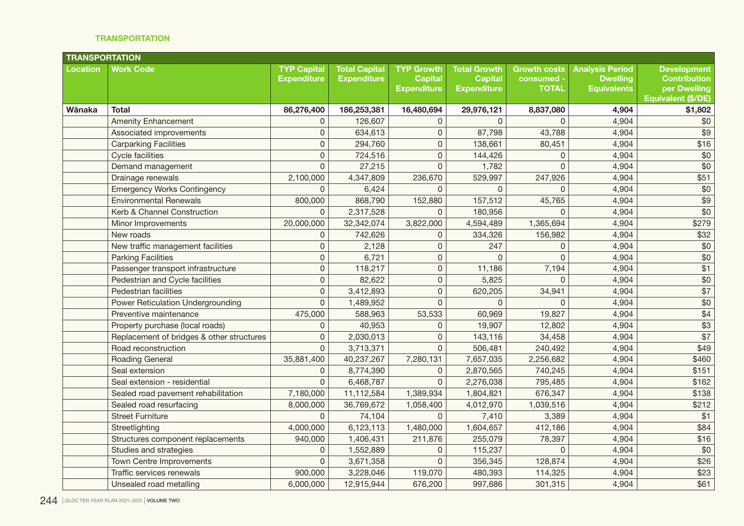## TRANSPORTATION

| TRANSPORTATION | | | | | | | | |
|---|---|---|---|---|---|---|---|---|
| **Location** | **Work Code** | **TYP Capital Expenditure** | **Total Capital Expenditure** | **TYP Growth Capital Expenditure** | **Total Growth Capital Expenditure** | **Growth costs consumed - TOTAL** | **Analysis Period Dwelling Equivalents** | **Development Contribution per Dwelling Equivalent ($/DE)** |
| **Wānaka** | **Total** | **86,276,400** | **186,253,381** | **16,480,694** | **29,976,121** | **8,837,080** | **4,904** | **$1,802** |
| | Amenity Enhancement | 0 | 126,607 | 0 | 0 | 0 | 4,904 | $0 |
| | Associated improvements | 0 | 634,613 | 0 | 87,798 | 43,788 | 4,904 | $9 |
| | Carparking Facilities | 0 | 294,760 | 0 | 138,661 | 80,451 | 4,904 | $16 |
| | Cycle facilities | 0 | 724,516 | 0 | 144,426 | 0 | 4,904 | $0 |
| | Demand management | 0 | 27,215 | 0 | 1,782 | 0 | 4,904 | $0 |
| | Drainage renewals | 2,100,000 | 4,347,809 | 236,670 | 529,997 | 247,926 | 4,904 | $51 |
| | Emergency Works Contingency | 0 | 6,424 | 0 | 0 | 0 | 4,904 | $0 |
| | Environmental Renewals | 800,000 | 868,790 | 152,880 | 157,512 | 45,765 | 4,904 | $9 |
| | Kerb & Channel Construction | 0 | 2,317,528 | 0 | 180,956 | 0 | 4,904 | $0 |
| | Minor Improvements | 20,000,000 | 32,342,074 | 3,822,000 | 4,594,489 | 1,365,694 | 4,904 | $279 |
| | New roads | 0 | 742,626 | 0 | 334,326 | 156,982 | 4,904 | $32 |
| | New traffic management facilities | 0 | 2,128 | 0 | 247 | 0 | 4,904 | $0 |
| | Parking Facilities | 0 | 6,721 | 0 | 0 | 0 | 4,904 | $0 |
| | Passenger transport infrastructure | 0 | 118,217 | 0 | 11,186 | 7,194 | 4,904 | $1 |
| | Pedestrian and Cycle facilities | 0 | 82,622 | 0 | 5,825 | 0 | 4,904 | $0 |
| | Pedestrian facilities | 0 | 3,412,893 | 0 | 620,205 | 34,941 | 4,904 | $7 |
| | Power Reticulation Undergrounding | 0 | 1,489,952 | 0 | 0 | 0 | 4,904 | $0 |
| | Preventive maintenance | 475,000 | 588,963 | 53,533 | 60,969 | 19,827 | 4,904 | $4 |
| | Property purchase (local roads) | 0 | 40,953 | 0 | 19,907 | 12,802 | 4,904 | $3 |
| | Replacement of bridges & other structures | 0 | 2,030,013 | 0 | 143,116 | 34,458 | 4,904 | $7 |
| | Road reconstruction | 0 | 3,713,371 | 0 | 506,481 | 240,492 | 4,904 | $49 |
| | Roading General | 35,881,400 | 40,237,267 | 7,280,131 | 7,657,035 | 2,256,682 | 4,904 | $460 |
| | Seal extension | 0 | 8,774,390 | 0 | 2,870,565 | 740,245 | 4,904 | $151 |
| | Seal extension - residential | 0 | 6,468,787 | 0 | 2,276,038 | 795,485 | 4,904 | $162 |
| | Sealed road pavement rehabilitation | 7,180,000 | 11,112,584 | 1,389,934 | 1,804,821 | 676,347 | 4,904 | $138 |
| | Sealed road resurfacing | 8,000,000 | 36,769,672 | 1,058,400 | 4,012,970 | 1,039,516 | 4,904 | $212 |
| | Street Furniture | 0 | 74,104 | 0 | 7,410 | 3,389 | 4,904 | $1 |
| | Streetlighting | 4,000,000 | 6,123,113 | 1,480,000 | 1,604,657 | 412,186 | 4,904 | $84 |
| | Structures component replacements | 940,000 | 1,406,431 | 211,876 | 255,079 | 78,397 | 4,904 | $16 |
| | Studies and strategies | 0 | 1,552,889 | 0 | 115,237 | 0 | 4,904 | $0 |
| | Town Centre Improvements | 0 | 3,671,358 | 0 | 356,345 | 128,874 | 4,904 | $26 |
| | Traffic services renewals | 900,000 | 3,228,046 | 119,070 | 480,393 | 114,325 | 4,904 | $23 |
| | Unsealed road metalling | 6,000,000 | 12,915,944 | 676,200 | 997,686 | 301,315 | 4,904 | $61 |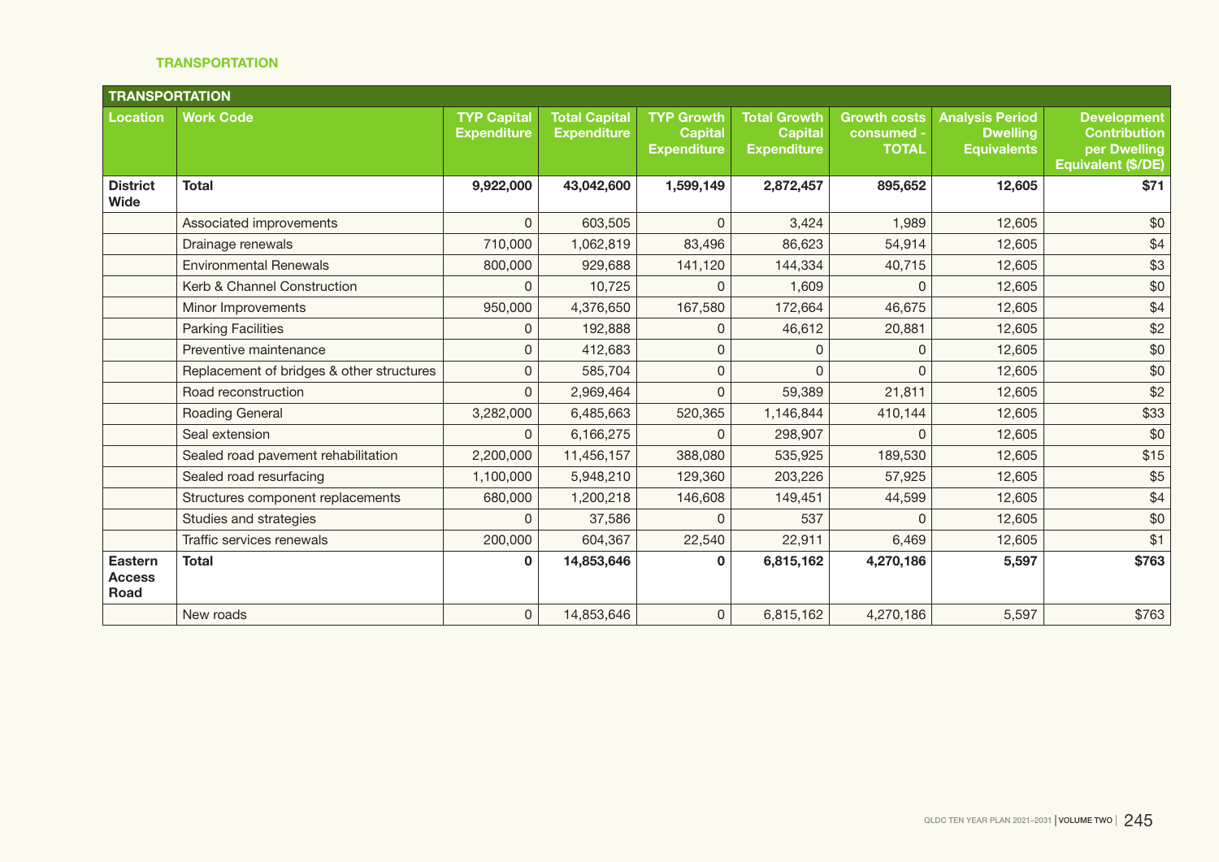### TRANSPORTATION

| TRANSPORTATION | | | | | | | | |
|---|---|---|---|---|---|---|---|---|
| **Location** | **Work Code** | **TYP Capital Expenditure** | **Total Capital Expenditure** | **TYP Growth Capital Expenditure** | **Total Growth Capital Expenditure** | **Growth costs consumed - TOTAL** | **Analysis Period Dwelling Equivalents** | **Development Contribution per Dwelling Equivalent ($/DE)** |
| **District Wide** | **Total** | **9,922,000** | **43,042,600** | **1,599,149** | **2,872,457** | **895,652** | **12,605** | **$71** |
| | Associated improvements | 0 | 603,505 | 0 | 3,424 | 1,989 | 12,605 | $0 |
| | Drainage renewals | 710,000 | 1,062,819 | 83,496 | 86,623 | 54,914 | 12,605 | $4 |
| | Environmental Renewals | 800,000 | 929,688 | 141,120 | 144,334 | 40,715 | 12,605 | $3 |
| | Kerb & Channel Construction | 0 | 10,725 | 0 | 1,609 | 0 | 12,605 | $0 |
| | Minor Improvements | 950,000 | 4,376,650 | 167,580 | 172,664 | 46,675 | 12,605 | $4 |
| | Parking Facilities | 0 | 192,888 | 0 | 46,612 | 20,881 | 12,605 | $2 |
| | Preventive maintenance | 0 | 412,683 | 0 | 0 | 0 | 12,605 | $0 |
| | Replacement of bridges & other structures | 0 | 585,704 | 0 | 0 | 0 | 12,605 | $0 |
| | Road reconstruction | 0 | 2,969,464 | 0 | 59,389 | 21,811 | 12,605 | $2 |
| | Roading General | 3,282,000 | 6,485,663 | 520,365 | 1,146,844 | 410,144 | 12,605 | $33 |
| | Seal extension | 0 | 6,166,275 | 0 | 298,907 | 0 | 12,605 | $0 |
| | Sealed road pavement rehabilitation | 2,200,000 | 11,456,157 | 388,080 | 535,925 | 189,530 | 12,605 | $15 |
| | Sealed road resurfacing | 1,100,000 | 5,948,210 | 129,360 | 203,226 | 57,925 | 12,605 | $5 |
| | Structures component replacements | 680,000 | 1,200,218 | 146,608 | 149,451 | 44,599 | 12,605 | $4 |
| | Studies and strategies | 0 | 37,586 | 0 | 537 | 0 | 12,605 | $0 |
| | Traffic services renewals | 200,000 | 604,367 | 22,540 | 22,911 | 6,469 | 12,605 | $1 |
| **Eastern Access Road** | **Total** | **0** | **14,853,646** | **0** | **6,815,162** | **4,270,186** | **5,597** | **$763** |
| | New roads | 0 | 14,853,646 | 0 | 6,815,162 | 4,270,186 | 5,597 | $763 |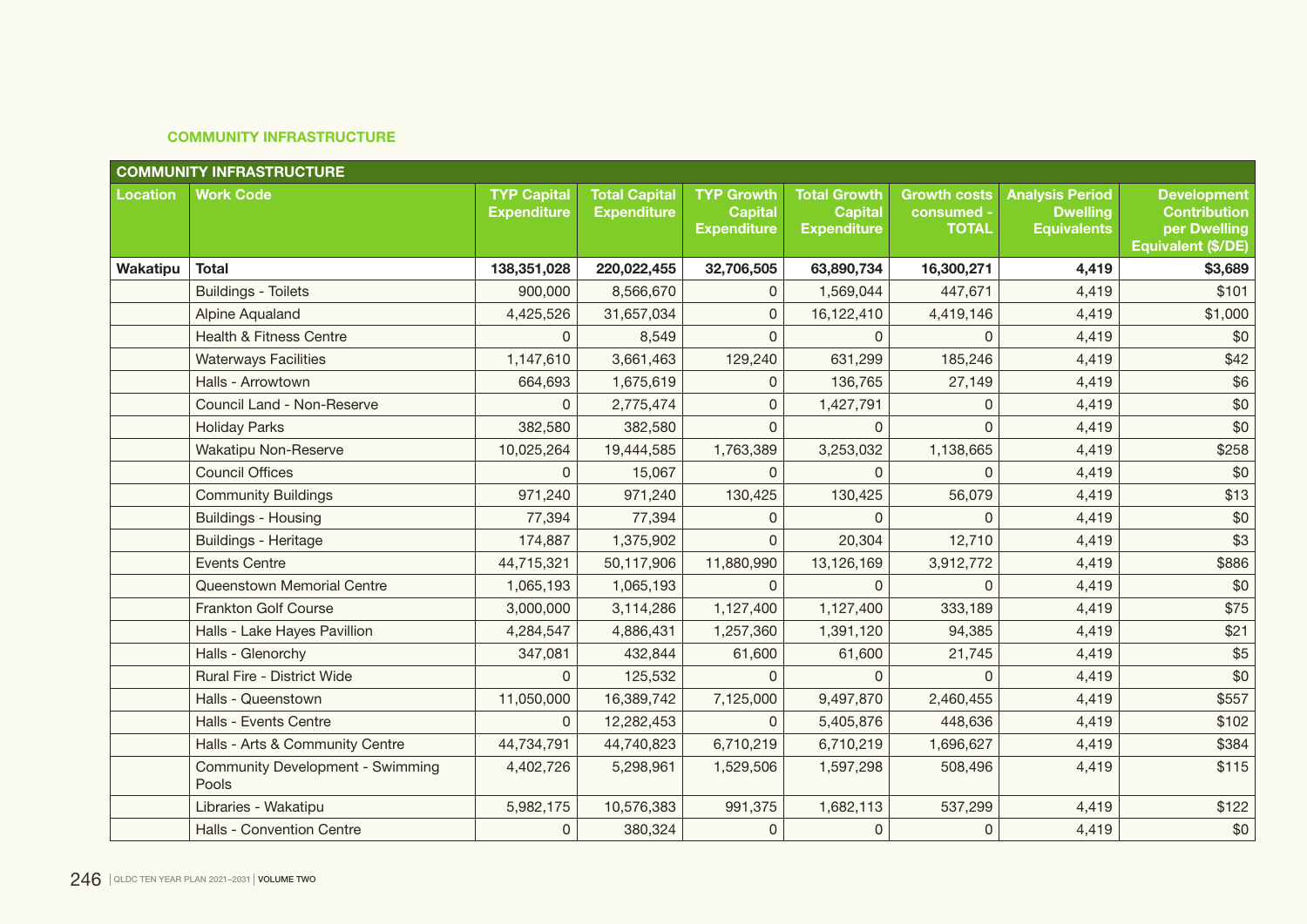## COMMUNITY INFRASTRUCTURE

| COMMUNITY INFRASTRUCTURE | | | | | | | | |
|---|---|---|---|---|---|---|---|---|
| **Location** | **Work Code** | **TYP Capital Expenditure** | **Total Capital Expenditure** | **TYP Growth Capital Expenditure** | **Total Growth Capital Expenditure** | **Growth costs consumed - TOTAL** | **Analysis Period Dwelling Equivalents** | **Development Contribution per Dwelling Equivalent ($/DE)** |
| **Wakatipu** | **Total** | **138,351,028** | **220,022,455** | **32,706,505** | **63,890,734** | **16,300,271** | **4,419** | **$3,689** |
| | Buildings - Toilets | 900,000 | 8,566,670 | 0 | 1,569,044 | 447,671 | 4,419 | $101 |
| | Alpine Aqualand | 4,425,526 | 31,657,034 | 0 | 16,122,410 | 4,419,146 | 4,419 | $1,000 |
| | Health & Fitness Centre | 0 | 8,549 | 0 | 0 | 0 | 4,419 | $0 |
| | Waterways Facilities | 1,147,610 | 3,661,463 | 129,240 | 631,299 | 185,246 | 4,419 | $42 |
| | Halls - Arrowtown | 664,693 | 1,675,619 | 0 | 136,765 | 27,149 | 4,419 | $6 |
| | Council Land - Non-Reserve | 0 | 2,775,474 | 0 | 1,427,791 | 0 | 4,419 | $0 |
| | Holiday Parks | 382,580 | 382,580 | 0 | 0 | 0 | 4,419 | $0 |
| | Wakatipu Non-Reserve | 10,025,264 | 19,444,585 | 1,763,389 | 3,253,032 | 1,138,665 | 4,419 | $258 |
| | Council Offices | 0 | 15,067 | 0 | 0 | 0 | 4,419 | $0 |
| | Community Buildings | 971,240 | 971,240 | 130,425 | 130,425 | 56,079 | 4,419 | $13 |
| | Buildings - Housing | 77,394 | 77,394 | 0 | 0 | 0 | 4,419 | $0 |
| | Buildings - Heritage | 174,887 | 1,375,902 | 0 | 20,304 | 12,710 | 4,419 | $3 |
| | Events Centre | 44,715,321 | 50,117,906 | 11,880,990 | 13,126,169 | 3,912,772 | 4,419 | $886 |
| | Queenstown Memorial Centre | 1,065,193 | 1,065,193 | 0 | 0 | 0 | 4,419 | $0 |
| | Frankton Golf Course | 3,000,000 | 3,114,286 | 1,127,400 | 1,127,400 | 333,189 | 4,419 | $75 |
| | Halls - Lake Hayes Pavillion | 4,284,547 | 4,886,431 | 1,257,360 | 1,391,120 | 94,385 | 4,419 | $21 |
| | Halls - Glenorchy | 347,081 | 432,844 | 61,600 | 61,600 | 21,745 | 4,419 | $5 |
| | Rural Fire - District Wide | 0 | 125,532 | 0 | 0 | 0 | 4,419 | $0 |
| | Halls - Queenstown | 11,050,000 | 16,389,742 | 7,125,000 | 9,497,870 | 2,460,455 | 4,419 | $557 |
| | Halls - Events Centre | 0 | 12,282,453 | 0 | 5,405,876 | 448,636 | 4,419 | $102 |
| | Halls - Arts & Community Centre | 44,734,791 | 44,740,823 | 6,710,219 | 6,710,219 | 1,696,627 | 4,419 | $384 |
| | Community Development - Swimming Pools | 4,402,726 | 5,298,961 | 1,529,506 | 1,597,298 | 508,496 | 4,419 | $115 |
| | Libraries - Wakatipu | 5,982,175 | 10,576,383 | 991,375 | 1,682,113 | 537,299 | 4,419 | $122 |
| | Halls - Convention Centre | 0 | 380,324 | 0 | 0 | 0 | 4,419 | $0 |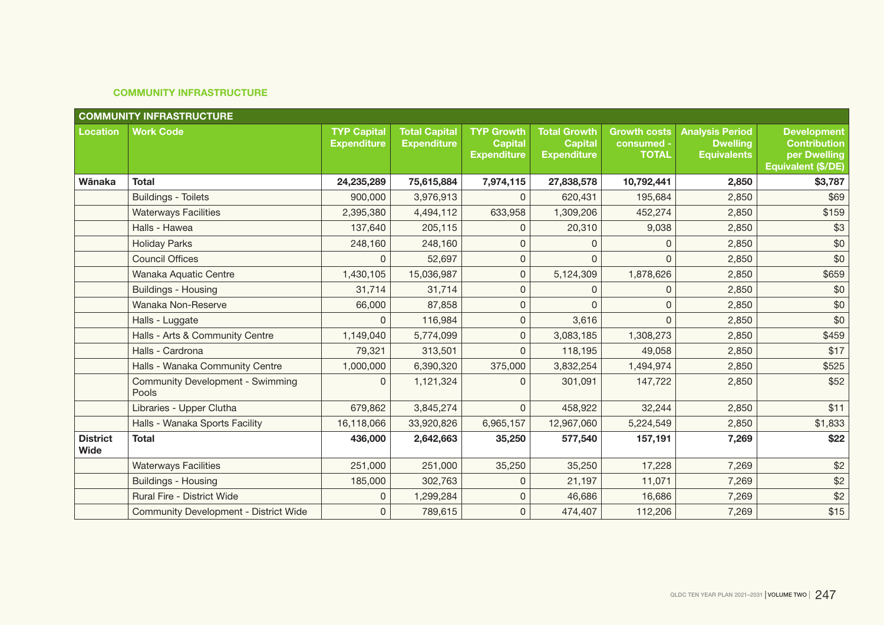## COMMUNITY INFRASTRUCTURE

| COMMUNITY INFRASTRUCTURE | | | | | | | | |
|---|---|---|---|---|---|---|---|---|
| **Location** | **Work Code** | **TYP Capital Expenditure** | **Total Capital Expenditure** | **TYP Growth Capital Expenditure** | **Total Growth Capital Expenditure** | **Growth costs consumed - TOTAL** | **Analysis Period Dwelling Equivalents** | **Development Contribution per Dwelling Equivalent ($/DE)** |
| **Wānaka** | **Total** | **24,235,289** | **75,615,884** | **7,974,115** | **27,838,578** | **10,792,441** | **2,850** | **$3,787** |
| | Buildings - Toilets | 900,000 | 3,976,913 | 0 | 620,431 | 195,684 | 2,850 | $69 |
| | Waterways Facilities | 2,395,380 | 4,494,112 | 633,958 | 1,309,206 | 452,274 | 2,850 | $159 |
| | Halls - Hawea | 137,640 | 205,115 | 0 | 20,310 | 9,038 | 2,850 | $3 |
| | Holiday Parks | 248,160 | 248,160 | 0 | 0 | 0 | 2,850 | $0 |
| | Council Offices | 0 | 52,697 | 0 | 0 | 0 | 2,850 | $0 |
| | Wanaka Aquatic Centre | 1,430,105 | 15,036,987 | 0 | 5,124,309 | 1,878,626 | 2,850 | $659 |
| | Buildings - Housing | 31,714 | 31,714 | 0 | 0 | 0 | 2,850 | $0 |
| | Wanaka Non-Reserve | 66,000 | 87,858 | 0 | 0 | 0 | 2,850 | $0 |
| | Halls - Luggate | 0 | 116,984 | 0 | 3,616 | 0 | 2,850 | $0 |
| | Halls - Arts & Community Centre | 1,149,040 | 5,774,099 | 0 | 3,083,185 | 1,308,273 | 2,850 | $459 |
| | Halls - Cardrona | 79,321 | 313,501 | 0 | 118,195 | 49,058 | 2,850 | $17 |
| | Halls - Wanaka Community Centre | 1,000,000 | 6,390,320 | 375,000 | 3,832,254 | 1,494,974 | 2,850 | $525 |
| | Community Development - Swimming Pools | 0 | 1,121,324 | 0 | 301,091 | 147,722 | 2,850 | $52 |
| | Libraries - Upper Clutha | 679,862 | 3,845,274 | 0 | 458,922 | 32,244 | 2,850 | $11 |
| | Halls - Wanaka Sports Facility | 16,118,066 | 33,920,826 | 6,965,157 | 12,967,060 | 5,224,549 | 2,850 | $1,833 |
| **District Wide** | **Total** | **436,000** | **2,642,663** | **35,250** | **577,540** | **157,191** | **7,269** | **$22** |
| | Waterways Facilities | 251,000 | 251,000 | 35,250 | 35,250 | 17,228 | 7,269 | $2 |
| | Buildings - Housing | 185,000 | 302,763 | 0 | 21,197 | 11,071 | 7,269 | $2 |
| | Rural Fire - District Wide | 0 | 1,299,284 | 0 | 46,686 | 16,686 | 7,269 | $2 |
| | Community Development - District Wide | 0 | 789,615 | 0 | 474,407 | 112,206 | 7,269 | $15 |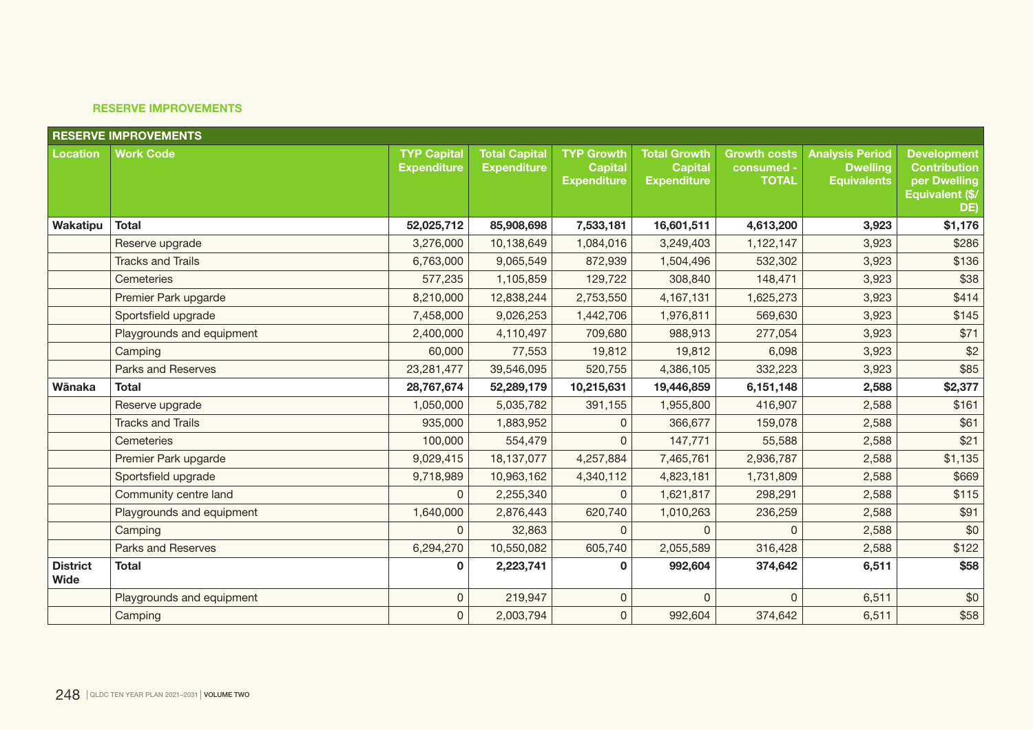## RESERVE IMPROVEMENTS

| RESERVE IMPROVEMENTS | | | | | | | | |
|---|---|---|---|---|---|---|---|---|
| **Location** | **Work Code** | **TYP Capital Expenditure** | **Total Capital Expenditure** | **TYP Growth Capital Expenditure** | **Total Growth Capital Expenditure** | **Growth costs consumed - TOTAL** | **Analysis Period Dwelling Equivalents** | **Development Contribution per Dwelling Equivalent ($/DE)** |
| **Wakatipu** | **Total** | **52,025,712** | **85,908,698** | **7,533,181** | **16,601,511** | **4,613,200** | **3,923** | **$1,176** |
| | Reserve upgrade | 3,276,000 | 10,138,649 | 1,084,016 | 3,249,403 | 1,122,147 | 3,923 | $286 |
| | Tracks and Trails | 6,763,000 | 9,065,549 | 872,939 | 1,504,496 | 532,302 | 3,923 | $136 |
| | Cemeteries | 577,235 | 1,105,859 | 129,722 | 308,840 | 148,471 | 3,923 | $38 |
| | Premier Park upgarde | 8,210,000 | 12,838,244 | 2,753,550 | 4,167,131 | 1,625,273 | 3,923 | $414 |
| | Sportsfield upgrade | 7,458,000 | 9,026,253 | 1,442,706 | 1,976,811 | 569,630 | 3,923 | $145 |
| | Playgrounds and equipment | 2,400,000 | 4,110,497 | 709,680 | 988,913 | 277,054 | 3,923 | $71 |
| | Camping | 60,000 | 77,553 | 19,812 | 19,812 | 6,098 | 3,923 | $2 |
| | Parks and Reserves | 23,281,477 | 39,546,095 | 520,755 | 4,386,105 | 332,223 | 3,923 | $85 |
| **Wānaka** | **Total** | **28,767,674** | **52,289,179** | **10,215,631** | **19,446,859** | **6,151,148** | **2,588** | **$2,377** |
| | Reserve upgrade | 1,050,000 | 5,035,782 | 391,155 | 1,955,800 | 416,907 | 2,588 | $161 |
| | Tracks and Trails | 935,000 | 1,883,952 | 0 | 366,677 | 159,078 | 2,588 | $61 |
| | Cemeteries | 100,000 | 554,479 | 0 | 147,771 | 55,588 | 2,588 | $21 |
| | Premier Park upgarde | 9,029,415 | 18,137,077 | 4,257,884 | 7,465,761 | 2,936,787 | 2,588 | $1,135 |
| | Sportsfield upgrade | 9,718,989 | 10,963,162 | 4,340,112 | 4,823,181 | 1,731,809 | 2,588 | $669 |
| | Community centre land | 0 | 2,255,340 | 0 | 1,621,817 | 298,291 | 2,588 | $115 |
| | Playgrounds and equipment | 1,640,000 | 2,876,443 | 620,740 | 1,010,263 | 236,259 | 2,588 | $91 |
| | Camping | 0 | 32,863 | 0 | 0 | 0 | 2,588 | $0 |
| | Parks and Reserves | 6,294,270 | 10,550,082 | 605,740 | 2,055,589 | 316,428 | 2,588 | $122 |
| **District Wide** | **Total** | **0** | **2,223,741** | **0** | **992,604** | **374,642** | **6,511** | **$58** |
| | Playgrounds and equipment | 0 | 219,947 | 0 | 0 | 0 | 6,511 | $0 |
| | Camping | 0 | 2,003,794 | 0 | 992,604 | 374,642 | 6,511 | $58 |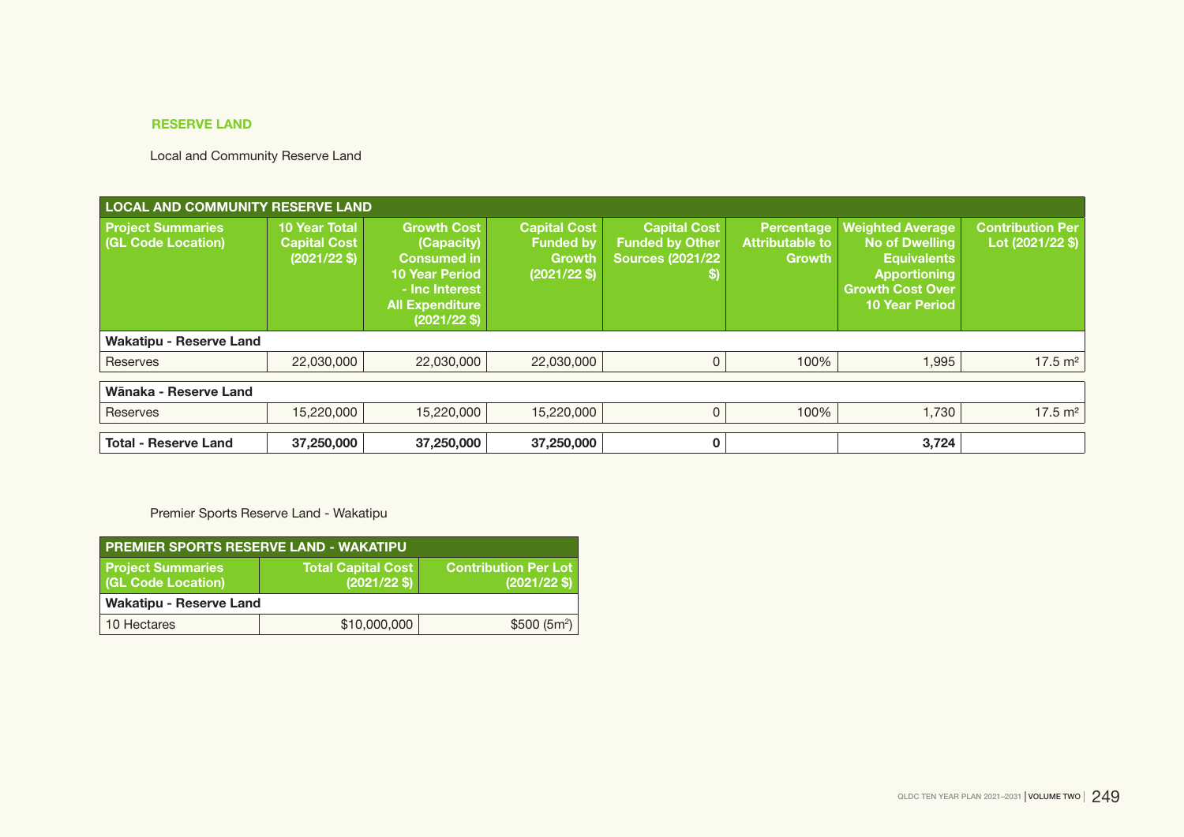## RESERVE LAND

Local and Community Reserve Land

| LOCAL AND COMMUNITY RESERVE LAND | | | | | | | |
|---|---|---|---|---|---|---|---|
| **Project Summaries (GL Code Location)** | **10 Year Total Capital Cost (2021/22 $)** | **Growth Cost (Capacity) Consumed in 10 Year Period - Inc Interest All Expenditure (2021/22 $)** | **Capital Cost Funded by Growth (2021/22 $)** | **Capital Cost Funded by Other Sources (2021/22 $)** | **Percentage Attributable to Growth** | **Weighted Average No of Dwelling Equivalents Apportioning Growth Cost Over 10 Year Period** | **Contribution Per Lot (2021/22 $)** |
| **Wakatipu - Reserve Land** | | | | | | | |
| Reserves | 22,030,000 | 22,030,000 | 22,030,000 | 0 | 100% | 1,995 | 17.5 m² |
| **Wānaka - Reserve Land** | | | | | | | |
| Reserves | 15,220,000 | 15,220,000 | 15,220,000 | 0 | 100% | 1,730 | 17.5 m² |
| **Total - Reserve Land** | **37,250,000** | **37,250,000** | **37,250,000** | **0** | | **3,724** | |

Premier Sports Reserve Land - Wakatipu

| PREMIER SPORTS RESERVE LAND - WAKATIPU | | |
|---|---|---|
| **Project Summaries (GL Code Location)** | **Total Capital Cost (2021/22 $)** | **Contribution Per Lot (2021/22 $)** |
| **Wakatipu - Reserve Land** | | |
| 10 Hectares | $10,000,000 | $500 (5m²) |